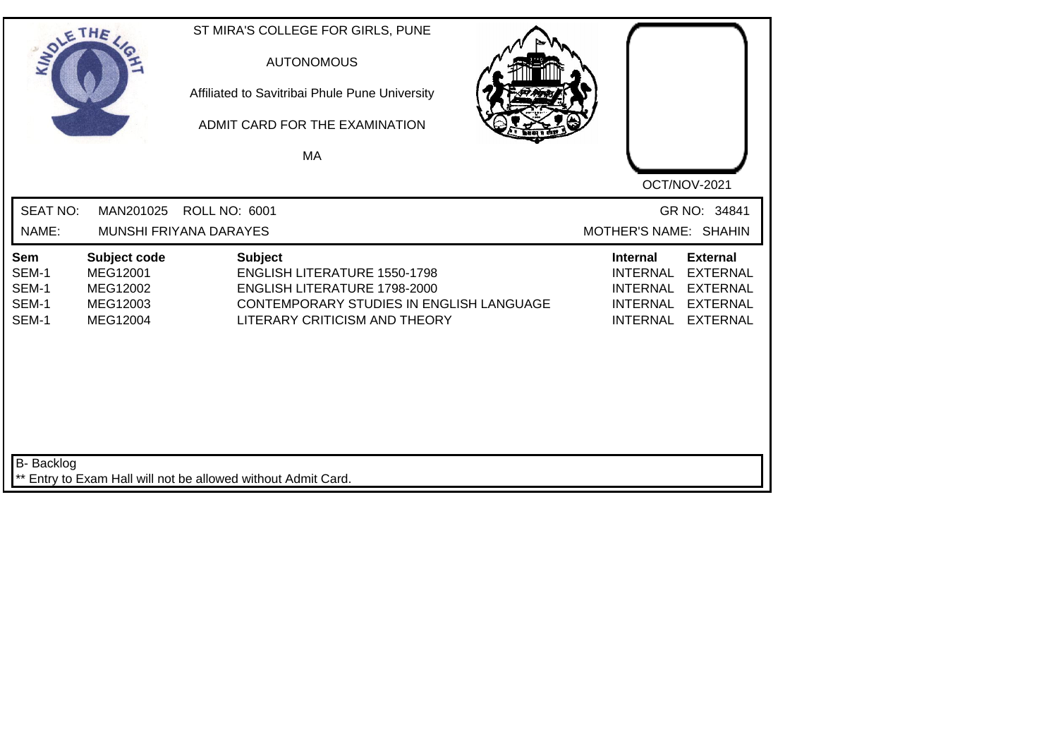ST MIRA'S COLLEGE FOR GIRLS, PUNE

AUTONOMOUS

Affiliated to Savitribai Phule Pune University

ADMIT CARD FOR THE EXAMINATION

MA

OCT/NOV-2021

SEAT NO: MAN201025 ROLL NO: 6001 GR NO: 34841

NAME: MUNSHI FRIYANA DARAYES MOTHER'S NAME: SHAHIN

| Sem | Subject code | Subject | Internal | External |
|---|---|---|---|---|
| SEM-1 | MEG12001 | ENGLISH LITERATURE 1550-1798 | INTERNAL | EXTERNAL |
| SEM-1 | MEG12002 | ENGLISH LITERATURE 1798-2000 | INTERNAL | EXTERNAL |
| SEM-1 | MEG12003 | CONTEMPORARY STUDIES IN ENGLISH LANGUAGE | INTERNAL | EXTERNAL |
| SEM-1 | MEG12004 | LITERARY CRITICISM AND THEORY | INTERNAL | EXTERNAL |

B- Backlog

** Entry to Exam Hall will not be allowed without Admit Card.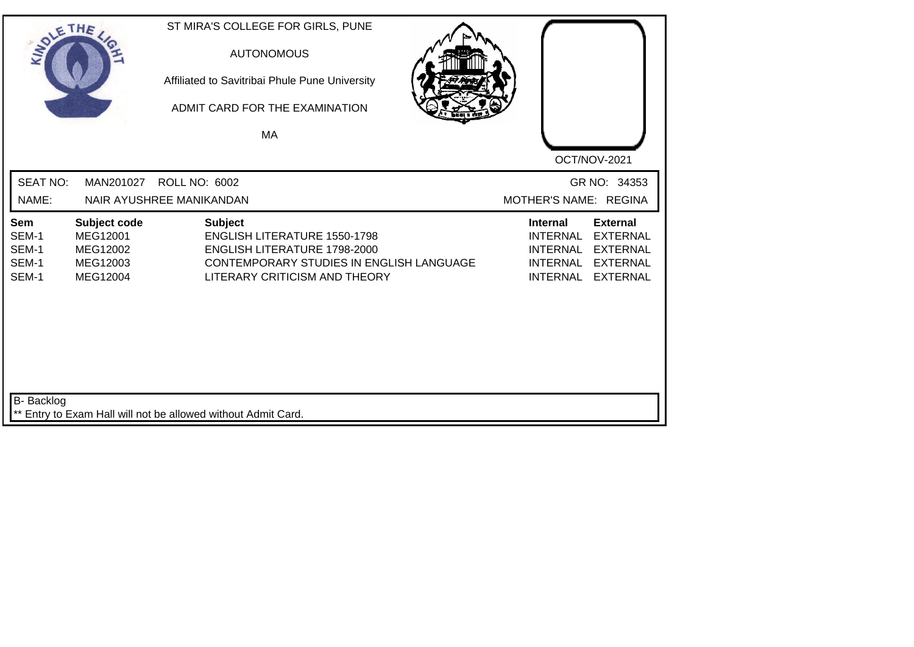ST MIRA'S COLLEGE FOR GIRLS, PUNE

AUTONOMOUS

Affiliated to Savitribai Phule Pune University

ADMIT CARD FOR THE EXAMINATION

MA

OCT/NOV-2021

SEAT NO: MAN201027 ROLL NO: 6002 GR NO: 34353

NAME: NAIR AYUSHREE MANIKANDAN MOTHER'S NAME: REGINA

| Sem | Subject code | Subject | Internal | External |
|---|---|---|---|---|
| SEM-1 | MEG12001 | ENGLISH LITERATURE 1550-1798 | INTERNAL | EXTERNAL |
| SEM-1 | MEG12002 | ENGLISH LITERATURE 1798-2000 | INTERNAL | EXTERNAL |
| SEM-1 | MEG12003 | CONTEMPORARY STUDIES IN ENGLISH LANGUAGE | INTERNAL | EXTERNAL |
| SEM-1 | MEG12004 | LITERARY CRITICISM AND THEORY | INTERNAL | EXTERNAL |

B- Backlog

** Entry to Exam Hall will not be allowed without Admit Card.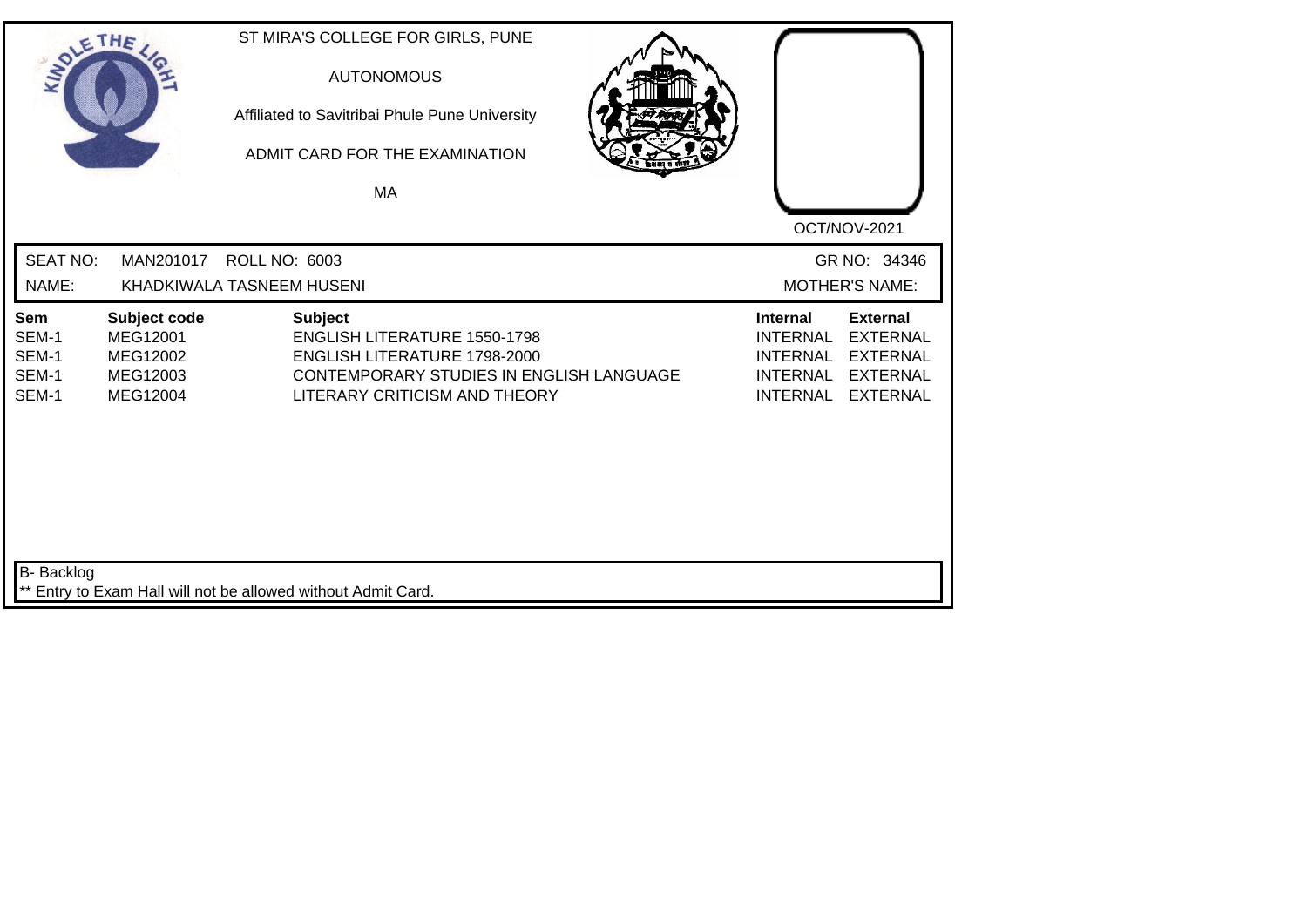ST MIRA'S COLLEGE FOR GIRLS, PUNE

AUTONOMOUS

Affiliated to Savitribai Phule Pune University

ADMIT CARD FOR THE EXAMINATION

MA

OCT/NOV-2021

SEAT NO: MAN201017 ROLL NO: 6003 GR NO: 34346

NAME: KHADKIWALA TASNEEM HUSENI MOTHER'S NAME:

| Sem | Subject code | Subject | Internal | External |
|---|---|---|---|---|
| SEM-1 | MEG12001 | ENGLISH LITERATURE 1550-1798 | INTERNAL | EXTERNAL |
| SEM-1 | MEG12002 | ENGLISH LITERATURE 1798-2000 | INTERNAL | EXTERNAL |
| SEM-1 | MEG12003 | CONTEMPORARY STUDIES IN ENGLISH LANGUAGE | INTERNAL | EXTERNAL |
| SEM-1 | MEG12004 | LITERARY CRITICISM AND THEORY | INTERNAL | EXTERNAL |

B- Backlog

** Entry to Exam Hall will not be allowed without Admit Card.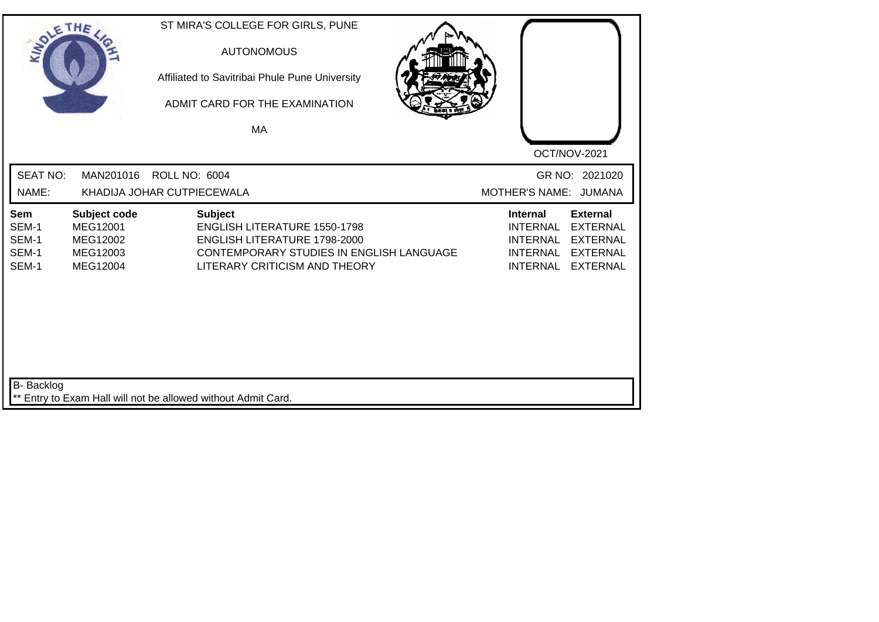ST MIRA'S COLLEGE FOR GIRLS, PUNE

AUTONOMOUS

Affiliated to Savitribai Phule Pune University

ADMIT CARD FOR THE EXAMINATION

MA

OCT/NOV-2021

SEAT NO: MAN201016 ROLL NO: 6004 GR NO: 2021020

NAME: KHADIJA JOHAR CUTPIECEWALA MOTHER'S NAME: JUMANA

| Sem | Subject code | Subject | Internal | External |
|---|---|---|---|---|
| SEM-1 | MEG12001 | ENGLISH LITERATURE 1550-1798 | INTERNAL | EXTERNAL |
| SEM-1 | MEG12002 | ENGLISH LITERATURE 1798-2000 | INTERNAL | EXTERNAL |
| SEM-1 | MEG12003 | CONTEMPORARY STUDIES IN ENGLISH LANGUAGE | INTERNAL | EXTERNAL |
| SEM-1 | MEG12004 | LITERARY CRITICISM AND THEORY | INTERNAL | EXTERNAL |

B- Backlog

** Entry to Exam Hall will not be allowed without Admit Card.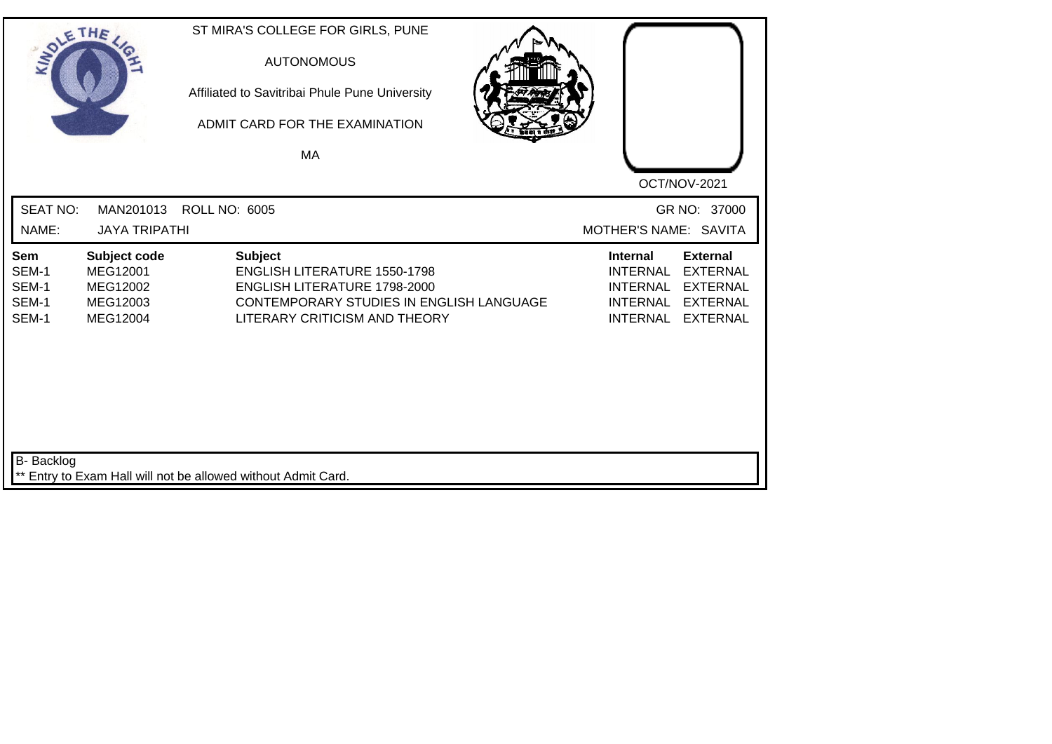ST MIRA'S COLLEGE FOR GIRLS, PUNE

AUTONOMOUS

Affiliated to Savitribai Phule Pune University

ADMIT CARD FOR THE EXAMINATION

MA

OCT/NOV-2021

SEAT NO: MAN201013 ROLL NO: 6005 GR NO: 37000

NAME: JAYA TRIPATHI MOTHER'S NAME: SAVITA

| Sem | Subject code | Subject | Internal | External |
|---|---|---|---|---|
| SEM-1 | MEG12001 | ENGLISH LITERATURE 1550-1798 | INTERNAL | EXTERNAL |
| SEM-1 | MEG12002 | ENGLISH LITERATURE 1798-2000 | INTERNAL | EXTERNAL |
| SEM-1 | MEG12003 | CONTEMPORARY STUDIES IN ENGLISH LANGUAGE | INTERNAL | EXTERNAL |
| SEM-1 | MEG12004 | LITERARY CRITICISM AND THEORY | INTERNAL | EXTERNAL |

B- Backlog

** Entry to Exam Hall will not be allowed without Admit Card.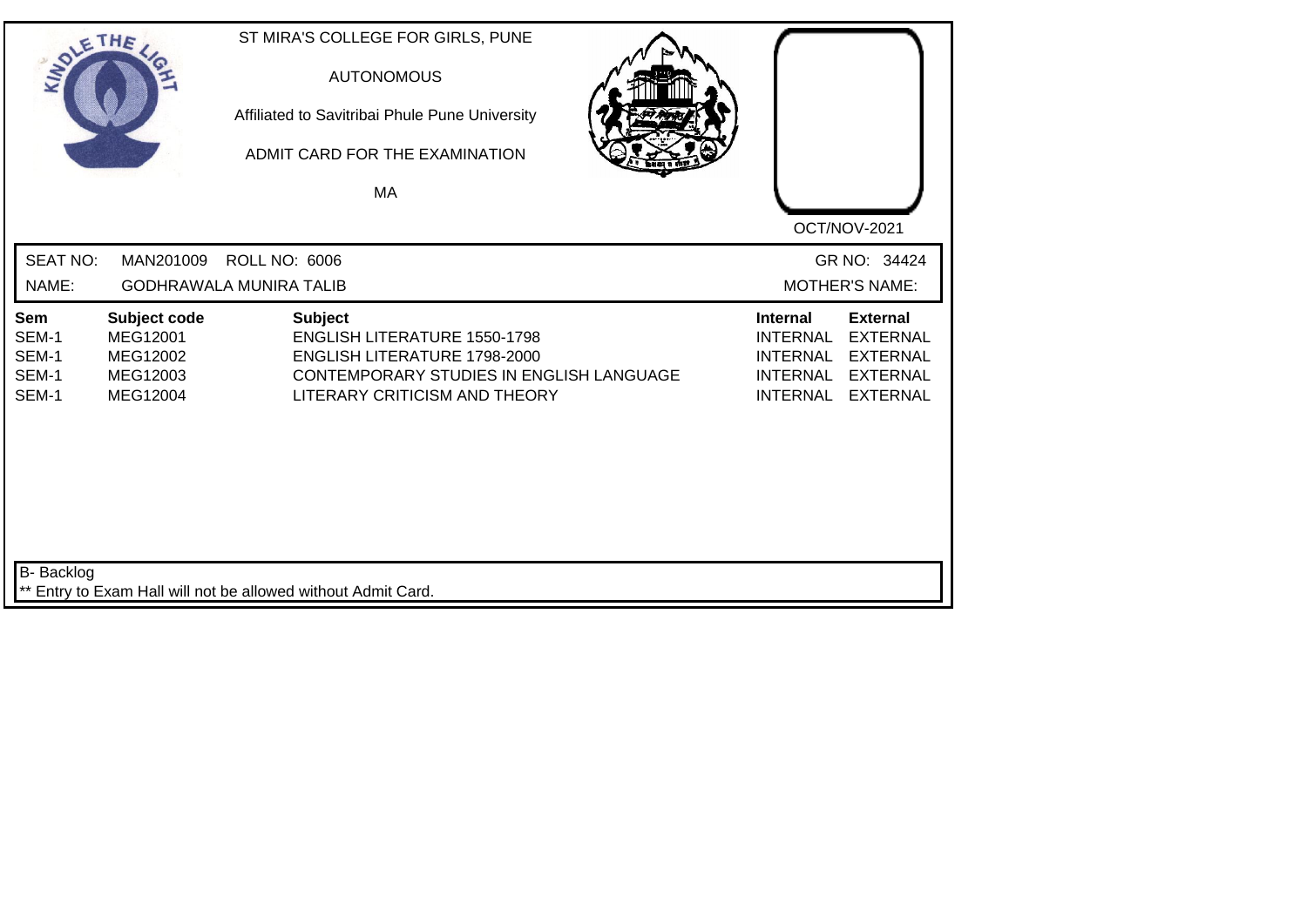ST MIRA'S COLLEGE FOR GIRLS, PUNE

AUTONOMOUS

Affiliated to Savitribai Phule Pune University

ADMIT CARD FOR THE EXAMINATION

MA

OCT/NOV-2021

SEAT NO: MAN201009 ROLL NO: 6006 GR NO: 34424

NAME: GODHRAWALA MUNIRA TALIB MOTHER'S NAME:

| Sem | Subject code | Subject | Internal | External |
|---|---|---|---|---|
| SEM-1 | MEG12001 | ENGLISH LITERATURE 1550-1798 | INTERNAL | EXTERNAL |
| SEM-1 | MEG12002 | ENGLISH LITERATURE 1798-2000 | INTERNAL | EXTERNAL |
| SEM-1 | MEG12003 | CONTEMPORARY STUDIES IN ENGLISH LANGUAGE | INTERNAL | EXTERNAL |
| SEM-1 | MEG12004 | LITERARY CRITICISM AND THEORY | INTERNAL | EXTERNAL |

B- Backlog

** Entry to Exam Hall will not be allowed without Admit Card.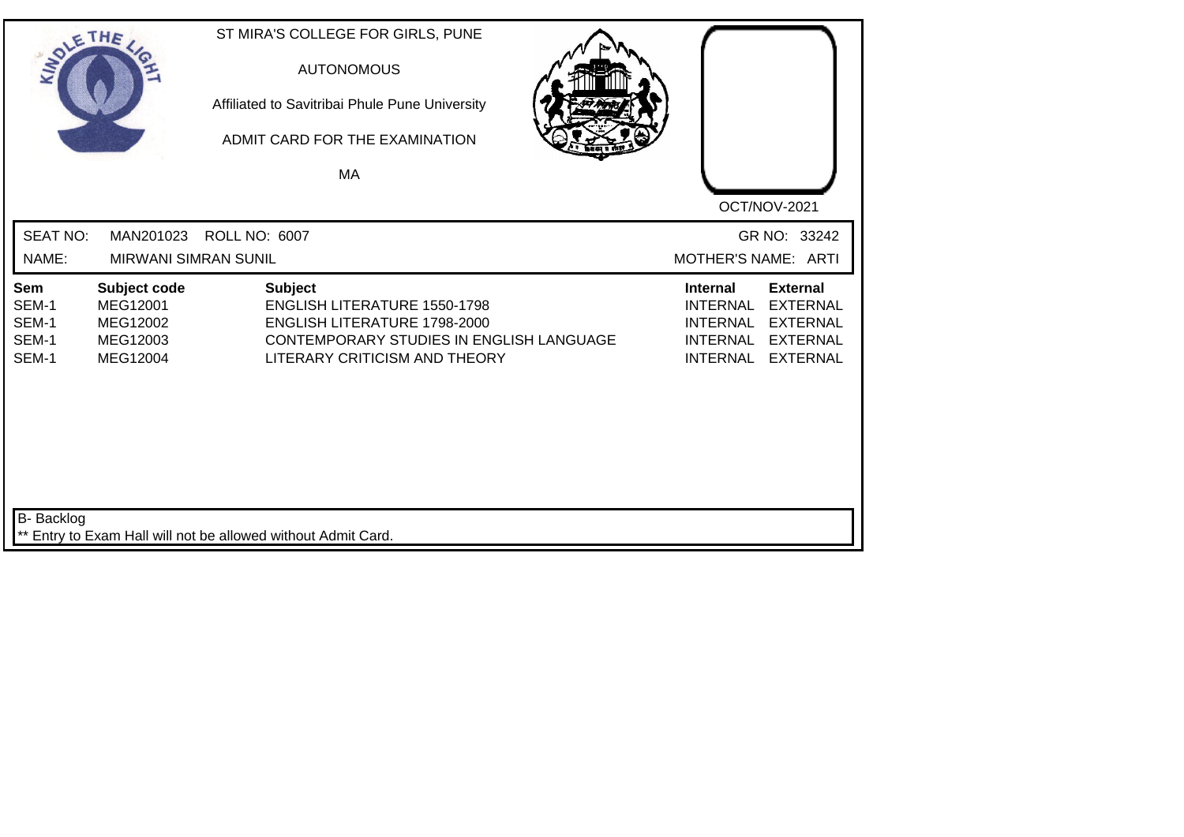ST MIRA'S COLLEGE FOR GIRLS, PUNE

AUTONOMOUS

Affiliated to Savitribai Phule Pune University

ADMIT CARD FOR THE EXAMINATION

MA

OCT/NOV-2021

SEAT NO: MAN201023 ROLL NO: 6007 GR NO: 33242

NAME: MIRWANI SIMRAN SUNIL MOTHER'S NAME: ARTI

| Sem | Subject code | Subject | Internal | External |
|---|---|---|---|---|
| SEM-1 | MEG12001 | ENGLISH LITERATURE 1550-1798 | INTERNAL | EXTERNAL |
| SEM-1 | MEG12002 | ENGLISH LITERATURE 1798-2000 | INTERNAL | EXTERNAL |
| SEM-1 | MEG12003 | CONTEMPORARY STUDIES IN ENGLISH LANGUAGE | INTERNAL | EXTERNAL |
| SEM-1 | MEG12004 | LITERARY CRITICISM AND THEORY | INTERNAL | EXTERNAL |

B- Backlog

** Entry to Exam Hall will not be allowed without Admit Card.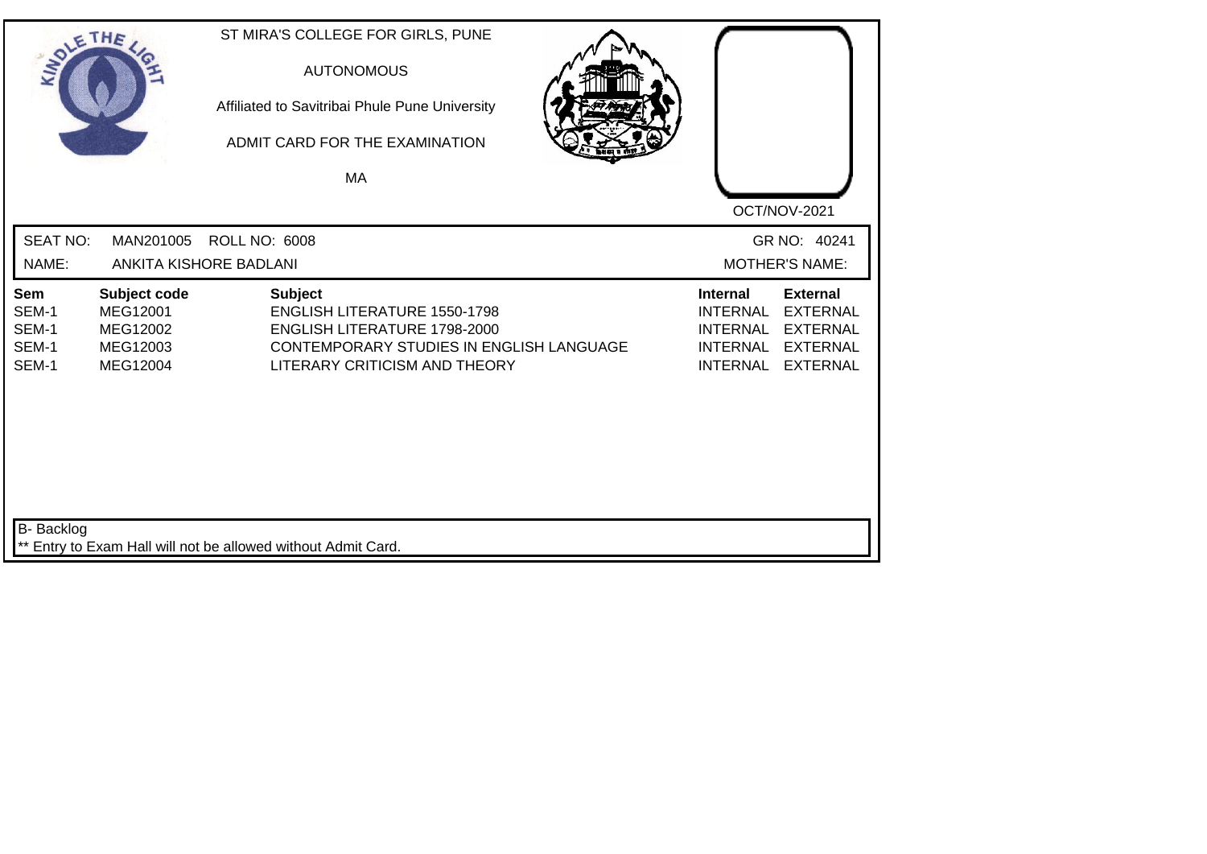ST MIRA'S COLLEGE FOR GIRLS, PUNE

AUTONOMOUS

Affiliated to Savitribai Phule Pune University

ADMIT CARD FOR THE EXAMINATION

MA

OCT/NOV-2021

SEAT NO: MAN201005 ROLL NO: 6008 GR NO: 40241

NAME: ANKITA KISHORE BADLANI MOTHER'S NAME:

| Sem | Subject code | Subject | Internal | External |
|---|---|---|---|---|
| SEM-1 | MEG12001 | ENGLISH LITERATURE 1550-1798 | INTERNAL | EXTERNAL |
| SEM-1 | MEG12002 | ENGLISH LITERATURE 1798-2000 | INTERNAL | EXTERNAL |
| SEM-1 | MEG12003 | CONTEMPORARY STUDIES IN ENGLISH LANGUAGE | INTERNAL | EXTERNAL |
| SEM-1 | MEG12004 | LITERARY CRITICISM AND THEORY | INTERNAL | EXTERNAL |

B- Backlog

** Entry to Exam Hall will not be allowed without Admit Card.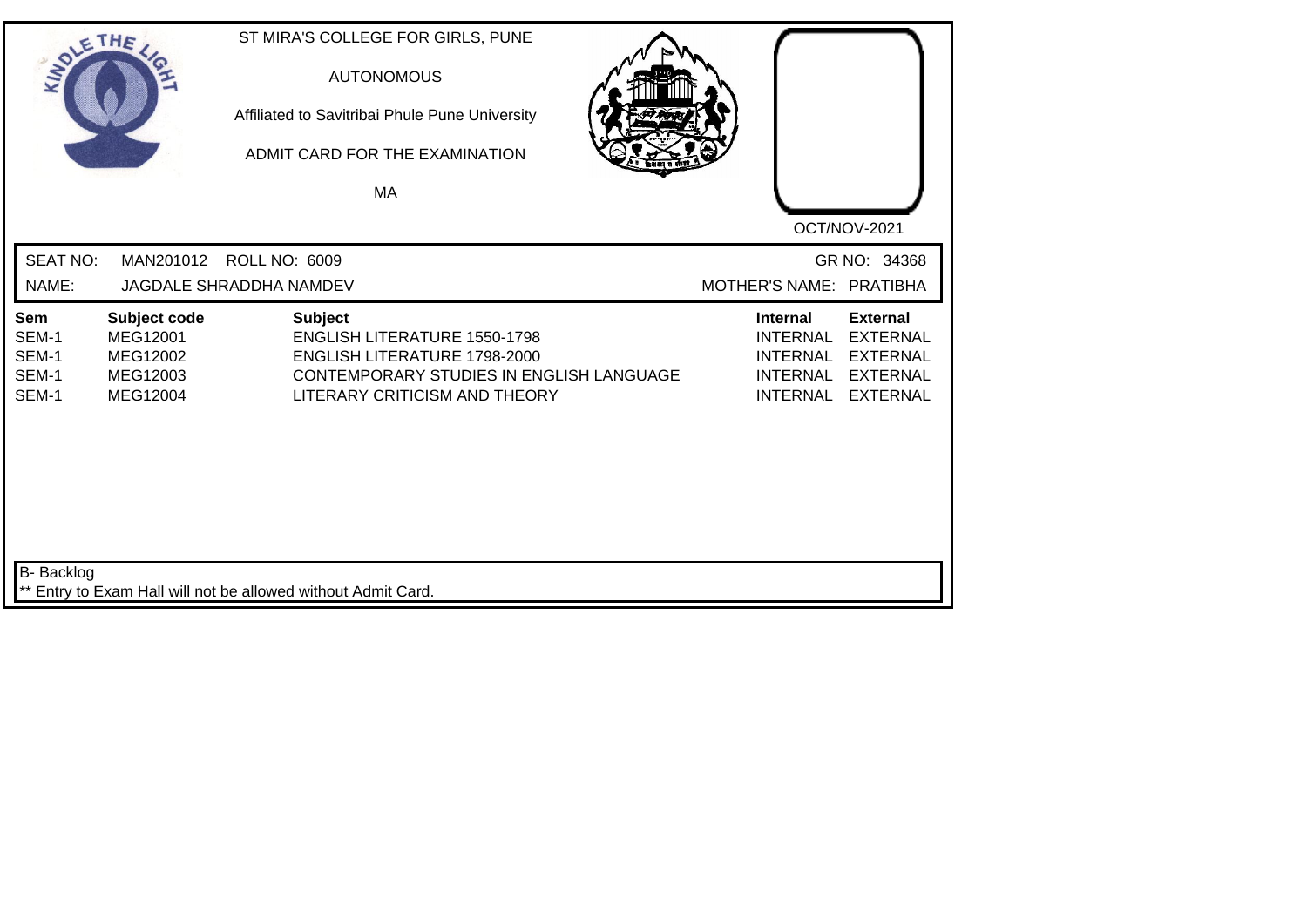ST MIRA'S COLLEGE FOR GIRLS, PUNE

AUTONOMOUS

Affiliated to Savitribai Phule Pune University

ADMIT CARD FOR THE EXAMINATION

MA

OCT/NOV-2021

SEAT NO: MAN201012 ROLL NO: 6009 GR NO: 34368

NAME: JAGDALE SHRADDHA NAMDEV MOTHER'S NAME: PRATIBHA

| Sem | Subject code | Subject | Internal | External |
|---|---|---|---|---|
| SEM-1 | MEG12001 | ENGLISH LITERATURE 1550-1798 | INTERNAL | EXTERNAL |
| SEM-1 | MEG12002 | ENGLISH LITERATURE 1798-2000 | INTERNAL | EXTERNAL |
| SEM-1 | MEG12003 | CONTEMPORARY STUDIES IN ENGLISH LANGUAGE | INTERNAL | EXTERNAL |
| SEM-1 | MEG12004 | LITERARY CRITICISM AND THEORY | INTERNAL | EXTERNAL |

B- Backlog

** Entry to Exam Hall will not be allowed without Admit Card.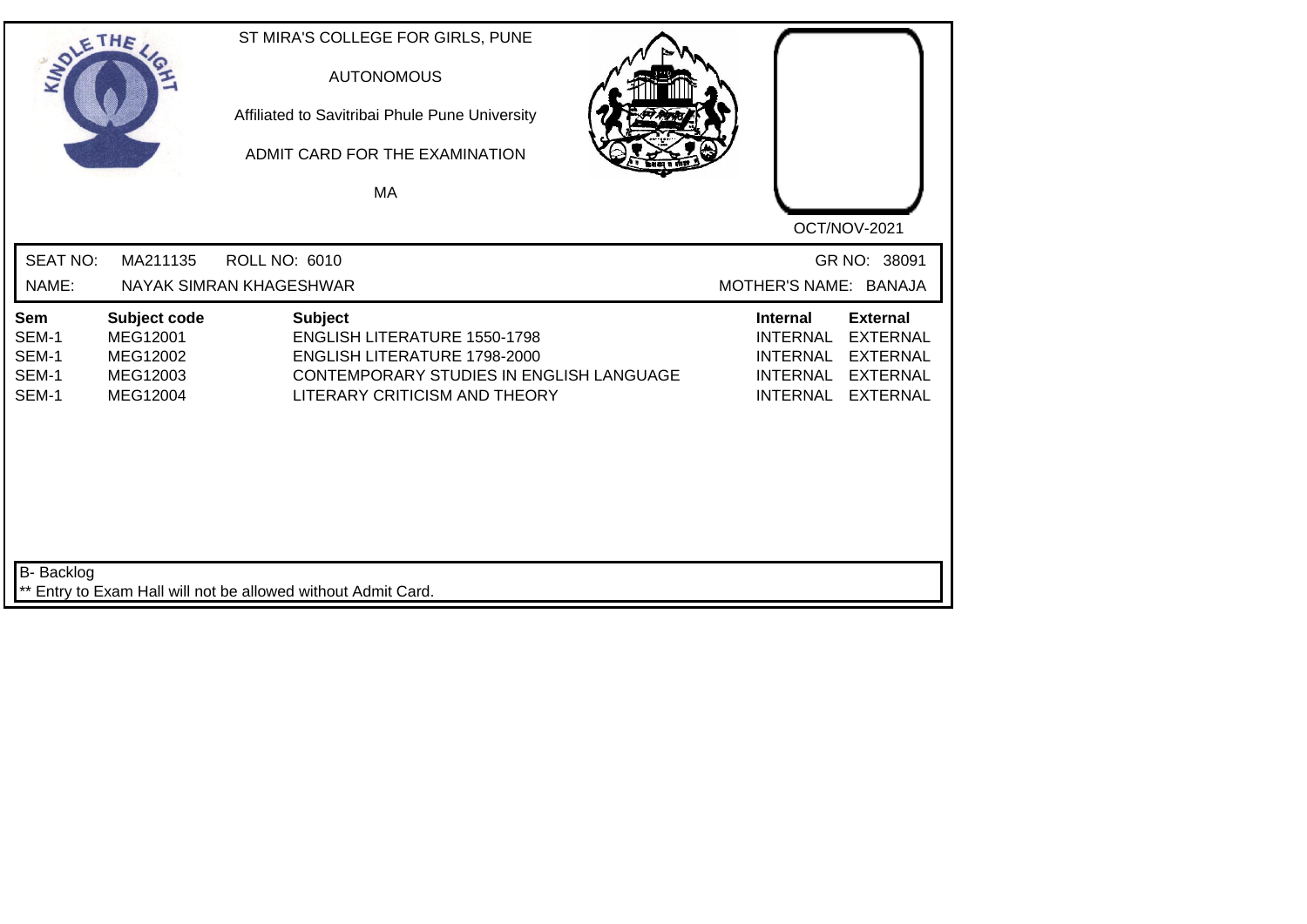ST MIRA'S COLLEGE FOR GIRLS, PUNE

AUTONOMOUS

Affiliated to Savitribai Phule Pune University

ADMIT CARD FOR THE EXAMINATION

MA

OCT/NOV-2021

SEAT NO: MA211135 ROLL NO: 6010 GR NO: 38091

NAME: NAYAK SIMRAN KHAGESHWAR MOTHER'S NAME: BANAJA

| Sem | Subject code | Subject | Internal | External |
|---|---|---|---|---|
| SEM-1 | MEG12001 | ENGLISH LITERATURE 1550-1798 | INTERNAL | EXTERNAL |
| SEM-1 | MEG12002 | ENGLISH LITERATURE 1798-2000 | INTERNAL | EXTERNAL |
| SEM-1 | MEG12003 | CONTEMPORARY STUDIES IN ENGLISH LANGUAGE | INTERNAL | EXTERNAL |
| SEM-1 | MEG12004 | LITERARY CRITICISM AND THEORY | INTERNAL | EXTERNAL |

B- Backlog

** Entry to Exam Hall will not be allowed without Admit Card.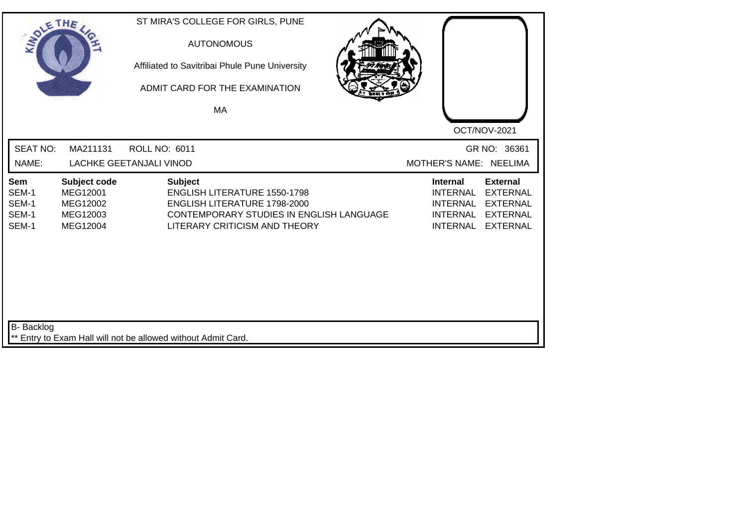ST MIRA'S COLLEGE FOR GIRLS, PUNE

AUTONOMOUS

Affiliated to Savitribai Phule Pune University

ADMIT CARD FOR THE EXAMINATION

MA

OCT/NOV-2021

SEAT NO: MA211131 ROLL NO: 6011 GR NO: 36361

NAME: LACHKE GEETANJALI VINOD MOTHER'S NAME: NEELIMA

| Sem | Subject code | Subject | Internal | External |
|---|---|---|---|---|
| SEM-1 | MEG12001 | ENGLISH LITERATURE 1550-1798 | INTERNAL | EXTERNAL |
| SEM-1 | MEG12002 | ENGLISH LITERATURE 1798-2000 | INTERNAL | EXTERNAL |
| SEM-1 | MEG12003 | CONTEMPORARY STUDIES IN ENGLISH LANGUAGE | INTERNAL | EXTERNAL |
| SEM-1 | MEG12004 | LITERARY CRITICISM AND THEORY | INTERNAL | EXTERNAL |

B- Backlog

** Entry to Exam Hall will not be allowed without Admit Card.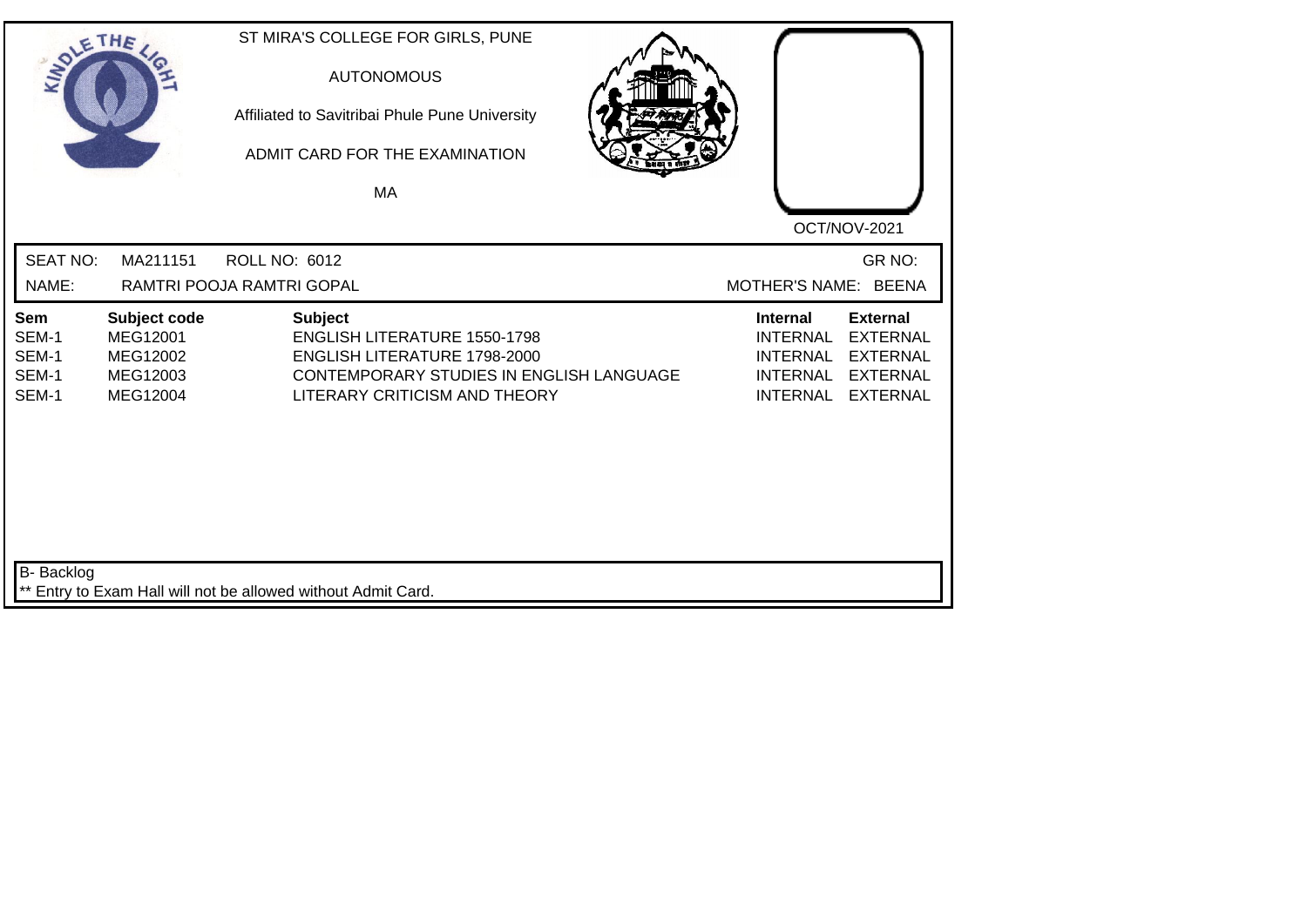ST MIRA'S COLLEGE FOR GIRLS, PUNE

AUTONOMOUS

Affiliated to Savitribai Phule Pune University

ADMIT CARD FOR THE EXAMINATION

MA

OCT/NOV-2021

SEAT NO: MA211151 ROLL NO: 6012 GR NO:

NAME: RAMTRI POOJA RAMTRI GOPAL MOTHER'S NAME: BEENA

| Sem | Subject code | Subject | Internal | External |
|---|---|---|---|---|
| SEM-1 | MEG12001 | ENGLISH LITERATURE 1550-1798 | INTERNAL | EXTERNAL |
| SEM-1 | MEG12002 | ENGLISH LITERATURE 1798-2000 | INTERNAL | EXTERNAL |
| SEM-1 | MEG12003 | CONTEMPORARY STUDIES IN ENGLISH LANGUAGE | INTERNAL | EXTERNAL |
| SEM-1 | MEG12004 | LITERARY CRITICISM AND THEORY | INTERNAL | EXTERNAL |

B- Backlog

** Entry to Exam Hall will not be allowed without Admit Card.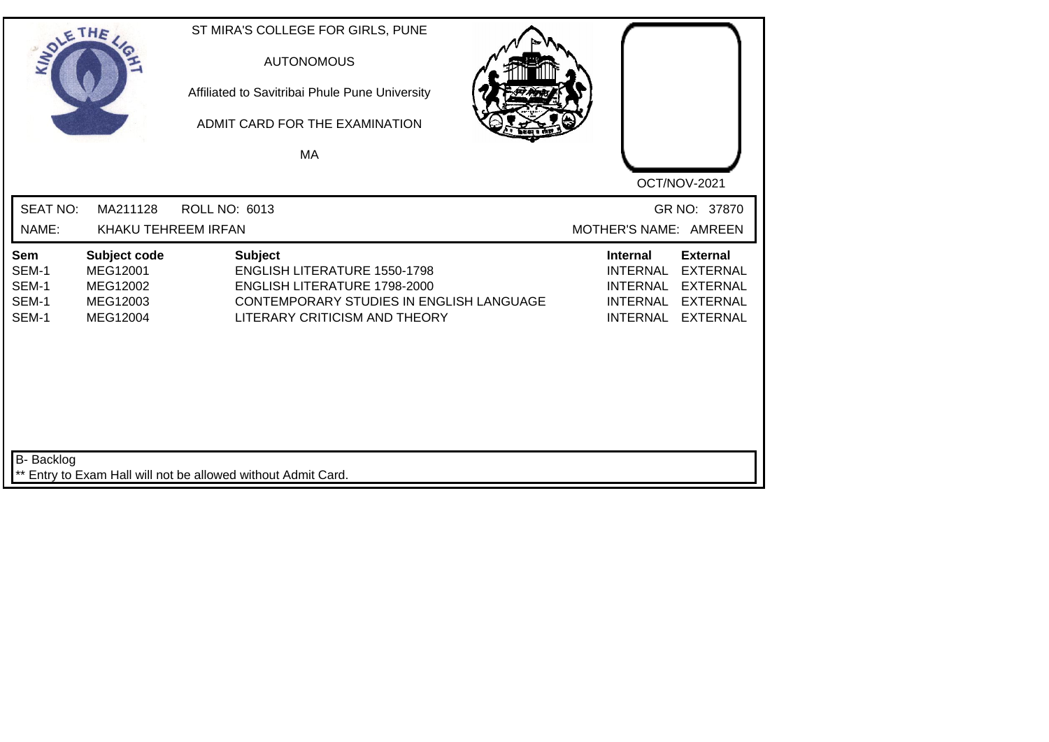ST MIRA'S COLLEGE FOR GIRLS, PUNE

AUTONOMOUS

Affiliated to Savitribai Phule Pune University

ADMIT CARD FOR THE EXAMINATION

MA

OCT/NOV-2021

SEAT NO: MA211128 ROLL NO: 6013 GR NO: 37870

NAME: KHAKU TEHREEM IRFAN MOTHER'S NAME: AMREEN

| Sem | Subject code | Subject | Internal | External |
|---|---|---|---|---|
| SEM-1 | MEG12001 | ENGLISH LITERATURE 1550-1798 | INTERNAL | EXTERNAL |
| SEM-1 | MEG12002 | ENGLISH LITERATURE 1798-2000 | INTERNAL | EXTERNAL |
| SEM-1 | MEG12003 | CONTEMPORARY STUDIES IN ENGLISH LANGUAGE | INTERNAL | EXTERNAL |
| SEM-1 | MEG12004 | LITERARY CRITICISM AND THEORY | INTERNAL | EXTERNAL |

B- Backlog

** Entry to Exam Hall will not be allowed without Admit Card.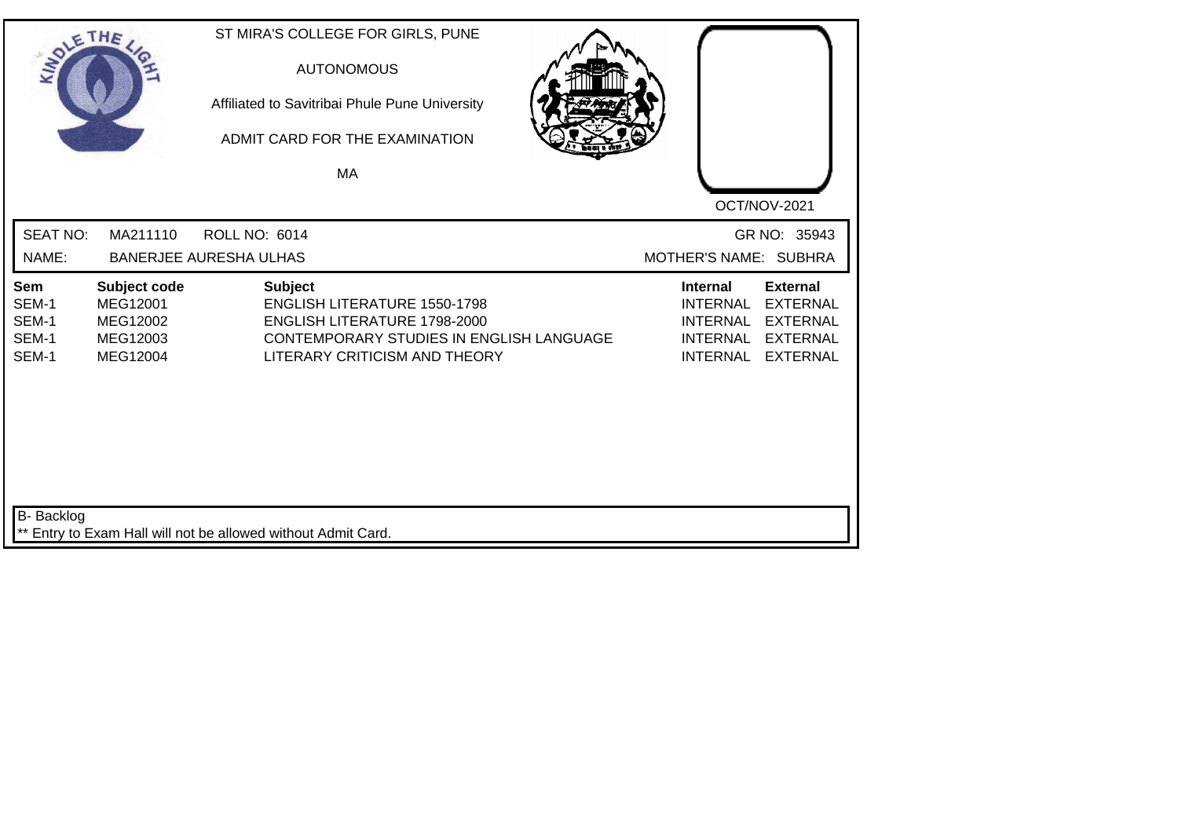ST MIRA'S COLLEGE FOR GIRLS, PUNE

AUTONOMOUS

Affiliated to Savitribai Phule Pune University

ADMIT CARD FOR THE EXAMINATION

MA

OCT/NOV-2021

SEAT NO: MA211110 ROLL NO: 6014 GR NO: 35943

NAME: BANERJEE AURESHA ULHAS MOTHER'S NAME: SUBHRA

| Sem | Subject code | Subject | Internal | External |
|---|---|---|---|---|
| SEM-1 | MEG12001 | ENGLISH LITERATURE 1550-1798 | INTERNAL | EXTERNAL |
| SEM-1 | MEG12002 | ENGLISH LITERATURE 1798-2000 | INTERNAL | EXTERNAL |
| SEM-1 | MEG12003 | CONTEMPORARY STUDIES IN ENGLISH LANGUAGE | INTERNAL | EXTERNAL |
| SEM-1 | MEG12004 | LITERARY CRITICISM AND THEORY | INTERNAL | EXTERNAL |

B- Backlog

** Entry to Exam Hall will not be allowed without Admit Card.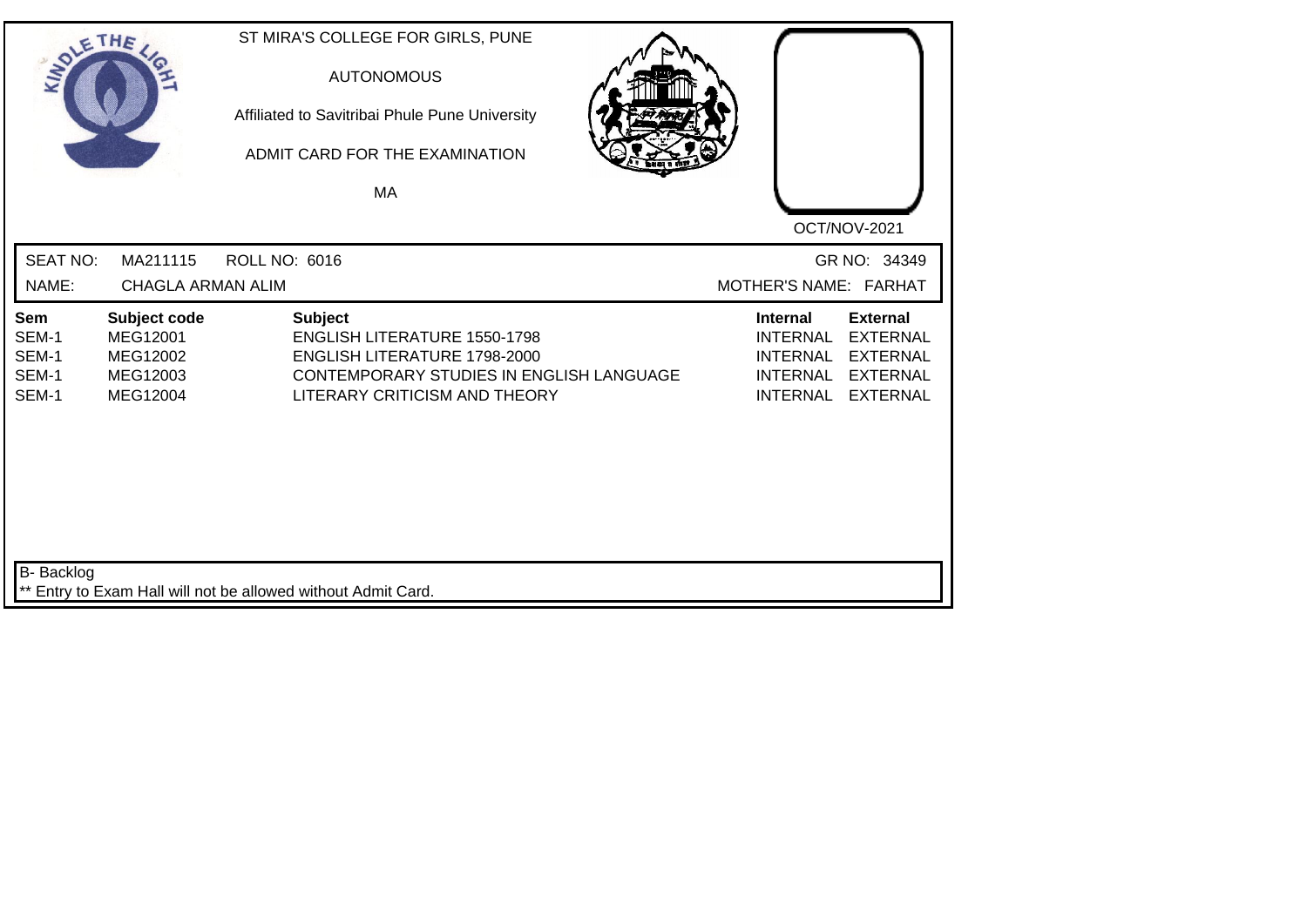ST MIRA'S COLLEGE FOR GIRLS, PUNE

AUTONOMOUS

Affiliated to Savitribai Phule Pune University

ADMIT CARD FOR THE EXAMINATION

MA

OCT/NOV-2021

SEAT NO: MA211115 ROLL NO: 6016 GR NO: 34349

NAME: CHAGLA ARMAN ALIM MOTHER'S NAME: FARHAT

| Sem | Subject code | Subject | Internal | External |
|---|---|---|---|---|
| SEM-1 | MEG12001 | ENGLISH LITERATURE 1550-1798 | INTERNAL | EXTERNAL |
| SEM-1 | MEG12002 | ENGLISH LITERATURE 1798-2000 | INTERNAL | EXTERNAL |
| SEM-1 | MEG12003 | CONTEMPORARY STUDIES IN ENGLISH LANGUAGE | INTERNAL | EXTERNAL |
| SEM-1 | MEG12004 | LITERARY CRITICISM AND THEORY | INTERNAL | EXTERNAL |

B- Backlog

** Entry to Exam Hall will not be allowed without Admit Card.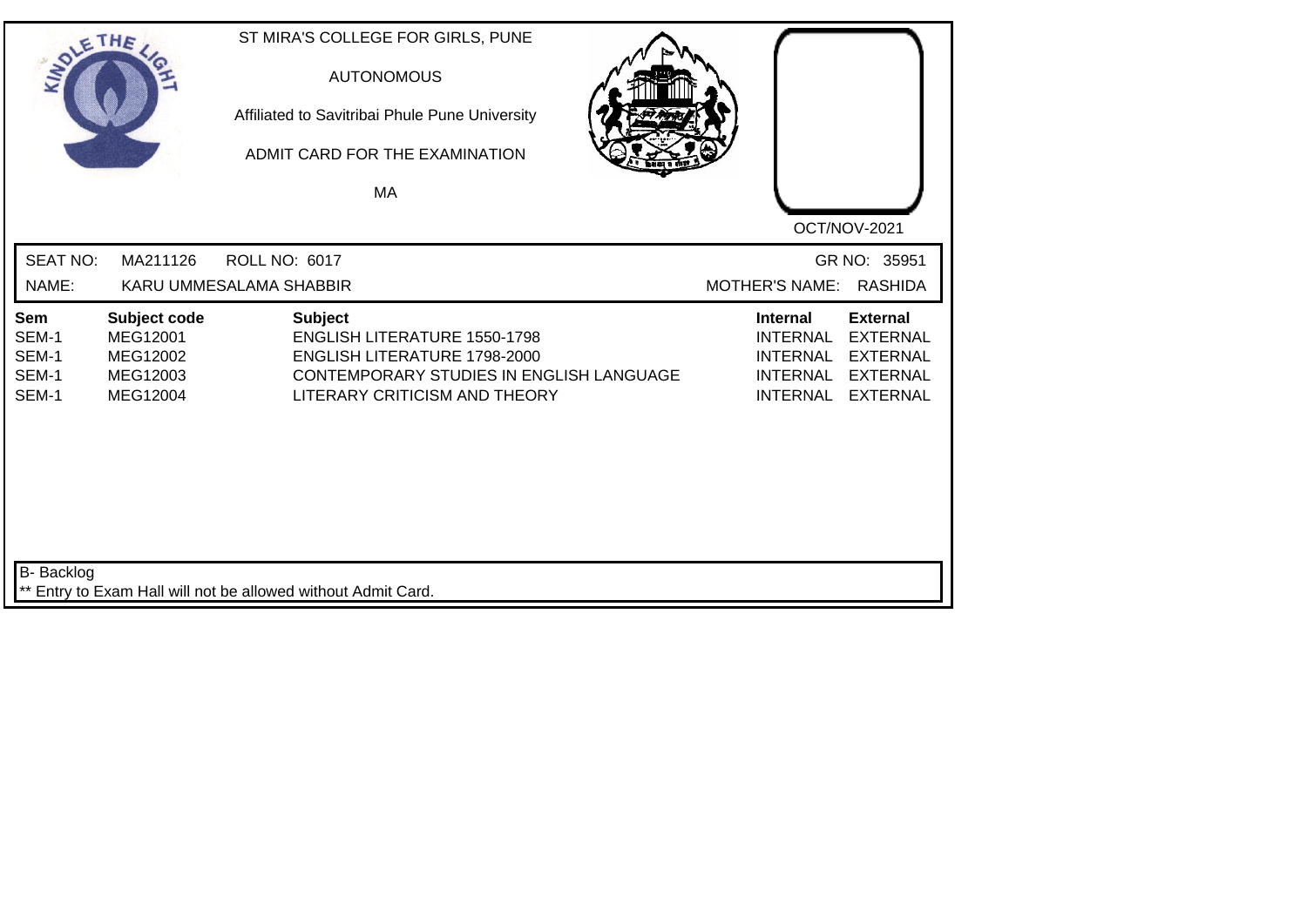ST MIRA'S COLLEGE FOR GIRLS, PUNE

AUTONOMOUS

Affiliated to Savitribai Phule Pune University

ADMIT CARD FOR THE EXAMINATION

MA

OCT/NOV-2021

SEAT NO: MA211126 ROLL NO: 6017 GR NO: 35951

NAME: KARU UMMESALAMA SHABBIR MOTHER'S NAME: RASHIDA

| Sem | Subject code | Subject | Internal | External |
| --- | --- | --- | --- | --- |
| SEM-1 | MEG12001 | ENGLISH LITERATURE 1550-1798 | INTERNAL | EXTERNAL |
| SEM-1 | MEG12002 | ENGLISH LITERATURE 1798-2000 | INTERNAL | EXTERNAL |
| SEM-1 | MEG12003 | CONTEMPORARY STUDIES IN ENGLISH LANGUAGE | INTERNAL | EXTERNAL |
| SEM-1 | MEG12004 | LITERARY CRITICISM AND THEORY | INTERNAL | EXTERNAL |

B- Backlog

** Entry to Exam Hall will not be allowed without Admit Card.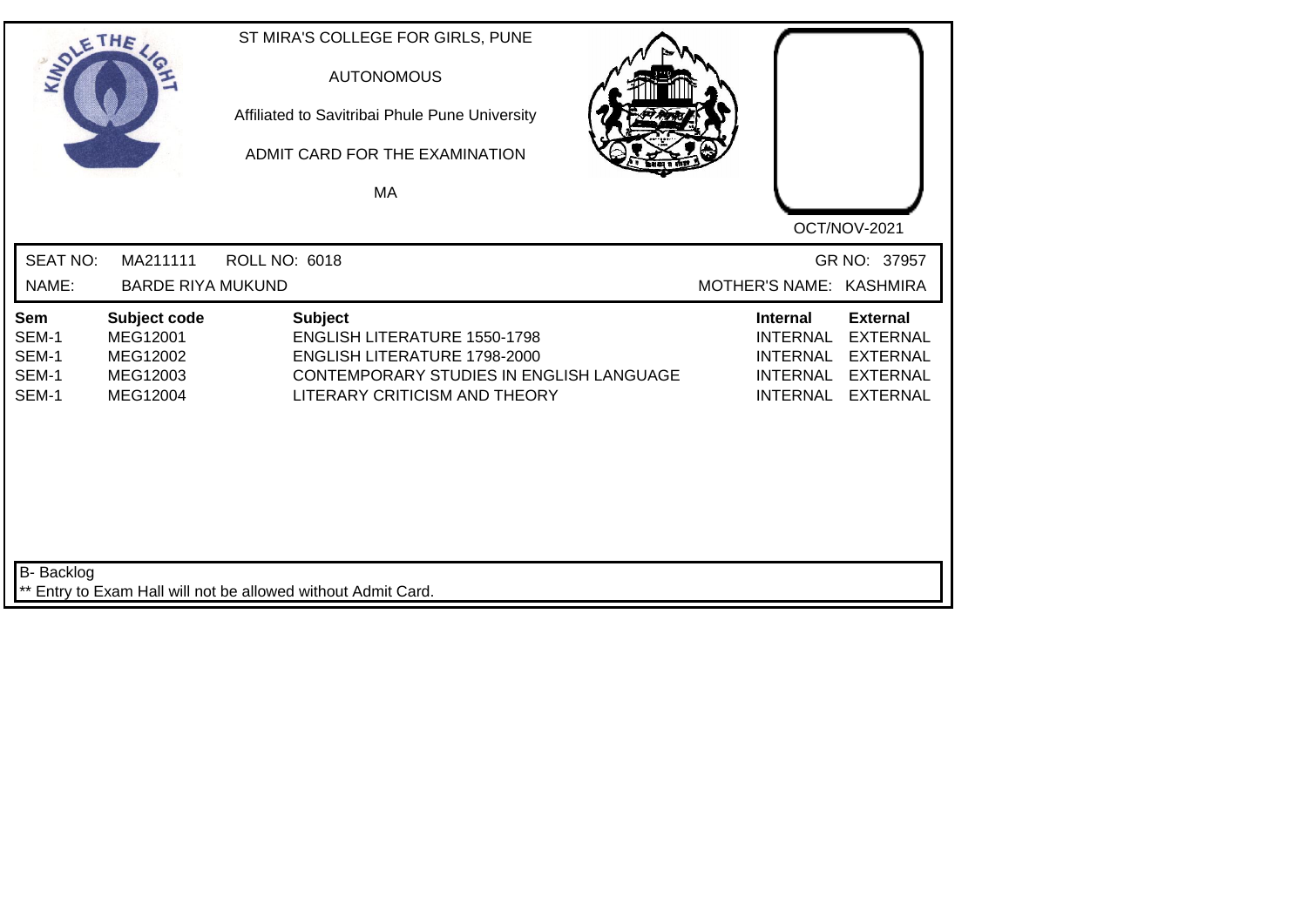ST MIRA'S COLLEGE FOR GIRLS, PUNE

AUTONOMOUS

Affiliated to Savitribai Phule Pune University

ADMIT CARD FOR THE EXAMINATION

MA

OCT/NOV-2021

SEAT NO: MA211111 ROLL NO: 6018 GR NO: 37957

NAME: BARDE RIYA MUKUND MOTHER'S NAME: KASHMIRA

| Sem | Subject code | Subject | Internal | External |
|---|---|---|---|---|
| SEM-1 | MEG12001 | ENGLISH LITERATURE 1550-1798 | INTERNAL | EXTERNAL |
| SEM-1 | MEG12002 | ENGLISH LITERATURE 1798-2000 | INTERNAL | EXTERNAL |
| SEM-1 | MEG12003 | CONTEMPORARY STUDIES IN ENGLISH LANGUAGE | INTERNAL | EXTERNAL |
| SEM-1 | MEG12004 | LITERARY CRITICISM AND THEORY | INTERNAL | EXTERNAL |

B- Backlog

** Entry to Exam Hall will not be allowed without Admit Card.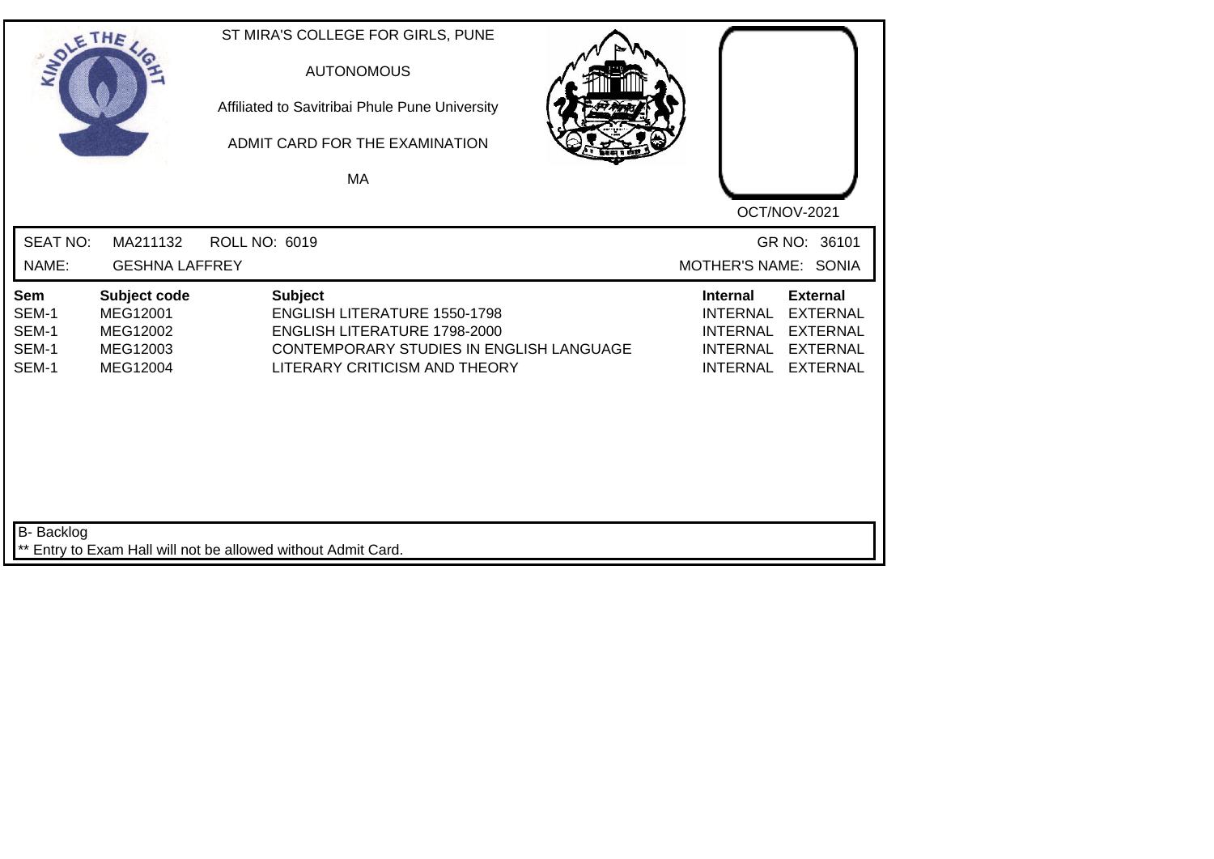ST MIRA'S COLLEGE FOR GIRLS, PUNE

AUTONOMOUS

Affiliated to Savitribai Phule Pune University

ADMIT CARD FOR THE EXAMINATION

MA

OCT/NOV-2021

SEAT NO: MA211132 ROLL NO: 6019 GR NO: 36101

NAME: GESHNA LAFFREY MOTHER'S NAME: SONIA

| Sem | Subject code | Subject | Internal | External |
|---|---|---|---|---|
| SEM-1 | MEG12001 | ENGLISH LITERATURE 1550-1798 | INTERNAL | EXTERNAL |
| SEM-1 | MEG12002 | ENGLISH LITERATURE 1798-2000 | INTERNAL | EXTERNAL |
| SEM-1 | MEG12003 | CONTEMPORARY STUDIES IN ENGLISH LANGUAGE | INTERNAL | EXTERNAL |
| SEM-1 | MEG12004 | LITERARY CRITICISM AND THEORY | INTERNAL | EXTERNAL |

B- Backlog

** Entry to Exam Hall will not be allowed without Admit Card.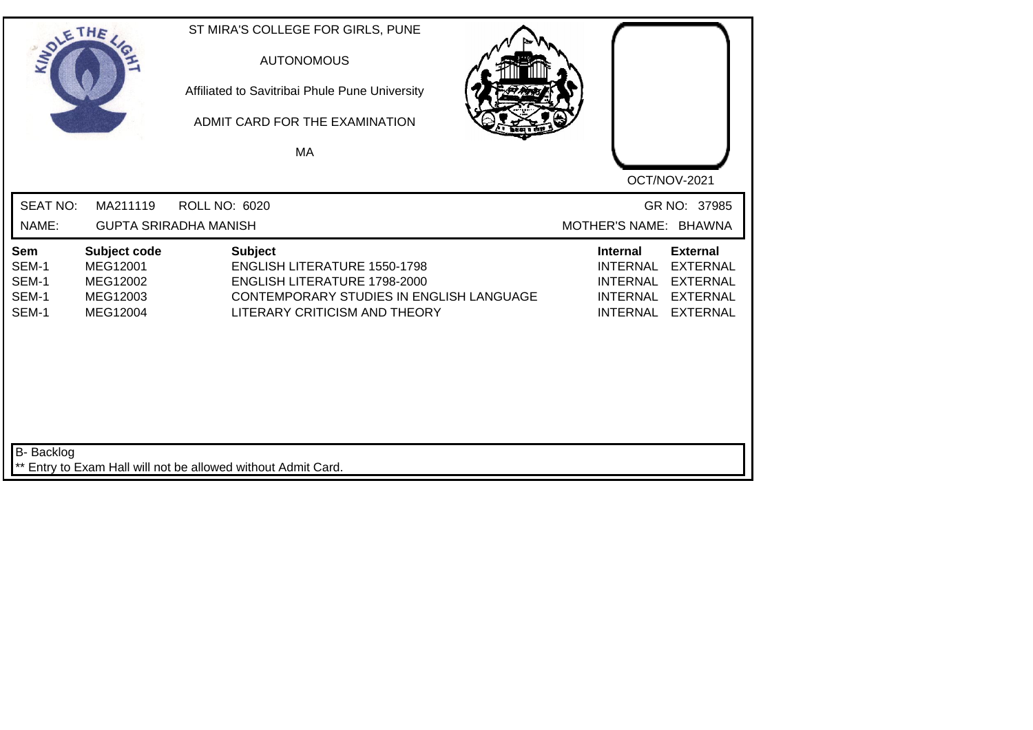ST MIRA'S COLLEGE FOR GIRLS, PUNE

AUTONOMOUS

Affiliated to Savitribai Phule Pune University

ADMIT CARD FOR THE EXAMINATION

MA

OCT/NOV-2021

SEAT NO: MA211119 ROLL NO: 6020 GR NO: 37985

NAME: GUPTA SRIRADHA MANISH MOTHER'S NAME: BHAWNA

| Sem | Subject code | Subject | Internal | External |
|---|---|---|---|---|
| SEM-1 | MEG12001 | ENGLISH LITERATURE 1550-1798 | INTERNAL | EXTERNAL |
| SEM-1 | MEG12002 | ENGLISH LITERATURE 1798-2000 | INTERNAL | EXTERNAL |
| SEM-1 | MEG12003 | CONTEMPORARY STUDIES IN ENGLISH LANGUAGE | INTERNAL | EXTERNAL |
| SEM-1 | MEG12004 | LITERARY CRITICISM AND THEORY | INTERNAL | EXTERNAL |

B- Backlog

** Entry to Exam Hall will not be allowed without Admit Card.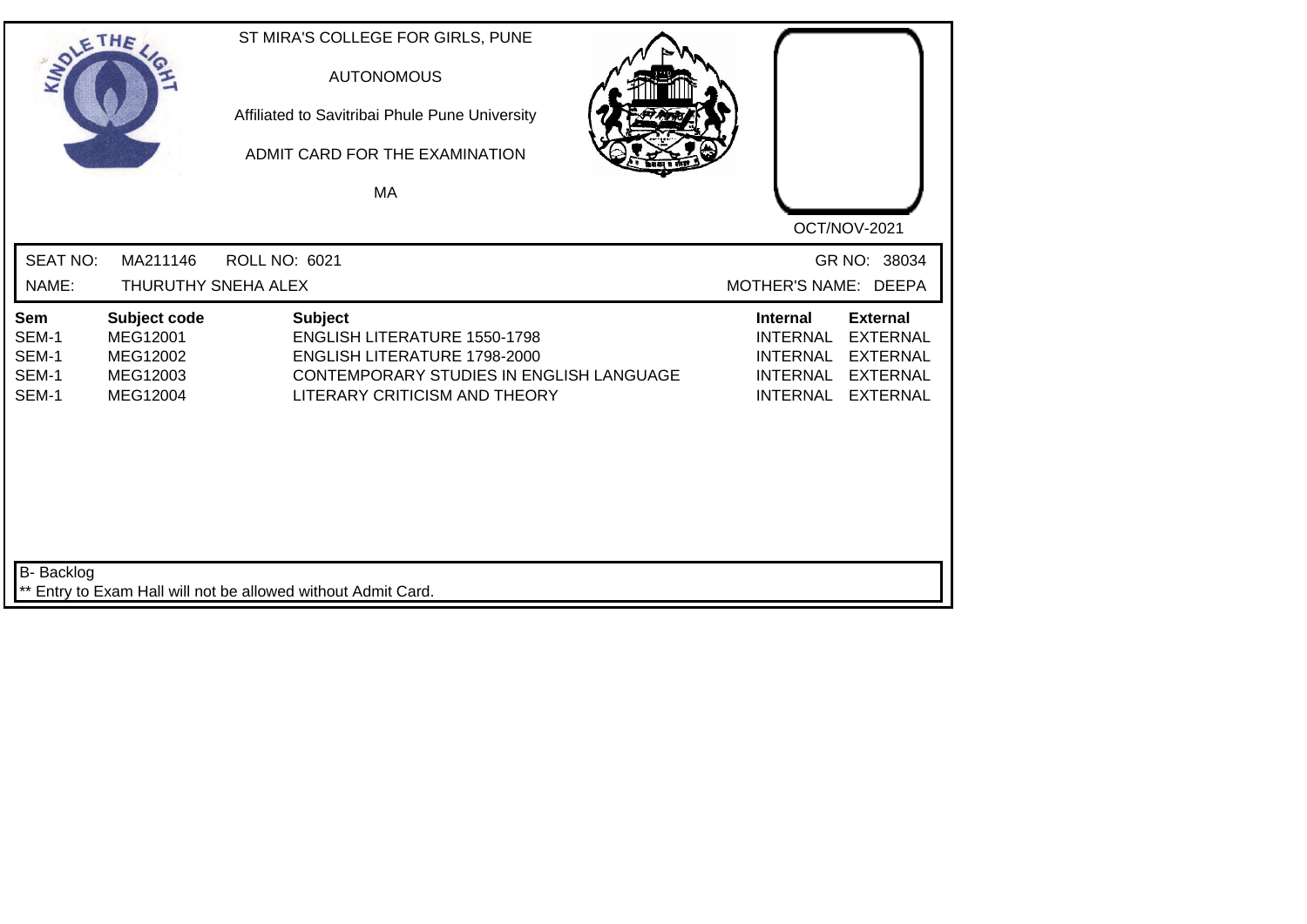ST MIRA'S COLLEGE FOR GIRLS, PUNE

AUTONOMOUS

Affiliated to Savitribai Phule Pune University

ADMIT CARD FOR THE EXAMINATION

MA

OCT/NOV-2021

SEAT NO: MA211146 ROLL NO: 6021 GR NO: 38034

NAME: THURUTHY SNEHA ALEX MOTHER'S NAME: DEEPA

| Sem | Subject code | Subject | Internal | External |
|---|---|---|---|---|
| SEM-1 | MEG12001 | ENGLISH LITERATURE 1550-1798 | INTERNAL | EXTERNAL |
| SEM-1 | MEG12002 | ENGLISH LITERATURE 1798-2000 | INTERNAL | EXTERNAL |
| SEM-1 | MEG12003 | CONTEMPORARY STUDIES IN ENGLISH LANGUAGE | INTERNAL | EXTERNAL |
| SEM-1 | MEG12004 | LITERARY CRITICISM AND THEORY | INTERNAL | EXTERNAL |

B- Backlog

** Entry to Exam Hall will not be allowed without Admit Card.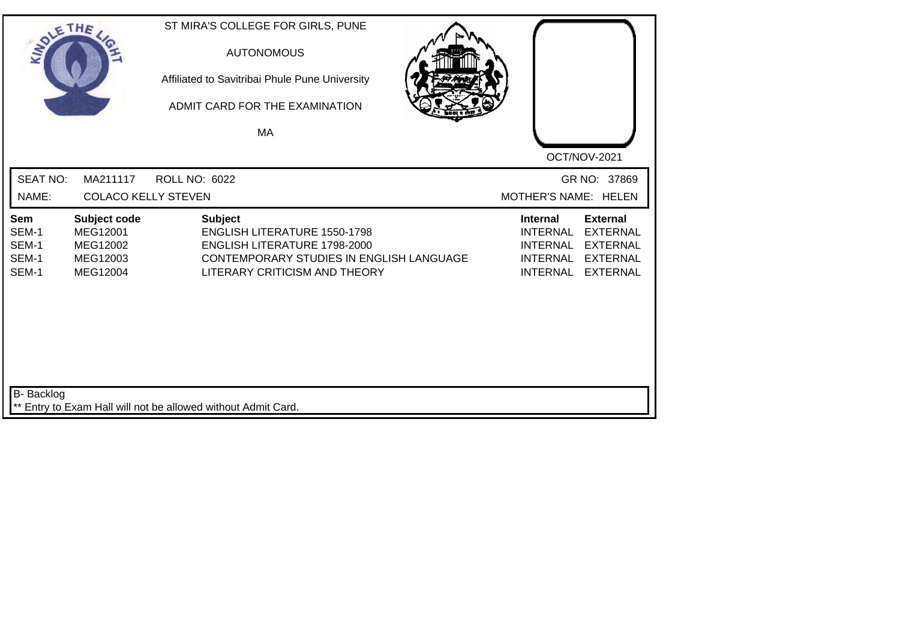ST MIRA'S COLLEGE FOR GIRLS, PUNE

AUTONOMOUS

Affiliated to Savitribai Phule Pune University

ADMIT CARD FOR THE EXAMINATION

MA

OCT/NOV-2021

SEAT NO: MA211117 ROLL NO: 6022 GR NO: 37869

NAME: COLACO KELLY STEVEN MOTHER'S NAME: HELEN

| Sem | Subject code | Subject | Internal | External |
|---|---|---|---|---|
| SEM-1 | MEG12001 | ENGLISH LITERATURE 1550-1798 | INTERNAL | EXTERNAL |
| SEM-1 | MEG12002 | ENGLISH LITERATURE 1798-2000 | INTERNAL | EXTERNAL |
| SEM-1 | MEG12003 | CONTEMPORARY STUDIES IN ENGLISH LANGUAGE | INTERNAL | EXTERNAL |
| SEM-1 | MEG12004 | LITERARY CRITICISM AND THEORY | INTERNAL | EXTERNAL |

B- Backlog

** Entry to Exam Hall will not be allowed without Admit Card.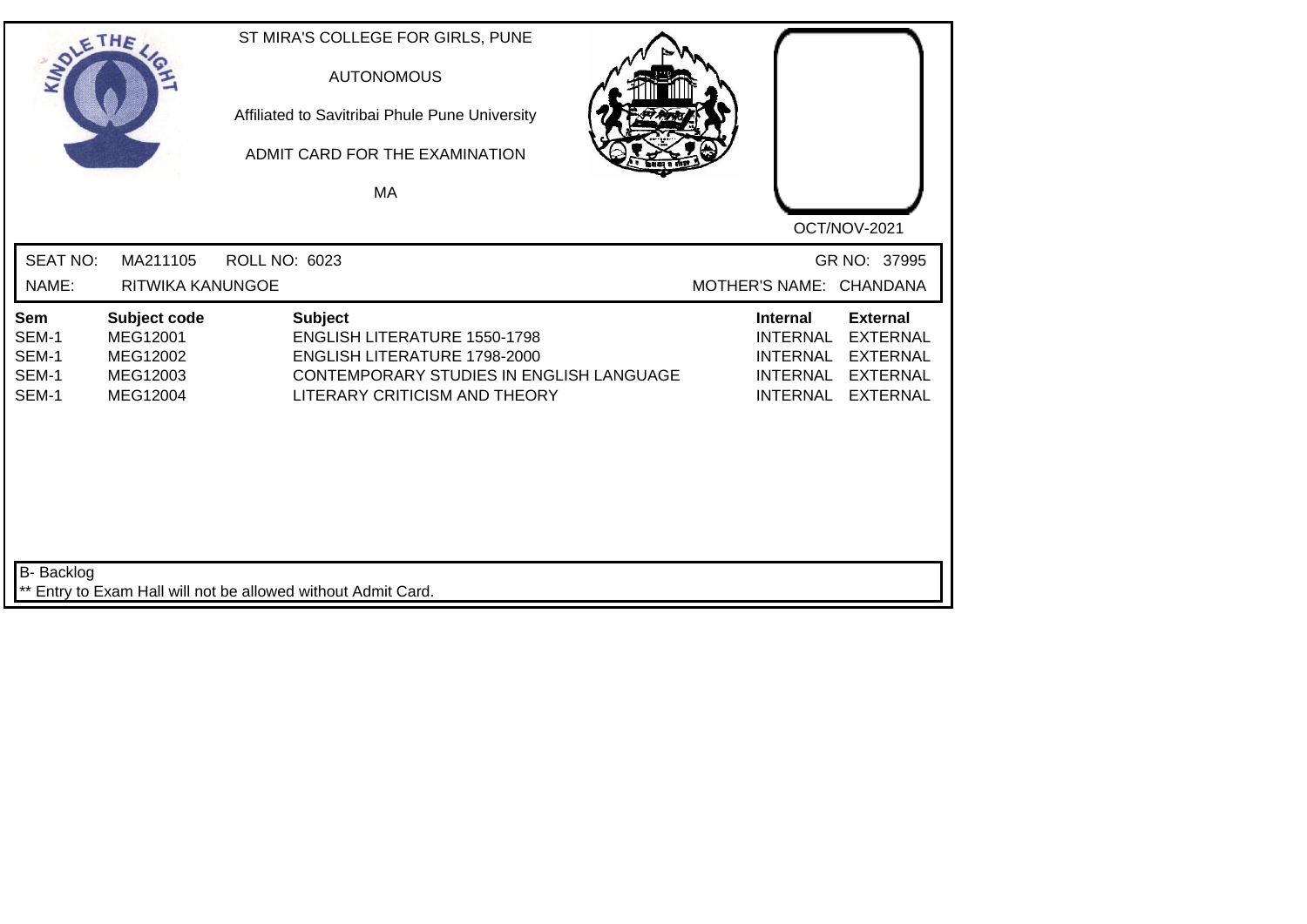ST MIRA'S COLLEGE FOR GIRLS, PUNE

AUTONOMOUS

Affiliated to Savitribai Phule Pune University

ADMIT CARD FOR THE EXAMINATION

MA

OCT/NOV-2021

SEAT NO: MA211105 ROLL NO: 6023 GR NO: 37995

NAME: RITWIKA KANUNGOE MOTHER'S NAME: CHANDANA

| Sem | Subject code | Subject | Internal | External |
|---|---|---|---|---|
| SEM-1 | MEG12001 | ENGLISH LITERATURE 1550-1798 | INTERNAL | EXTERNAL |
| SEM-1 | MEG12002 | ENGLISH LITERATURE 1798-2000 | INTERNAL | EXTERNAL |
| SEM-1 | MEG12003 | CONTEMPORARY STUDIES IN ENGLISH LANGUAGE | INTERNAL | EXTERNAL |
| SEM-1 | MEG12004 | LITERARY CRITICISM AND THEORY | INTERNAL | EXTERNAL |

B- Backlog

** Entry to Exam Hall will not be allowed without Admit Card.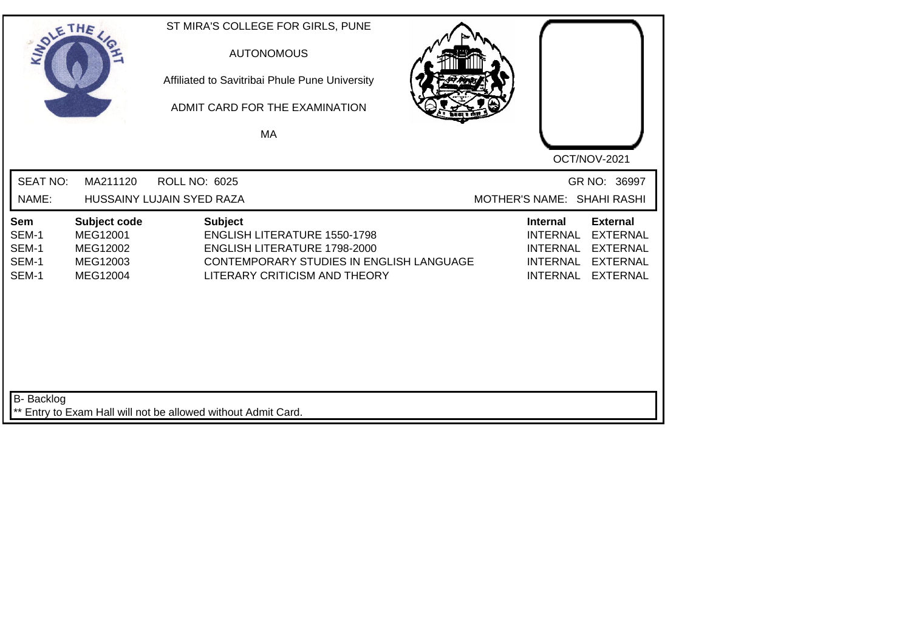ST MIRA'S COLLEGE FOR GIRLS, PUNE

AUTONOMOUS

Affiliated to Savitribai Phule Pune University

ADMIT CARD FOR THE EXAMINATION

MA

OCT/NOV-2021

SEAT NO: MA211120 ROLL NO: 6025 GR NO: 36997

NAME: HUSSAINY LUJAIN SYED RAZA MOTHER'S NAME: SHAHI RASHI

| Sem | Subject code | Subject | Internal | External |
|---|---|---|---|---|
| SEM-1 | MEG12001 | ENGLISH LITERATURE 1550-1798 | INTERNAL | EXTERNAL |
| SEM-1 | MEG12002 | ENGLISH LITERATURE 1798-2000 | INTERNAL | EXTERNAL |
| SEM-1 | MEG12003 | CONTEMPORARY STUDIES IN ENGLISH LANGUAGE | INTERNAL | EXTERNAL |
| SEM-1 | MEG12004 | LITERARY CRITICISM AND THEORY | INTERNAL | EXTERNAL |

B- Backlog

** Entry to Exam Hall will not be allowed without Admit Card.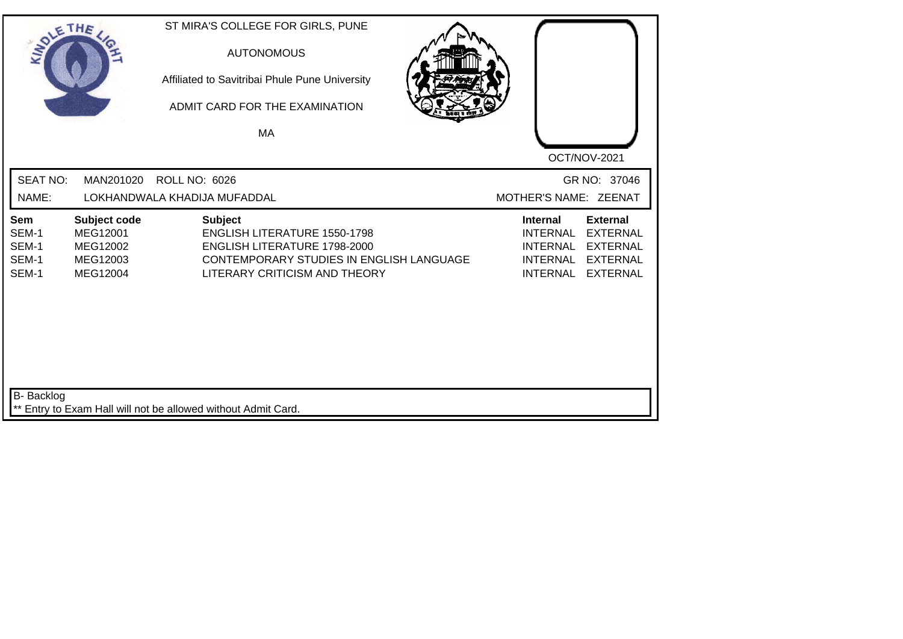ST MIRA'S COLLEGE FOR GIRLS, PUNE

AUTONOMOUS

Affiliated to Savitribai Phule Pune University

ADMIT CARD FOR THE EXAMINATION

MA

OCT/NOV-2021

SEAT NO: MAN201020 ROLL NO: 6026 GR NO: 37046

NAME: LOKHANDWALA KHADIJA MUFADDAL MOTHER'S NAME: ZEENAT

| Sem | Subject code | Subject | Internal | External |
|---|---|---|---|---|
| SEM-1 | MEG12001 | ENGLISH LITERATURE 1550-1798 | INTERNAL | EXTERNAL |
| SEM-1 | MEG12002 | ENGLISH LITERATURE 1798-2000 | INTERNAL | EXTERNAL |
| SEM-1 | MEG12003 | CONTEMPORARY STUDIES IN ENGLISH LANGUAGE | INTERNAL | EXTERNAL |
| SEM-1 | MEG12004 | LITERARY CRITICISM AND THEORY | INTERNAL | EXTERNAL |

B- Backlog

** Entry to Exam Hall will not be allowed without Admit Card.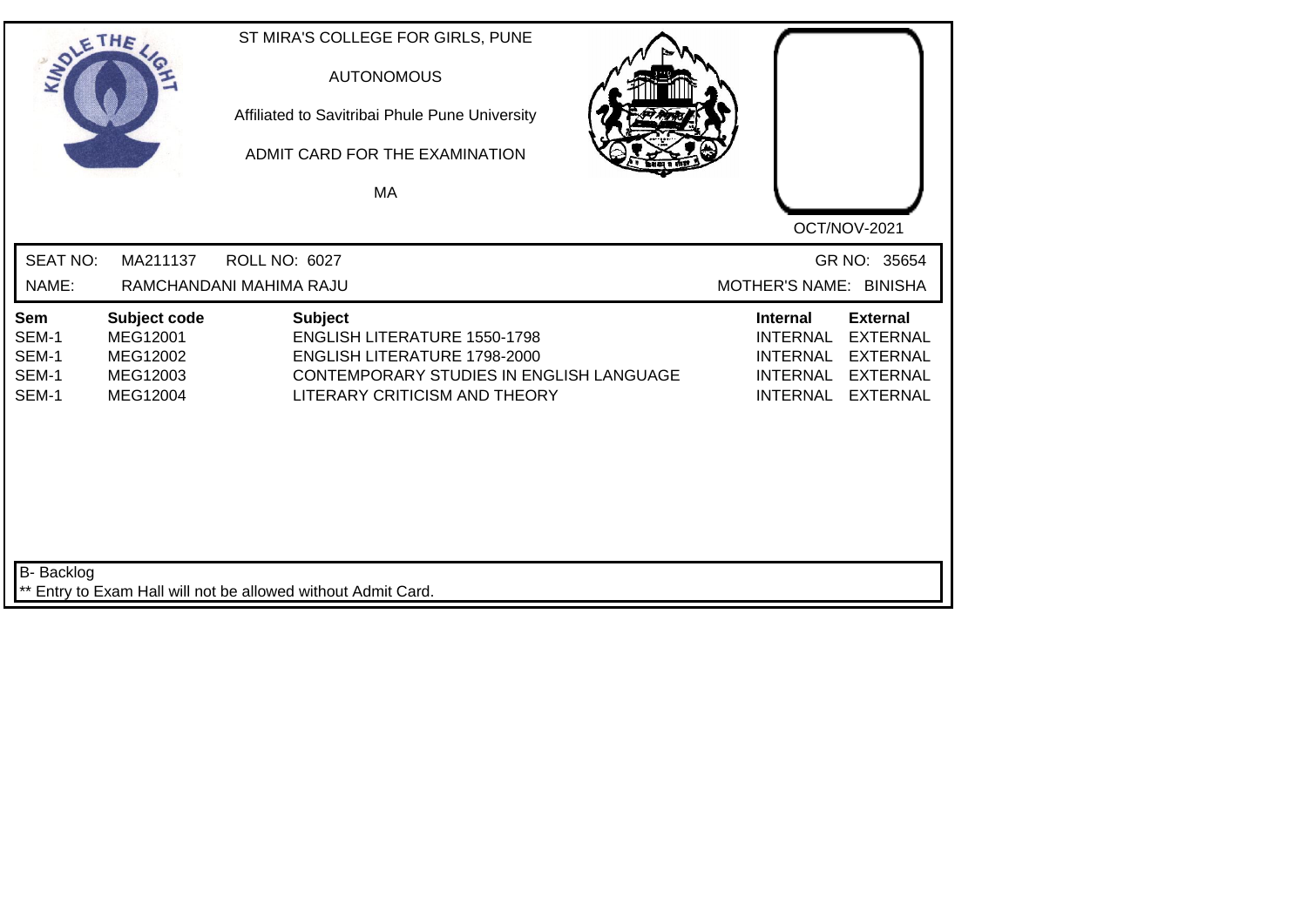ST MIRA'S COLLEGE FOR GIRLS, PUNE

AUTONOMOUS

Affiliated to Savitribai Phule Pune University

ADMIT CARD FOR THE EXAMINATION

MA

OCT/NOV-2021

SEAT NO: MA211137 ROLL NO: 6027 GR NO: 35654

NAME: RAMCHANDANI MAHIMA RAJU MOTHER'S NAME: BINISHA

| Sem | Subject code | Subject | Internal | External |
|---|---|---|---|---|
| SEM-1 | MEG12001 | ENGLISH LITERATURE 1550-1798 | INTERNAL | EXTERNAL |
| SEM-1 | MEG12002 | ENGLISH LITERATURE 1798-2000 | INTERNAL | EXTERNAL |
| SEM-1 | MEG12003 | CONTEMPORARY STUDIES IN ENGLISH LANGUAGE | INTERNAL | EXTERNAL |
| SEM-1 | MEG12004 | LITERARY CRITICISM AND THEORY | INTERNAL | EXTERNAL |

B- Backlog

** Entry to Exam Hall will not be allowed without Admit Card.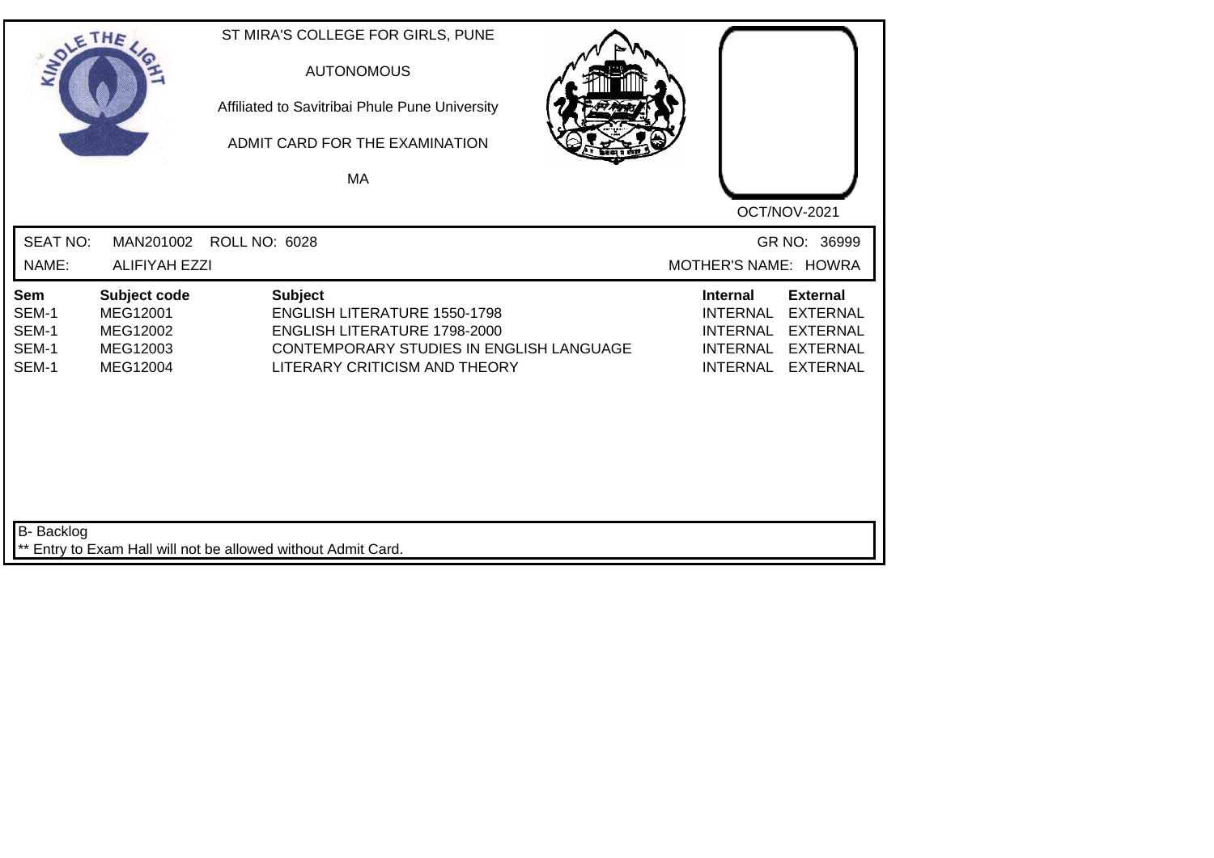ST MIRA'S COLLEGE FOR GIRLS, PUNE

AUTONOMOUS

Affiliated to Savitribai Phule Pune University

ADMIT CARD FOR THE EXAMINATION

MA

OCT/NOV-2021

SEAT NO: MAN201002 ROLL NO: 6028 GR NO: 36999

NAME: ALIFIYAH EZZI MOTHER'S NAME: HOWRA

| Sem | Subject code | Subject | Internal | External |
|---|---|---|---|---|
| SEM-1 | MEG12001 | ENGLISH LITERATURE 1550-1798 | INTERNAL | EXTERNAL |
| SEM-1 | MEG12002 | ENGLISH LITERATURE 1798-2000 | INTERNAL | EXTERNAL |
| SEM-1 | MEG12003 | CONTEMPORARY STUDIES IN ENGLISH LANGUAGE | INTERNAL | EXTERNAL |
| SEM-1 | MEG12004 | LITERARY CRITICISM AND THEORY | INTERNAL | EXTERNAL |

B- Backlog

** Entry to Exam Hall will not be allowed without Admit Card.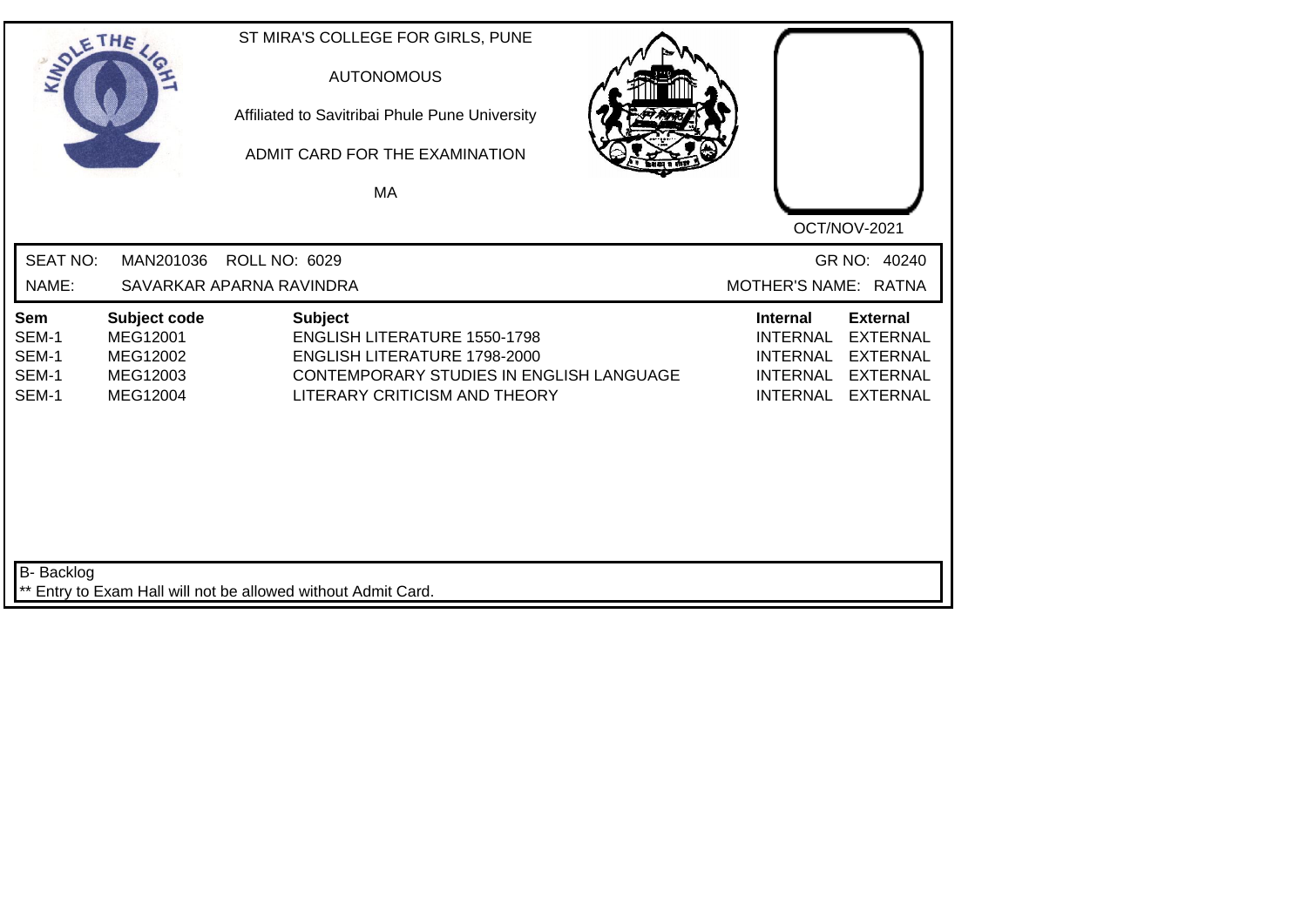ST MIRA'S COLLEGE FOR GIRLS, PUNE

AUTONOMOUS

Affiliated to Savitribai Phule Pune University

ADMIT CARD FOR THE EXAMINATION

MA

OCT/NOV-2021

SEAT NO: MAN201036 ROLL NO: 6029 GR NO: 40240

NAME: SAVARKAR APARNA RAVINDRA MOTHER'S NAME: RATNA

| Sem | Subject code | Subject | Internal | External |
|---|---|---|---|---|
| SEM-1 | MEG12001 | ENGLISH LITERATURE 1550-1798 | INTERNAL | EXTERNAL |
| SEM-1 | MEG12002 | ENGLISH LITERATURE 1798-2000 | INTERNAL | EXTERNAL |
| SEM-1 | MEG12003 | CONTEMPORARY STUDIES IN ENGLISH LANGUAGE | INTERNAL | EXTERNAL |
| SEM-1 | MEG12004 | LITERARY CRITICISM AND THEORY | INTERNAL | EXTERNAL |

B- Backlog

** Entry to Exam Hall will not be allowed without Admit Card.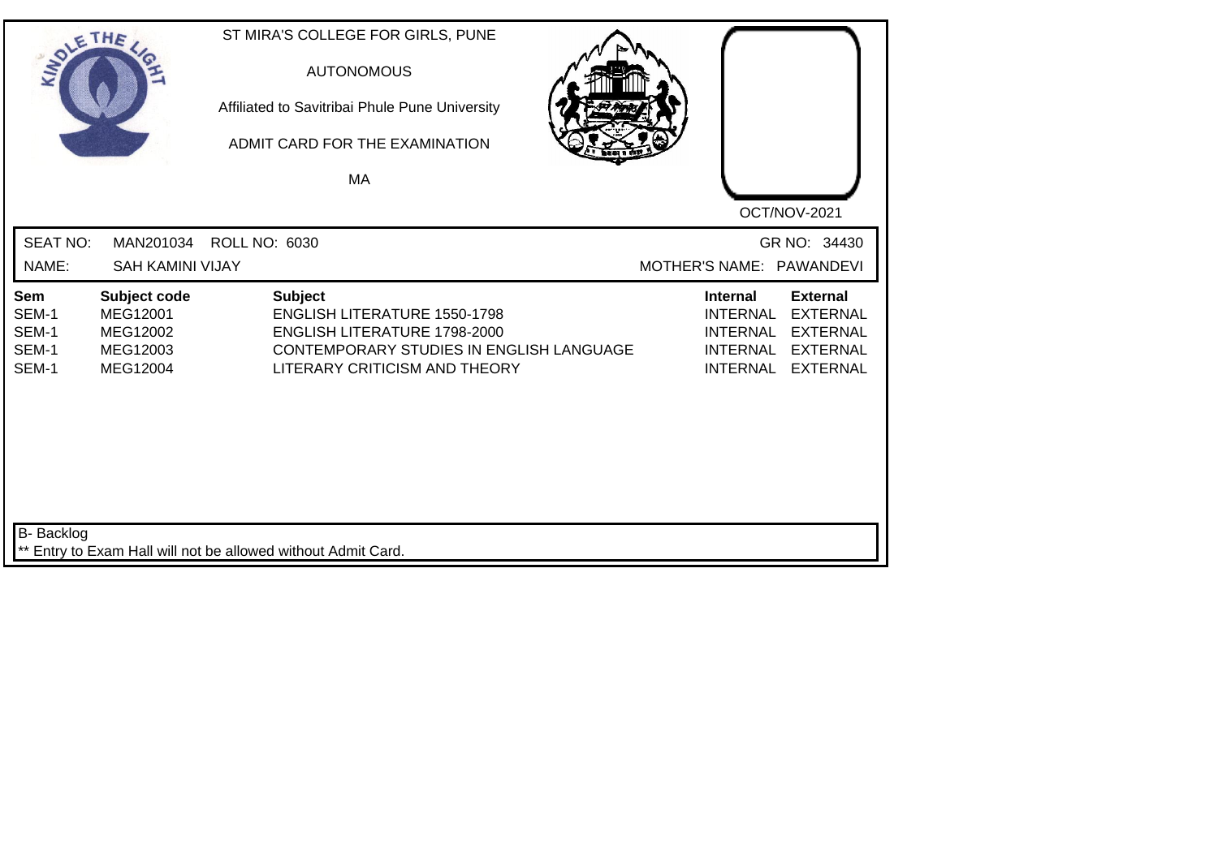ST MIRA'S COLLEGE FOR GIRLS, PUNE

AUTONOMOUS

Affiliated to Savitribai Phule Pune University

ADMIT CARD FOR THE EXAMINATION

MA

OCT/NOV-2021

SEAT NO: MAN201034 ROLL NO: 6030 GR NO: 34430

NAME: SAH KAMINI VIJAY MOTHER'S NAME: PAWANDEVI

| Sem | Subject code | Subject | Internal | External |
|---|---|---|---|---|
| SEM-1 | MEG12001 | ENGLISH LITERATURE 1550-1798 | INTERNAL | EXTERNAL |
| SEM-1 | MEG12002 | ENGLISH LITERATURE 1798-2000 | INTERNAL | EXTERNAL |
| SEM-1 | MEG12003 | CONTEMPORARY STUDIES IN ENGLISH LANGUAGE | INTERNAL | EXTERNAL |
| SEM-1 | MEG12004 | LITERARY CRITICISM AND THEORY | INTERNAL | EXTERNAL |

B- Backlog

** Entry to Exam Hall will not be allowed without Admit Card.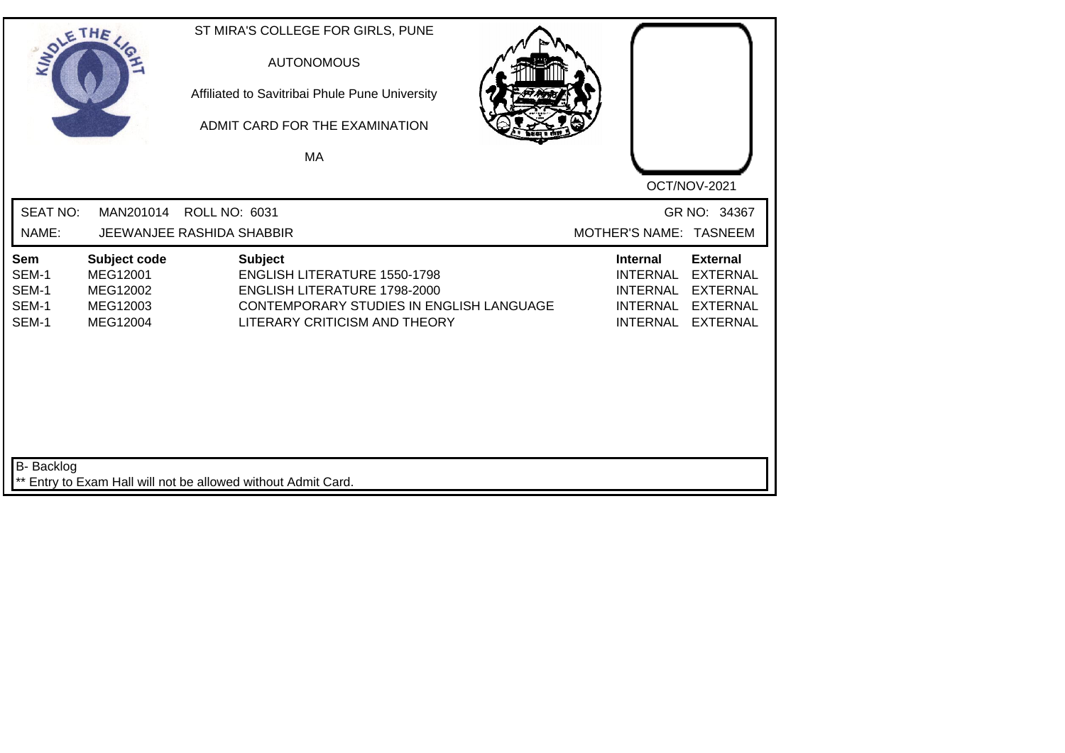ST MIRA'S COLLEGE FOR GIRLS, PUNE

AUTONOMOUS

Affiliated to Savitribai Phule Pune University

ADMIT CARD FOR THE EXAMINATION

MA

OCT/NOV-2021

SEAT NO: MAN201014 ROLL NO: 6031 GR NO: 34367

NAME: JEEWANJEE RASHIDA SHABBIR MOTHER'S NAME: TASNEEM

| Sem | Subject code | Subject | Internal | External |
|---|---|---|---|---|
| SEM-1 | MEG12001 | ENGLISH LITERATURE 1550-1798 | INTERNAL | EXTERNAL |
| SEM-1 | MEG12002 | ENGLISH LITERATURE 1798-2000 | INTERNAL | EXTERNAL |
| SEM-1 | MEG12003 | CONTEMPORARY STUDIES IN ENGLISH LANGUAGE | INTERNAL | EXTERNAL |
| SEM-1 | MEG12004 | LITERARY CRITICISM AND THEORY | INTERNAL | EXTERNAL |

B- Backlog

** Entry to Exam Hall will not be allowed without Admit Card.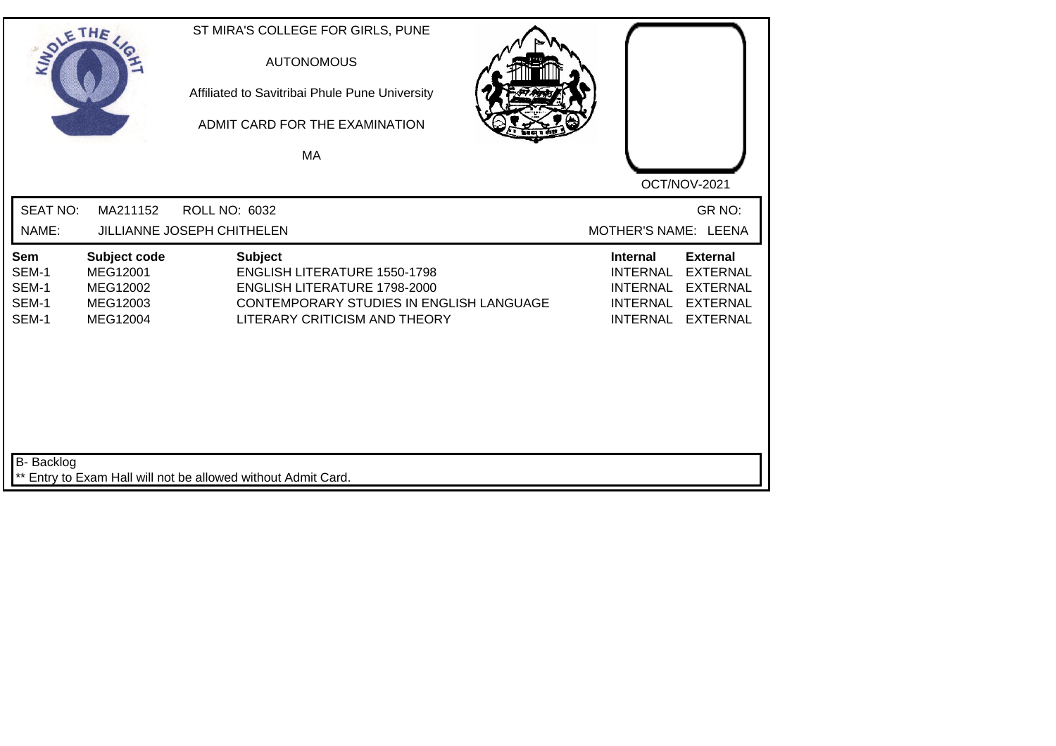ST MIRA'S COLLEGE FOR GIRLS, PUNE

AUTONOMOUS

Affiliated to Savitribai Phule Pune University

ADMIT CARD FOR THE EXAMINATION

MA

OCT/NOV-2021

SEAT NO: MA211152 ROLL NO: 6032 GR NO:

NAME: JILLIANNE JOSEPH CHITHELEN MOTHER'S NAME: LEENA

| Sem | Subject code | Subject | Internal | External |
|---|---|---|---|---|
| SEM-1 | MEG12001 | ENGLISH LITERATURE 1550-1798 | INTERNAL | EXTERNAL |
| SEM-1 | MEG12002 | ENGLISH LITERATURE 1798-2000 | INTERNAL | EXTERNAL |
| SEM-1 | MEG12003 | CONTEMPORARY STUDIES IN ENGLISH LANGUAGE | INTERNAL | EXTERNAL |
| SEM-1 | MEG12004 | LITERARY CRITICISM AND THEORY | INTERNAL | EXTERNAL |

B- Backlog

** Entry to Exam Hall will not be allowed without Admit Card.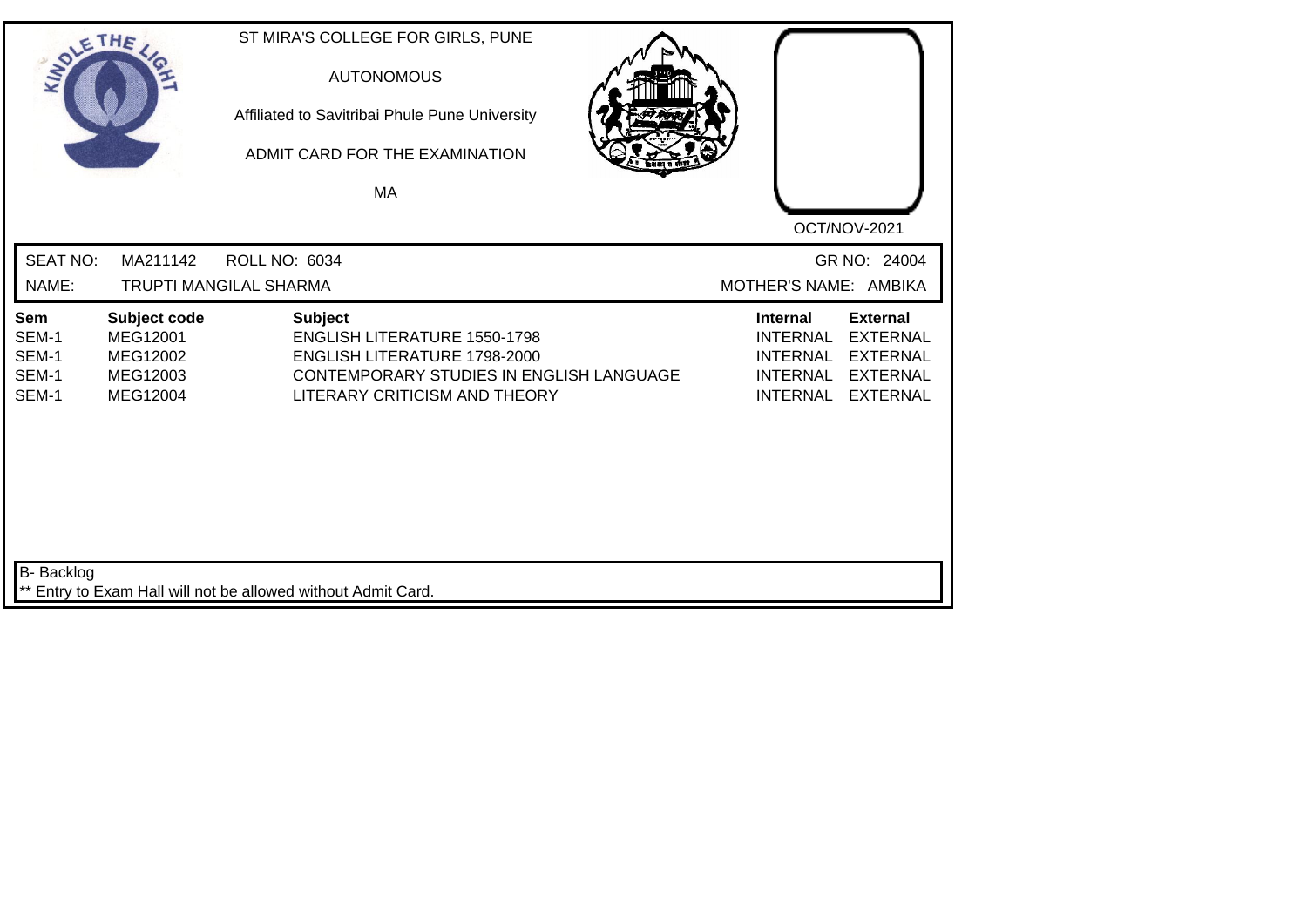ST MIRA'S COLLEGE FOR GIRLS, PUNE

AUTONOMOUS

Affiliated to Savitribai Phule Pune University

ADMIT CARD FOR THE EXAMINATION

MA

OCT/NOV-2021

| SEAT NO: | MA211142 | ROLL NO: 6034 | GR NO: 24004 |
|---|---|---|---|
| NAME: | TRUPTI MANGILAL SHARMA | | MOTHER'S NAME: AMBIKA |

| Sem | Subject code | Subject | Internal | External |
|---|---|---|---|---|
| SEM-1 | MEG12001 | ENGLISH LITERATURE 1550-1798 | INTERNAL | EXTERNAL |
| SEM-1 | MEG12002 | ENGLISH LITERATURE 1798-2000 | INTERNAL | EXTERNAL |
| SEM-1 | MEG12003 | CONTEMPORARY STUDIES IN ENGLISH LANGUAGE | INTERNAL | EXTERNAL |
| SEM-1 | MEG12004 | LITERARY CRITICISM AND THEORY | INTERNAL | EXTERNAL |

B- Backlog

** Entry to Exam Hall will not be allowed without Admit Card.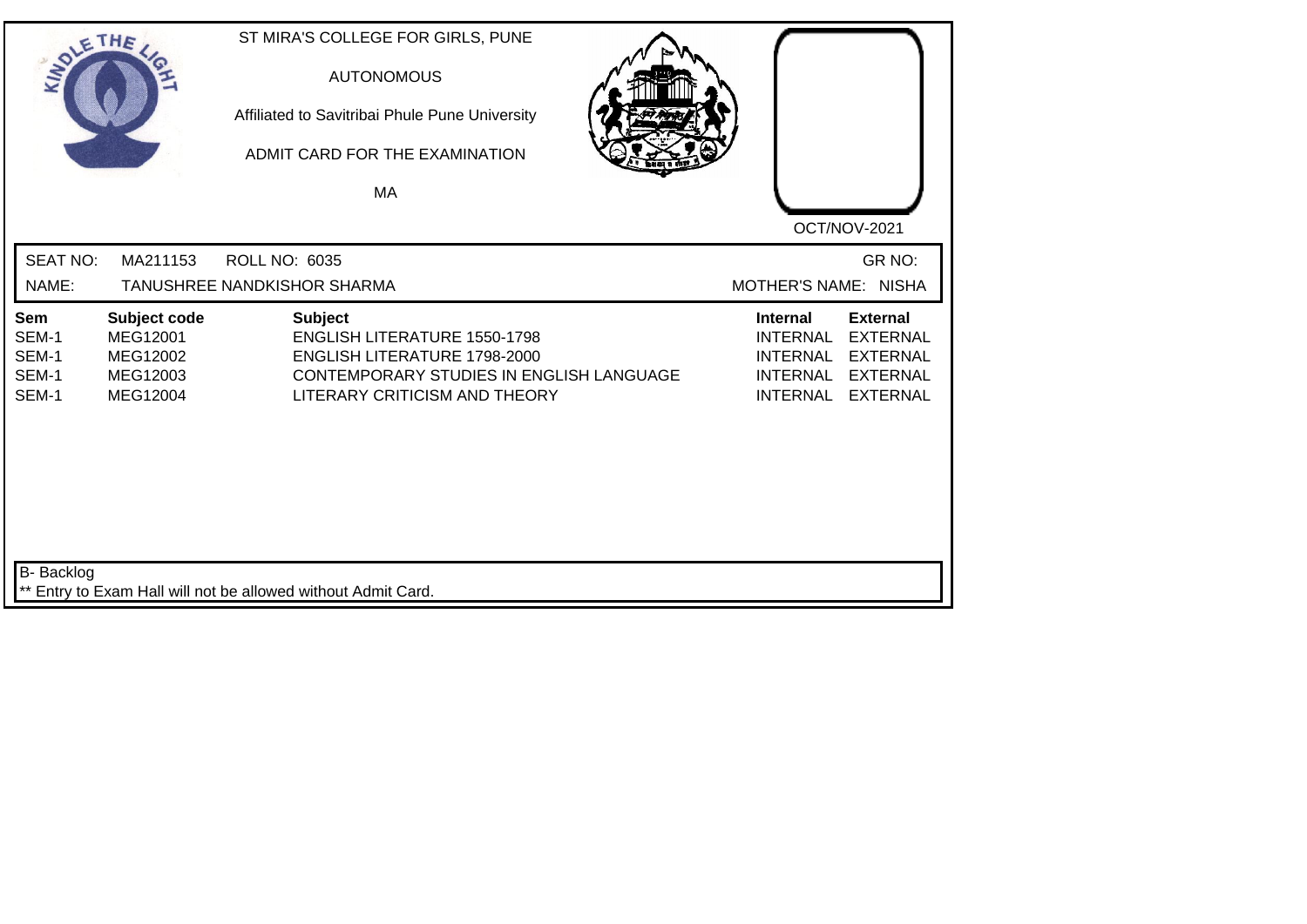ST MIRA'S COLLEGE FOR GIRLS, PUNE

AUTONOMOUS

Affiliated to Savitribai Phule Pune University

ADMIT CARD FOR THE EXAMINATION

MA

OCT/NOV-2021

SEAT NO: MA211153 ROLL NO: 6035 GR NO:

NAME: TANUSHREE NANDKISHOR SHARMA MOTHER'S NAME: NISHA

| Sem | Subject code | Subject | Internal | External |
|---|---|---|---|---|
| SEM-1 | MEG12001 | ENGLISH LITERATURE 1550-1798 | INTERNAL | EXTERNAL |
| SEM-1 | MEG12002 | ENGLISH LITERATURE 1798-2000 | INTERNAL | EXTERNAL |
| SEM-1 | MEG12003 | CONTEMPORARY STUDIES IN ENGLISH LANGUAGE | INTERNAL | EXTERNAL |
| SEM-1 | MEG12004 | LITERARY CRITICISM AND THEORY | INTERNAL | EXTERNAL |

B- Backlog

** Entry to Exam Hall will not be allowed without Admit Card.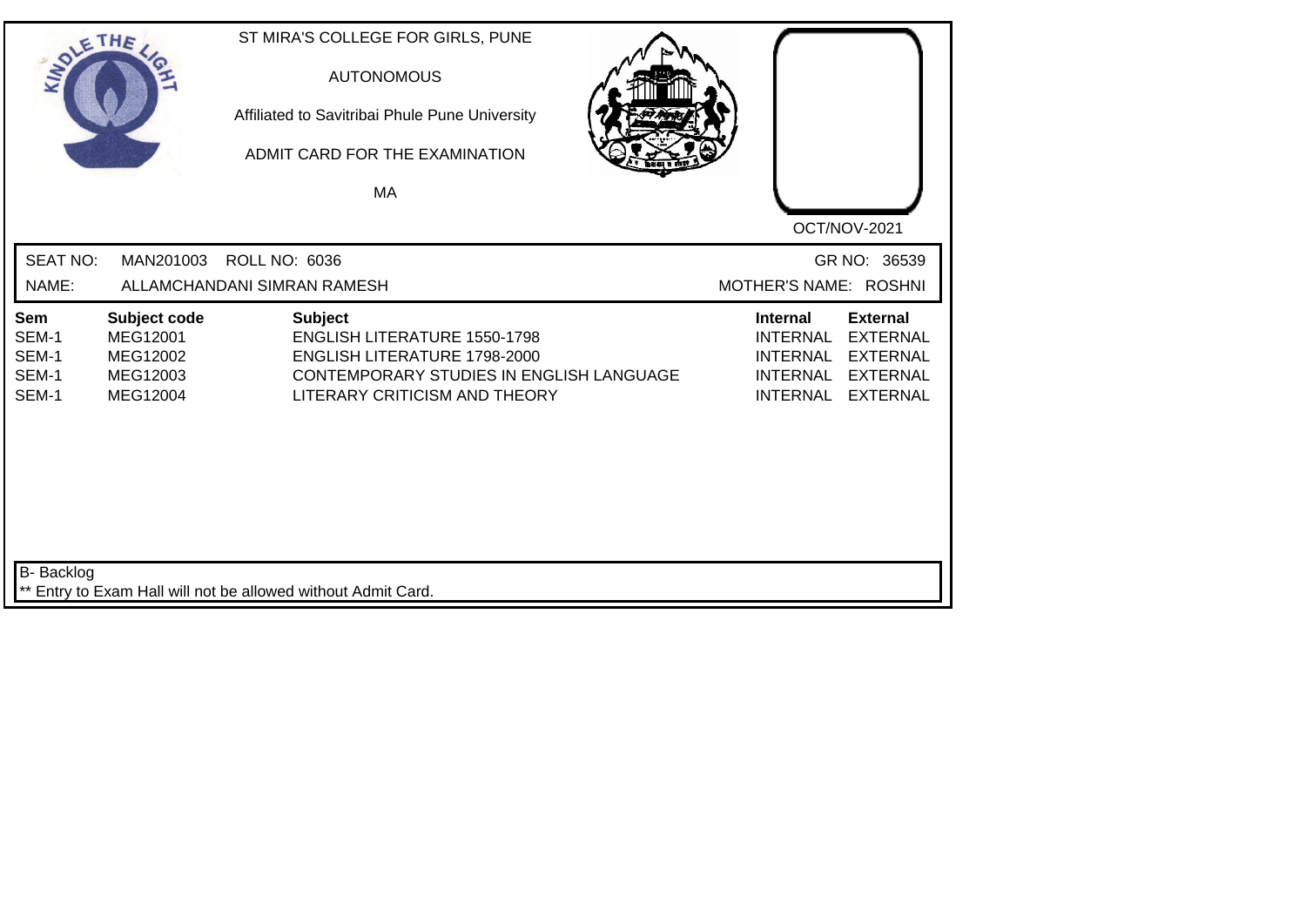ST MIRA'S COLLEGE FOR GIRLS, PUNE

AUTONOMOUS

Affiliated to Savitribai Phule Pune University

ADMIT CARD FOR THE EXAMINATION

MA

OCT/NOV-2021

SEAT NO: MAN201003 ROLL NO: 6036 GR NO: 36539

NAME: ALLAMCHANDANI SIMRAN RAMESH MOTHER'S NAME: ROSHNI

| Sem | Subject code | Subject | Internal | External |
|---|---|---|---|---|
| SEM-1 | MEG12001 | ENGLISH LITERATURE 1550-1798 | INTERNAL | EXTERNAL |
| SEM-1 | MEG12002 | ENGLISH LITERATURE 1798-2000 | INTERNAL | EXTERNAL |
| SEM-1 | MEG12003 | CONTEMPORARY STUDIES IN ENGLISH LANGUAGE | INTERNAL | EXTERNAL |
| SEM-1 | MEG12004 | LITERARY CRITICISM AND THEORY | INTERNAL | EXTERNAL |

B- Backlog

** Entry to Exam Hall will not be allowed without Admit Card.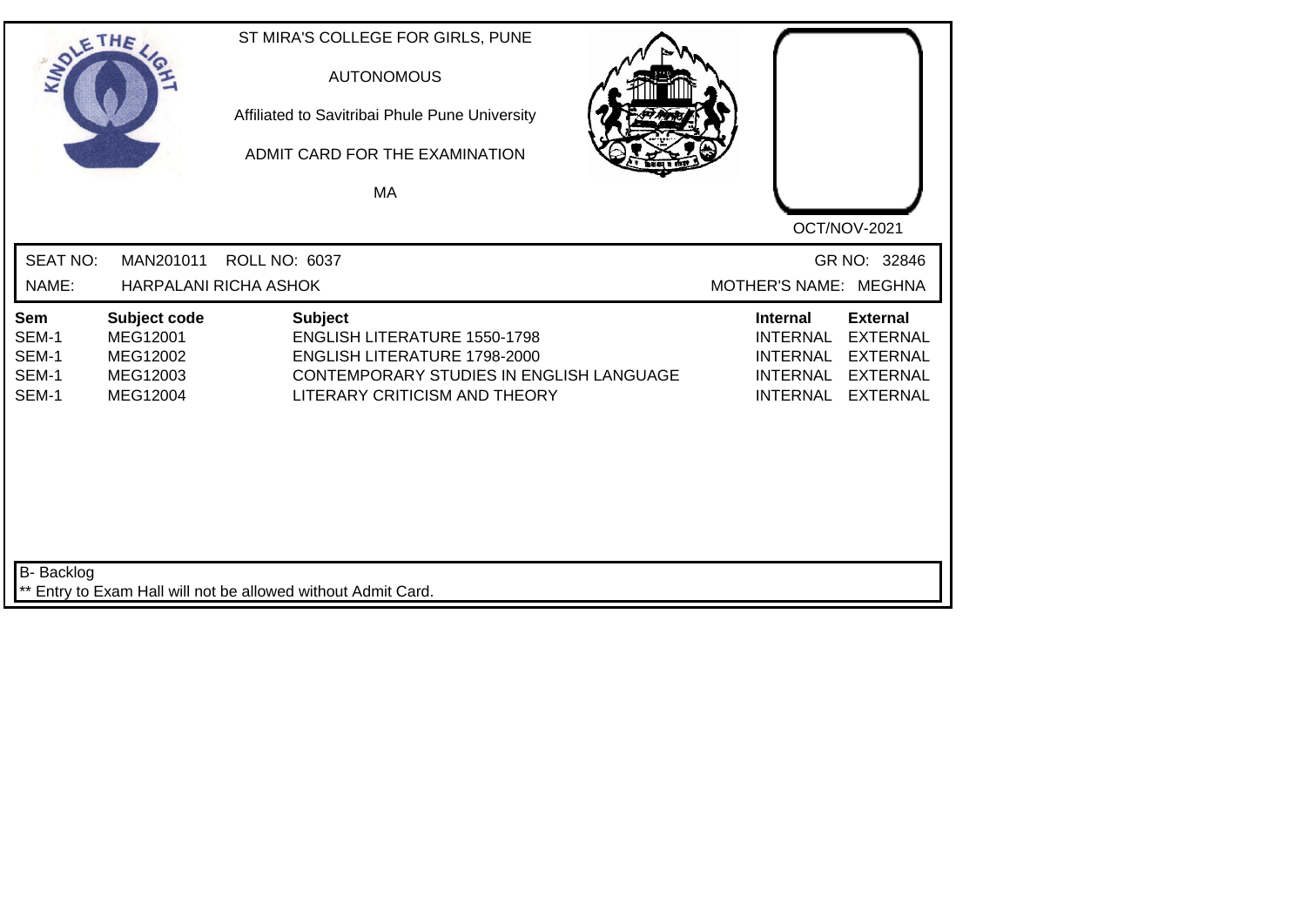ST MIRA'S COLLEGE FOR GIRLS, PUNE

AUTONOMOUS

Affiliated to Savitribai Phule Pune University

ADMIT CARD FOR THE EXAMINATION

MA

OCT/NOV-2021

SEAT NO: MAN201011 ROLL NO: 6037 GR NO: 32846

NAME: HARPALANI RICHA ASHOK MOTHER'S NAME: MEGHNA

| Sem | Subject code | Subject | Internal | External |
|---|---|---|---|---|
| SEM-1 | MEG12001 | ENGLISH LITERATURE 1550-1798 | INTERNAL | EXTERNAL |
| SEM-1 | MEG12002 | ENGLISH LITERATURE 1798-2000 | INTERNAL | EXTERNAL |
| SEM-1 | MEG12003 | CONTEMPORARY STUDIES IN ENGLISH LANGUAGE | INTERNAL | EXTERNAL |
| SEM-1 | MEG12004 | LITERARY CRITICISM AND THEORY | INTERNAL | EXTERNAL |

B- Backlog

** Entry to Exam Hall will not be allowed without Admit Card.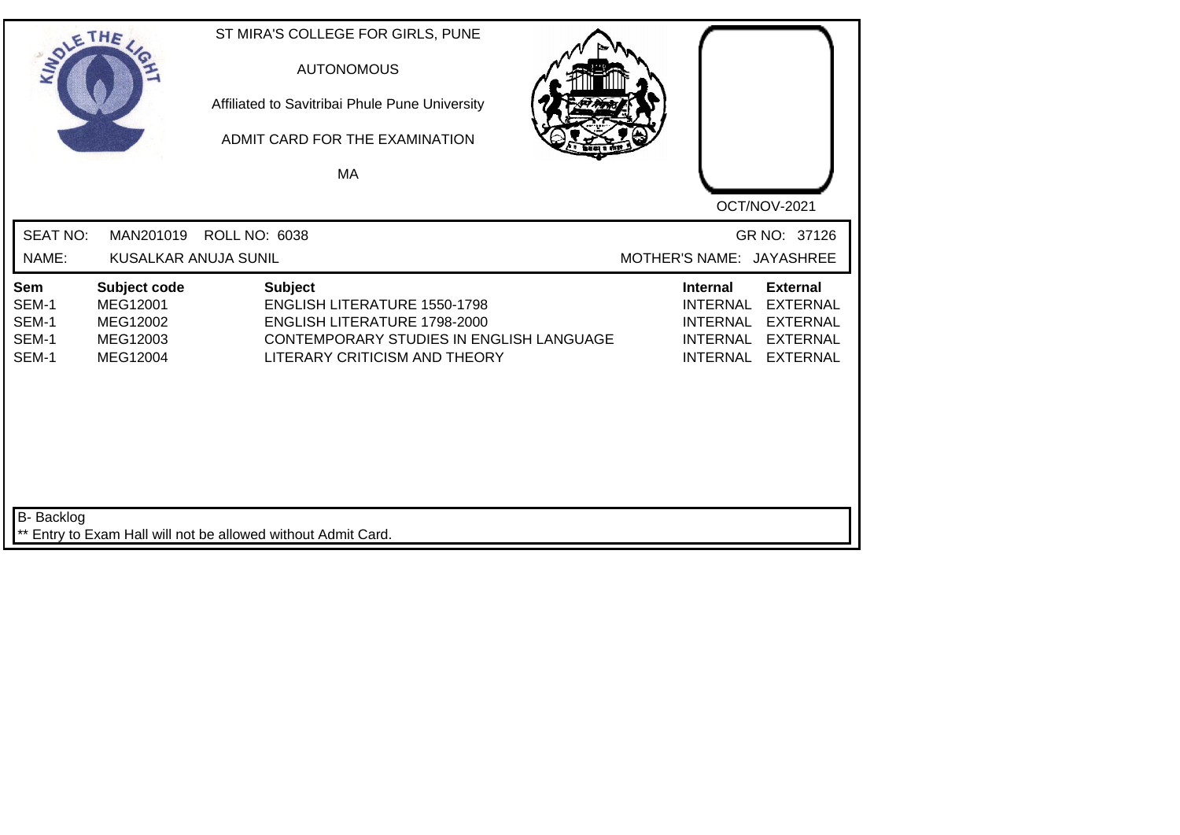ST MIRA'S COLLEGE FOR GIRLS, PUNE

AUTONOMOUS

Affiliated to Savitribai Phule Pune University

ADMIT CARD FOR THE EXAMINATION

MA

OCT/NOV-2021

SEAT NO: MAN201019 ROLL NO: 6038 GR NO: 37126

NAME: KUSALKAR ANUJA SUNIL MOTHER'S NAME: JAYASHREE

| Sem | Subject code | Subject | Internal | External |
|---|---|---|---|---|
| SEM-1 | MEG12001 | ENGLISH LITERATURE 1550-1798 | INTERNAL | EXTERNAL |
| SEM-1 | MEG12002 | ENGLISH LITERATURE 1798-2000 | INTERNAL | EXTERNAL |
| SEM-1 | MEG12003 | CONTEMPORARY STUDIES IN ENGLISH LANGUAGE | INTERNAL | EXTERNAL |
| SEM-1 | MEG12004 | LITERARY CRITICISM AND THEORY | INTERNAL | EXTERNAL |

B- Backlog

** Entry to Exam Hall will not be allowed without Admit Card.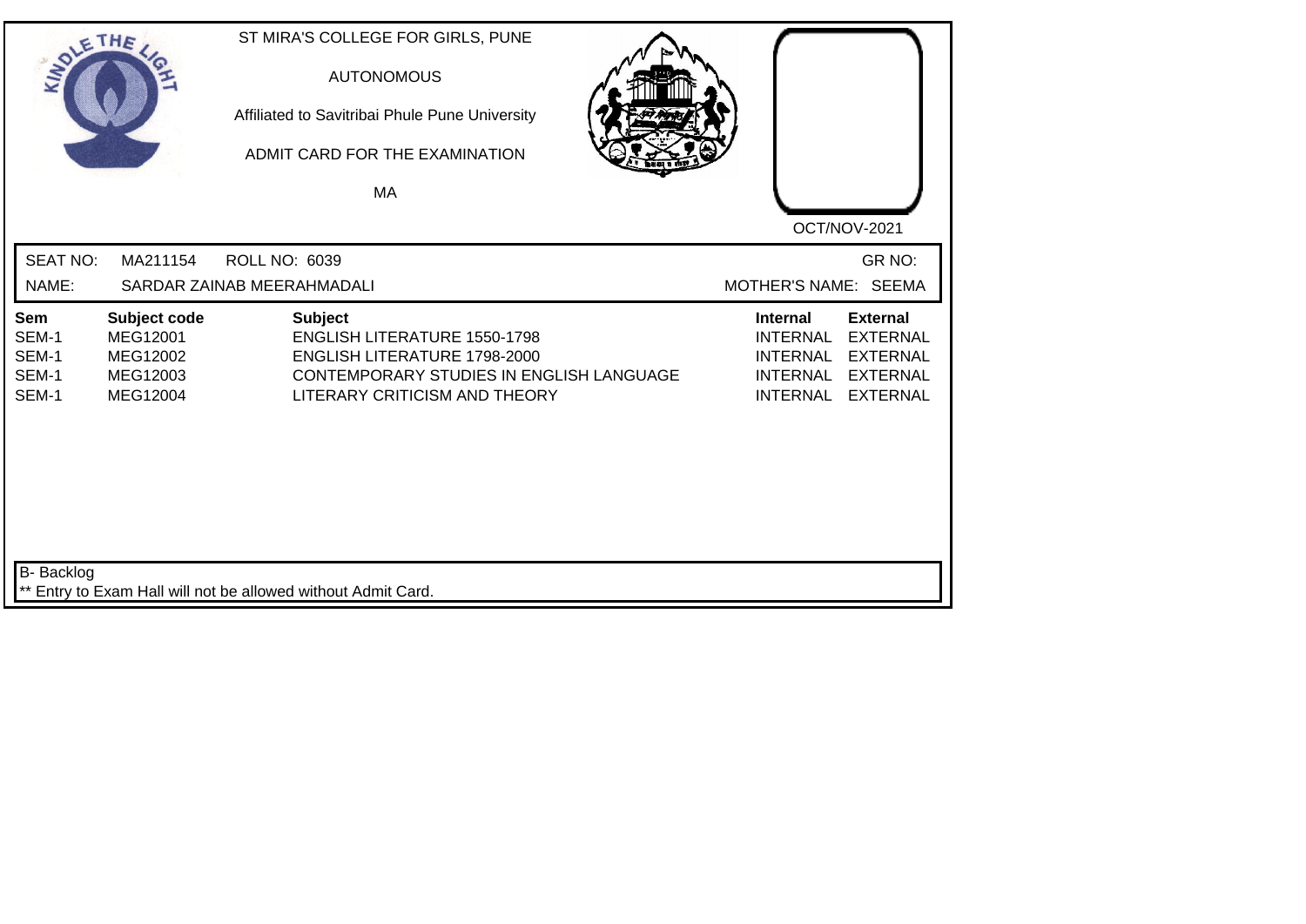ST MIRA'S COLLEGE FOR GIRLS, PUNE

AUTONOMOUS

Affiliated to Savitribai Phule Pune University

ADMIT CARD FOR THE EXAMINATION

MA

OCT/NOV-2021

SEAT NO: MA211154 ROLL NO: 6039 GR NO:

NAME: SARDAR ZAINAB MEERAHMADALI MOTHER'S NAME: SEEMA

| Sem | Subject code | Subject | Internal | External |
|---|---|---|---|---|
| SEM-1 | MEG12001 | ENGLISH LITERATURE 1550-1798 | INTERNAL | EXTERNAL |
| SEM-1 | MEG12002 | ENGLISH LITERATURE 1798-2000 | INTERNAL | EXTERNAL |
| SEM-1 | MEG12003 | CONTEMPORARY STUDIES IN ENGLISH LANGUAGE | INTERNAL | EXTERNAL |
| SEM-1 | MEG12004 | LITERARY CRITICISM AND THEORY | INTERNAL | EXTERNAL |

B- Backlog

** Entry to Exam Hall will not be allowed without Admit Card.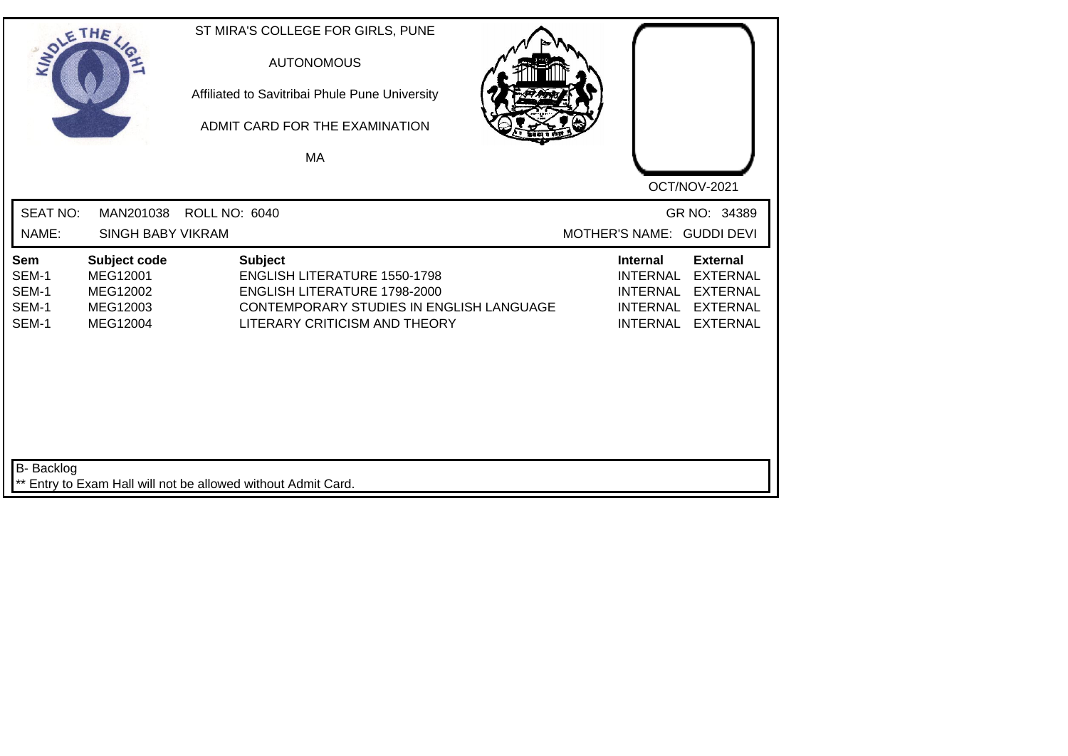ST MIRA'S COLLEGE FOR GIRLS, PUNE

AUTONOMOUS

Affiliated to Savitribai Phule Pune University

ADMIT CARD FOR THE EXAMINATION

MA

OCT/NOV-2021

SEAT NO: MAN201038 ROLL NO: 6040 GR NO: 34389

NAME: SINGH BABY VIKRAM MOTHER'S NAME: GUDDI DEVI

| Sem | Subject code | Subject | Internal | External |
|---|---|---|---|---|
| SEM-1 | MEG12001 | ENGLISH LITERATURE 1550-1798 | INTERNAL | EXTERNAL |
| SEM-1 | MEG12002 | ENGLISH LITERATURE 1798-2000 | INTERNAL | EXTERNAL |
| SEM-1 | MEG12003 | CONTEMPORARY STUDIES IN ENGLISH LANGUAGE | INTERNAL | EXTERNAL |
| SEM-1 | MEG12004 | LITERARY CRITICISM AND THEORY | INTERNAL | EXTERNAL |

B- Backlog

** Entry to Exam Hall will not be allowed without Admit Card.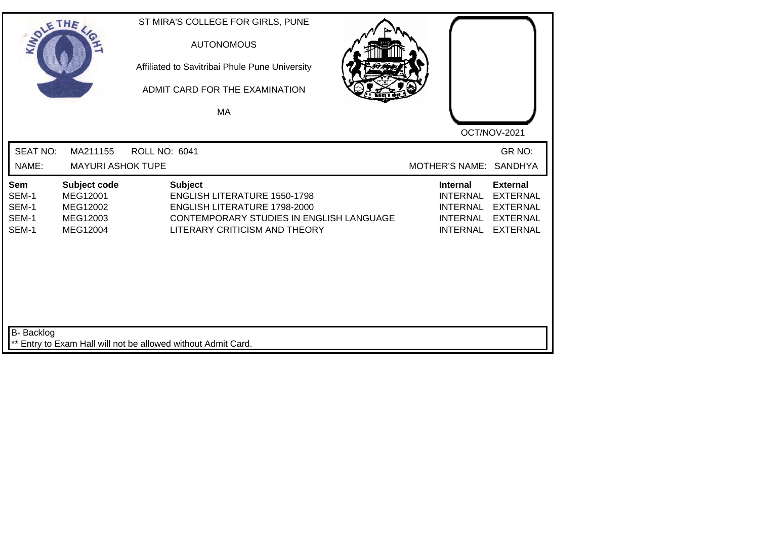ST MIRA'S COLLEGE FOR GIRLS, PUNE

AUTONOMOUS

Affiliated to Savitribai Phule Pune University

ADMIT CARD FOR THE EXAMINATION

MA

OCT/NOV-2021

| SEAT NO: | MA211155 | ROLL NO: 6041 | | GR NO: |
|---|---|---|---|---|
| NAME: | MAYURI ASHOK TUPE | | MOTHER'S NAME: | SANDHYA |

| Sem | Subject code | Subject | Internal | External |
|---|---|---|---|---|
| SEM-1 | MEG12001 | ENGLISH LITERATURE 1550-1798 | INTERNAL | EXTERNAL |
| SEM-1 | MEG12002 | ENGLISH LITERATURE 1798-2000 | INTERNAL | EXTERNAL |
| SEM-1 | MEG12003 | CONTEMPORARY STUDIES IN ENGLISH LANGUAGE | INTERNAL | EXTERNAL |
| SEM-1 | MEG12004 | LITERARY CRITICISM AND THEORY | INTERNAL | EXTERNAL |

B- Backlog

** Entry to Exam Hall will not be allowed without Admit Card.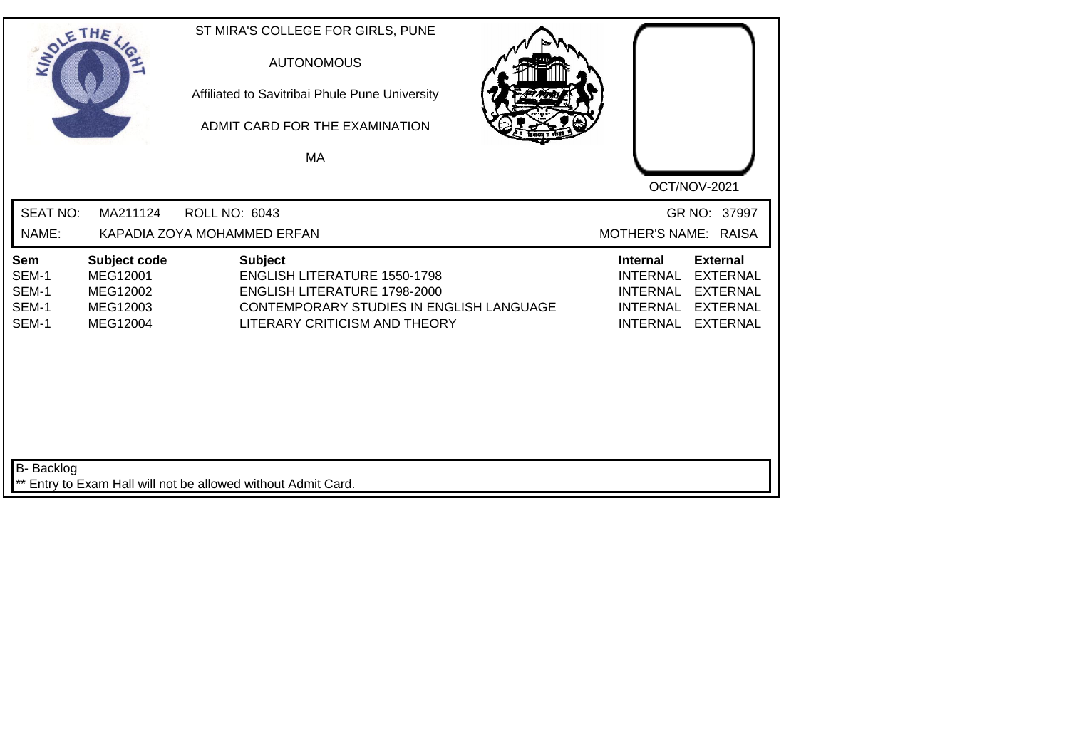ST MIRA'S COLLEGE FOR GIRLS, PUNE

AUTONOMOUS

Affiliated to Savitribai Phule Pune University

ADMIT CARD FOR THE EXAMINATION

MA

OCT/NOV-2021

SEAT NO: MA211124 ROLL NO: 6043 GR NO: 37997

NAME: KAPADIA ZOYA MOHAMMED ERFAN MOTHER'S NAME: RAISA

| Sem | Subject code | Subject | Internal | External |
|---|---|---|---|---|
| SEM-1 | MEG12001 | ENGLISH LITERATURE 1550-1798 | INTERNAL | EXTERNAL |
| SEM-1 | MEG12002 | ENGLISH LITERATURE 1798-2000 | INTERNAL | EXTERNAL |
| SEM-1 | MEG12003 | CONTEMPORARY STUDIES IN ENGLISH LANGUAGE | INTERNAL | EXTERNAL |
| SEM-1 | MEG12004 | LITERARY CRITICISM AND THEORY | INTERNAL | EXTERNAL |

B- Backlog

** Entry to Exam Hall will not be allowed without Admit Card.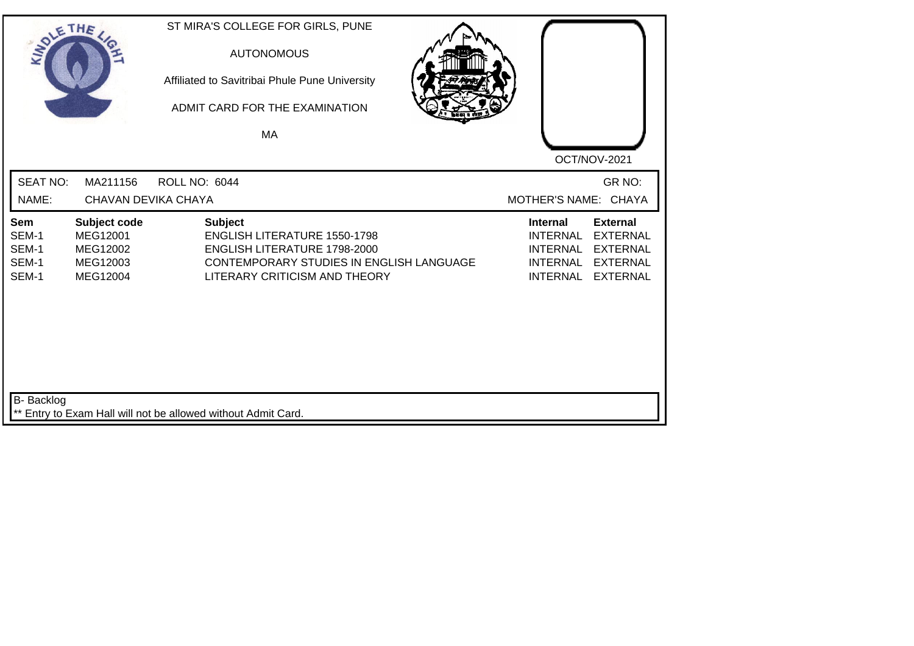ST MIRA'S COLLEGE FOR GIRLS, PUNE

AUTONOMOUS

Affiliated to Savitribai Phule Pune University

ADMIT CARD FOR THE EXAMINATION

MA

OCT/NOV-2021

SEAT NO: MA211156 ROLL NO: 6044 GR NO:

NAME: CHAVAN DEVIKA CHAYA MOTHER'S NAME: CHAYA

| Sem | Subject code | Subject | Internal | External |
|---|---|---|---|---|
| SEM-1 | MEG12001 | ENGLISH LITERATURE 1550-1798 | INTERNAL | EXTERNAL |
| SEM-1 | MEG12002 | ENGLISH LITERATURE 1798-2000 | INTERNAL | EXTERNAL |
| SEM-1 | MEG12003 | CONTEMPORARY STUDIES IN ENGLISH LANGUAGE | INTERNAL | EXTERNAL |
| SEM-1 | MEG12004 | LITERARY CRITICISM AND THEORY | INTERNAL | EXTERNAL |

B- Backlog

** Entry to Exam Hall will not be allowed without Admit Card.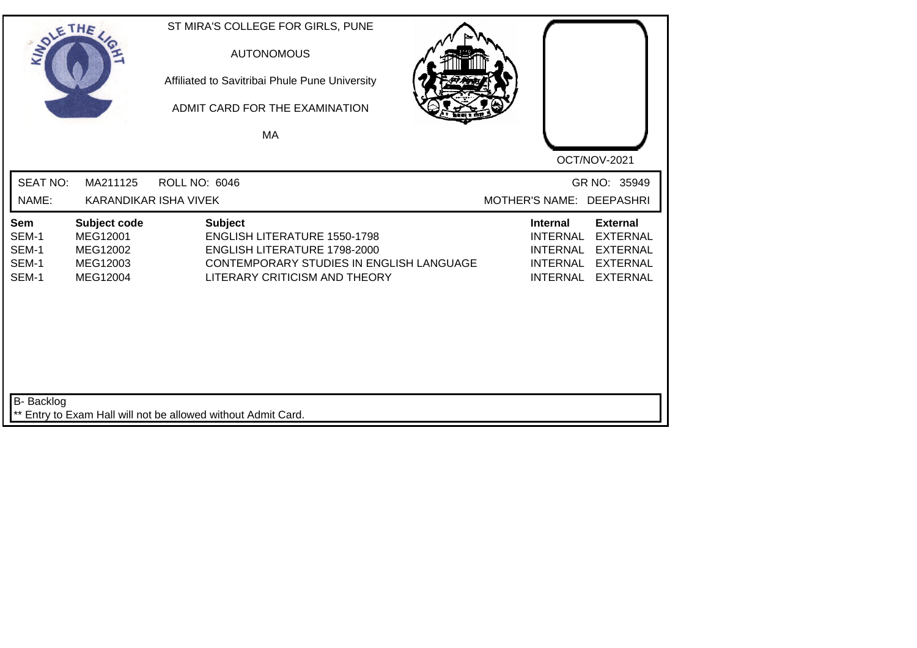ST MIRA'S COLLEGE FOR GIRLS, PUNE

AUTONOMOUS

Affiliated to Savitribai Phule Pune University

ADMIT CARD FOR THE EXAMINATION

MA

OCT/NOV-2021

SEAT NO: MA211125 ROLL NO: 6046 GR NO: 35949

NAME: KARANDIKAR ISHA VIVEK MOTHER'S NAME: DEEPASHRI

| Sem | Subject code | Subject | Internal | External |
|---|---|---|---|---|
| SEM-1 | MEG12001 | ENGLISH LITERATURE 1550-1798 | INTERNAL | EXTERNAL |
| SEM-1 | MEG12002 | ENGLISH LITERATURE 1798-2000 | INTERNAL | EXTERNAL |
| SEM-1 | MEG12003 | CONTEMPORARY STUDIES IN ENGLISH LANGUAGE | INTERNAL | EXTERNAL |
| SEM-1 | MEG12004 | LITERARY CRITICISM AND THEORY | INTERNAL | EXTERNAL |

B- Backlog

** Entry to Exam Hall will not be allowed without Admit Card.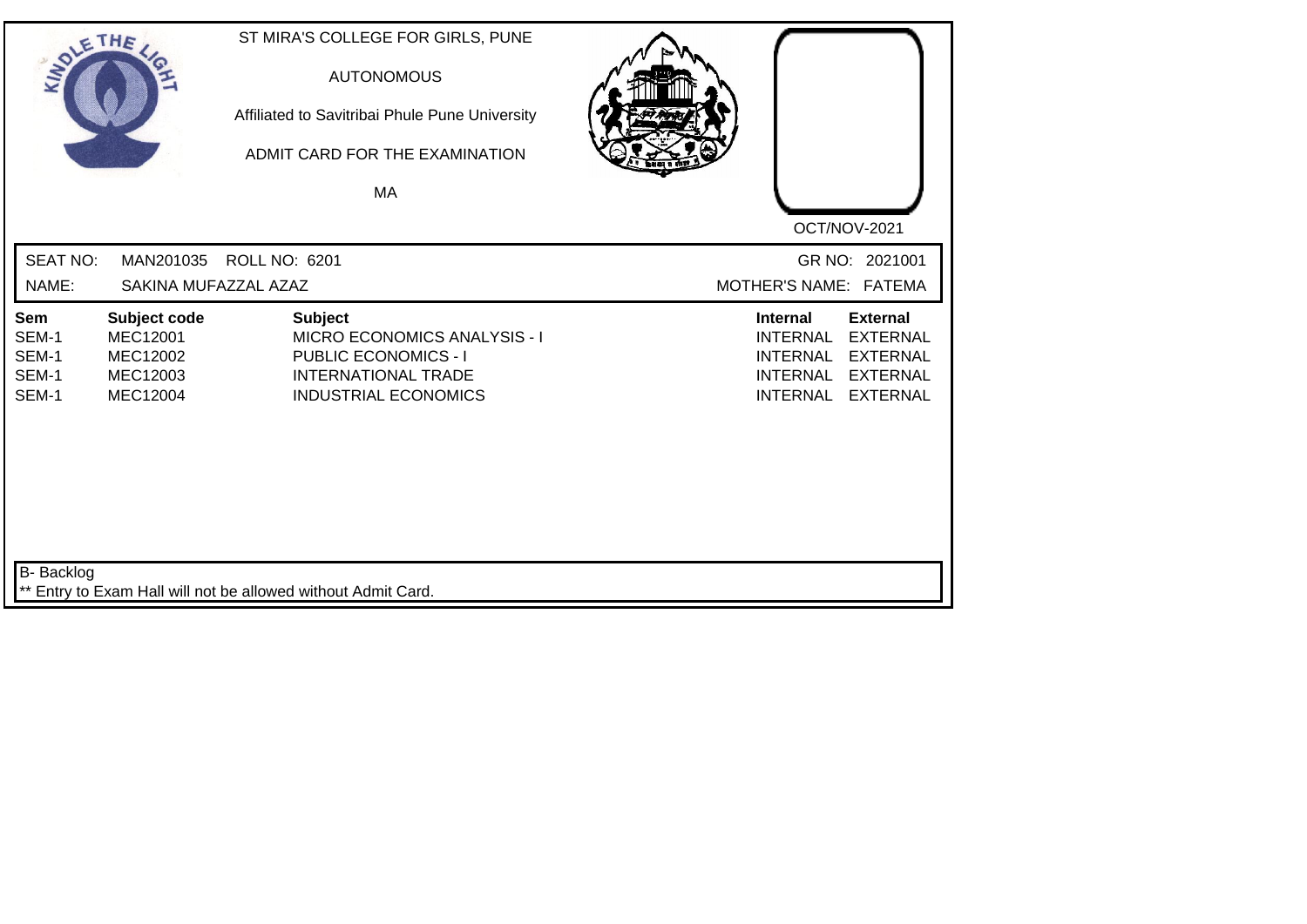ST MIRA'S COLLEGE FOR GIRLS, PUNE

AUTONOMOUS

Affiliated to Savitribai Phule Pune University

ADMIT CARD FOR THE EXAMINATION

MA

OCT/NOV-2021

SEAT NO: MAN201035 ROLL NO: 6201 GR NO: 2021001

NAME: SAKINA MUFAZZAL AZAZ MOTHER'S NAME: FATEMA

| Sem | Subject code | Subject | Internal | External |
|---|---|---|---|---|
| SEM-1 | MEC12001 | MICRO ECONOMICS ANALYSIS - I | INTERNAL | EXTERNAL |
| SEM-1 | MEC12002 | PUBLIC ECONOMICS - I | INTERNAL | EXTERNAL |
| SEM-1 | MEC12003 | INTERNATIONAL TRADE | INTERNAL | EXTERNAL |
| SEM-1 | MEC12004 | INDUSTRIAL ECONOMICS | INTERNAL | EXTERNAL |

B- Backlog

** Entry to Exam Hall will not be allowed without Admit Card.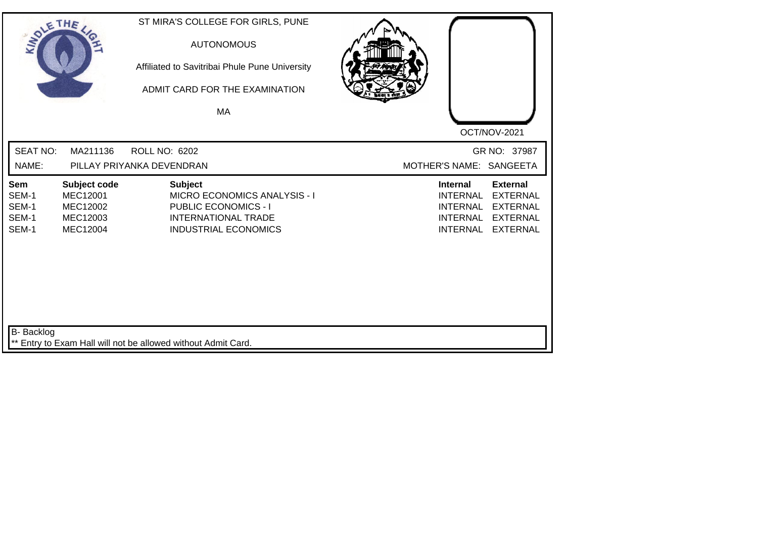ST MIRA'S COLLEGE FOR GIRLS, PUNE

AUTONOMOUS

Affiliated to Savitribai Phule Pune University

ADMIT CARD FOR THE EXAMINATION

MA

OCT/NOV-2021

SEAT NO: MA211136 ROLL NO: 6202 GR NO: 37987

NAME: PILLAY PRIYANKA DEVENDRAN MOTHER'S NAME: SANGEETA

| Sem | Subject code | Subject | Internal | External |
|---|---|---|---|---|
| SEM-1 | MEC12001 | MICRO ECONOMICS ANALYSIS - I | INTERNAL | EXTERNAL |
| SEM-1 | MEC12002 | PUBLIC ECONOMICS - I | INTERNAL | EXTERNAL |
| SEM-1 | MEC12003 | INTERNATIONAL TRADE | INTERNAL | EXTERNAL |
| SEM-1 | MEC12004 | INDUSTRIAL ECONOMICS | INTERNAL | EXTERNAL |

B- Backlog

** Entry to Exam Hall will not be allowed without Admit Card.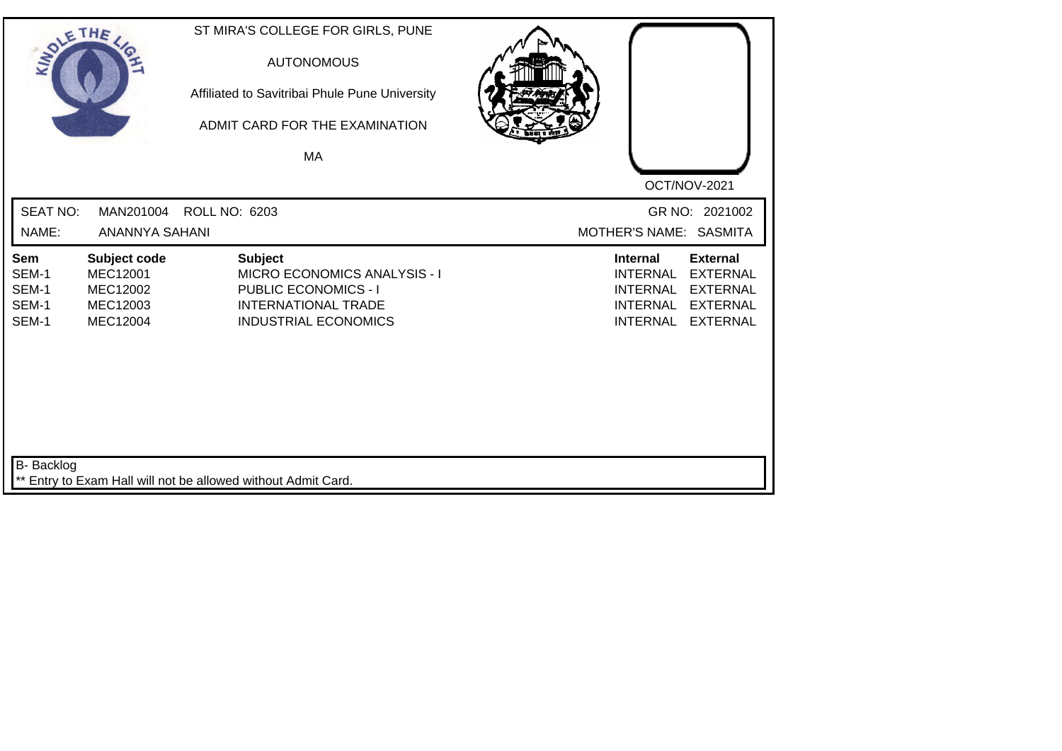ST MIRA'S COLLEGE FOR GIRLS, PUNE

AUTONOMOUS

Affiliated to Savitribai Phule Pune University

ADMIT CARD FOR THE EXAMINATION

MA

OCT/NOV-2021

SEAT NO: MAN201004 ROLL NO: 6203 GR NO: 2021002

NAME: ANANNYA SAHANI MOTHER'S NAME: SASMITA

| Sem | Subject code | Subject | Internal | External |
|---|---|---|---|---|
| SEM-1 | MEC12001 | MICRO ECONOMICS ANALYSIS - I | INTERNAL | EXTERNAL |
| SEM-1 | MEC12002 | PUBLIC ECONOMICS - I | INTERNAL | EXTERNAL |
| SEM-1 | MEC12003 | INTERNATIONAL TRADE | INTERNAL | EXTERNAL |
| SEM-1 | MEC12004 | INDUSTRIAL ECONOMICS | INTERNAL | EXTERNAL |

B- Backlog

** Entry to Exam Hall will not be allowed without Admit Card.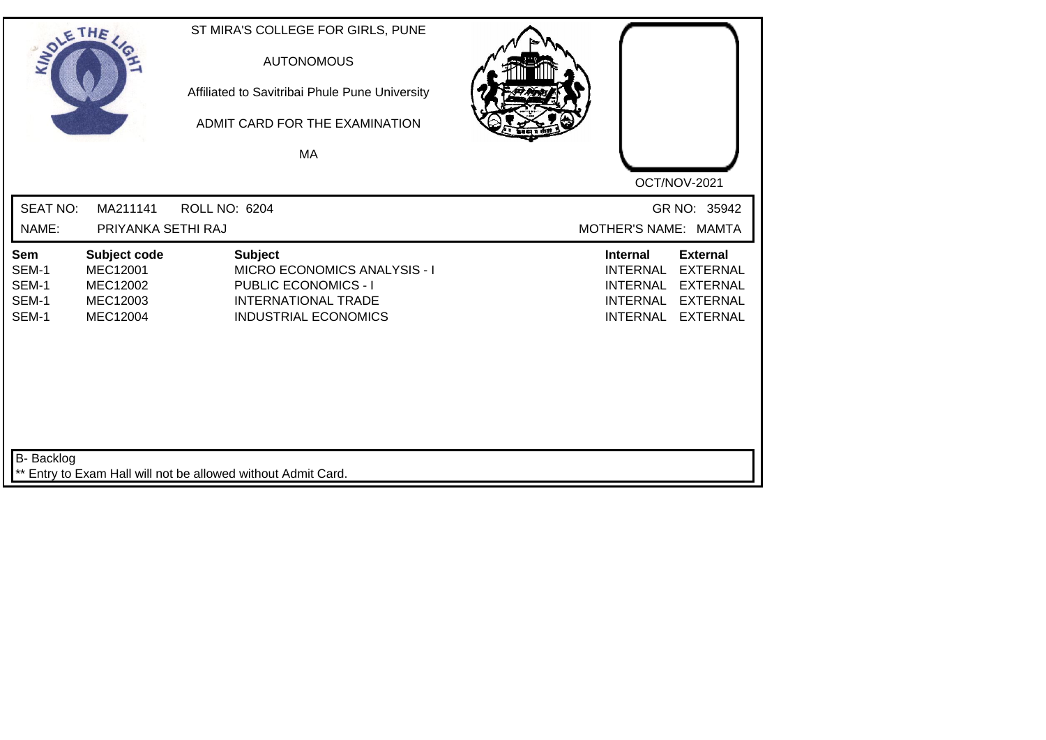ST MIRA'S COLLEGE FOR GIRLS, PUNE

AUTONOMOUS

Affiliated to Savitribai Phule Pune University

ADMIT CARD FOR THE EXAMINATION

MA

OCT/NOV-2021

SEAT NO: MA211141 ROLL NO: 6204 GR NO: 35942

NAME: PRIYANKA SETHI RAJ MOTHER'S NAME: MAMTA

| Sem | Subject code | Subject | Internal | External |
|---|---|---|---|---|
| SEM-1 | MEC12001 | MICRO ECONOMICS ANALYSIS - I | INTERNAL | EXTERNAL |
| SEM-1 | MEC12002 | PUBLIC ECONOMICS - I | INTERNAL | EXTERNAL |
| SEM-1 | MEC12003 | INTERNATIONAL TRADE | INTERNAL | EXTERNAL |
| SEM-1 | MEC12004 | INDUSTRIAL ECONOMICS | INTERNAL | EXTERNAL |

B- Backlog

** Entry to Exam Hall will not be allowed without Admit Card.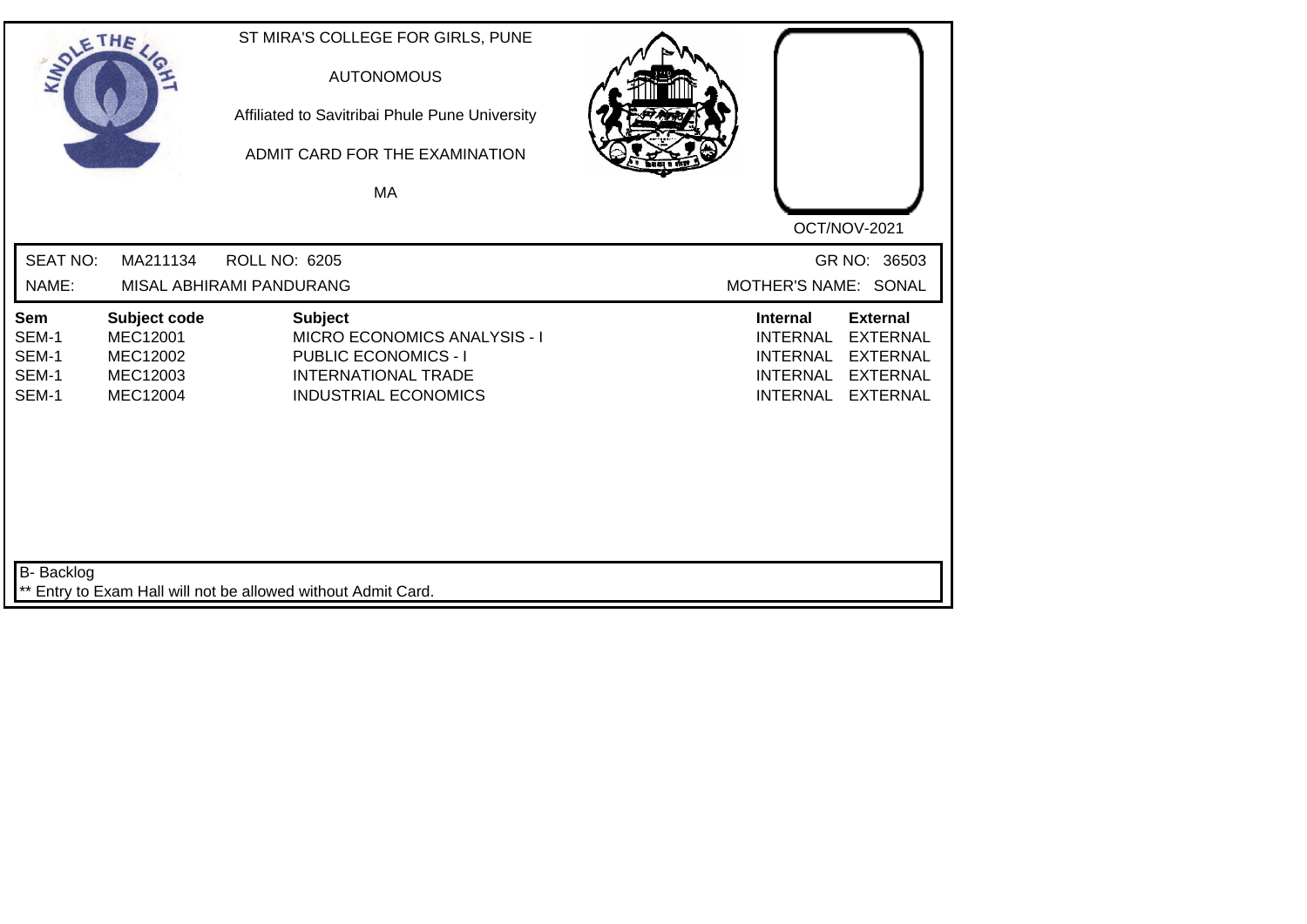ST MIRA'S COLLEGE FOR GIRLS, PUNE

AUTONOMOUS

Affiliated to Savitribai Phule Pune University

ADMIT CARD FOR THE EXAMINATION

MA

OCT/NOV-2021

SEAT NO: MA211134 ROLL NO: 6205 GR NO: 36503

NAME: MISAL ABHIRAMI PANDURANG MOTHER'S NAME: SONAL

| Sem | Subject code | Subject | Internal | External |
|---|---|---|---|---|
| SEM-1 | MEC12001 | MICRO ECONOMICS ANALYSIS - I | INTERNAL | EXTERNAL |
| SEM-1 | MEC12002 | PUBLIC ECONOMICS - I | INTERNAL | EXTERNAL |
| SEM-1 | MEC12003 | INTERNATIONAL TRADE | INTERNAL | EXTERNAL |
| SEM-1 | MEC12004 | INDUSTRIAL ECONOMICS | INTERNAL | EXTERNAL |

B- Backlog

** Entry to Exam Hall will not be allowed without Admit Card.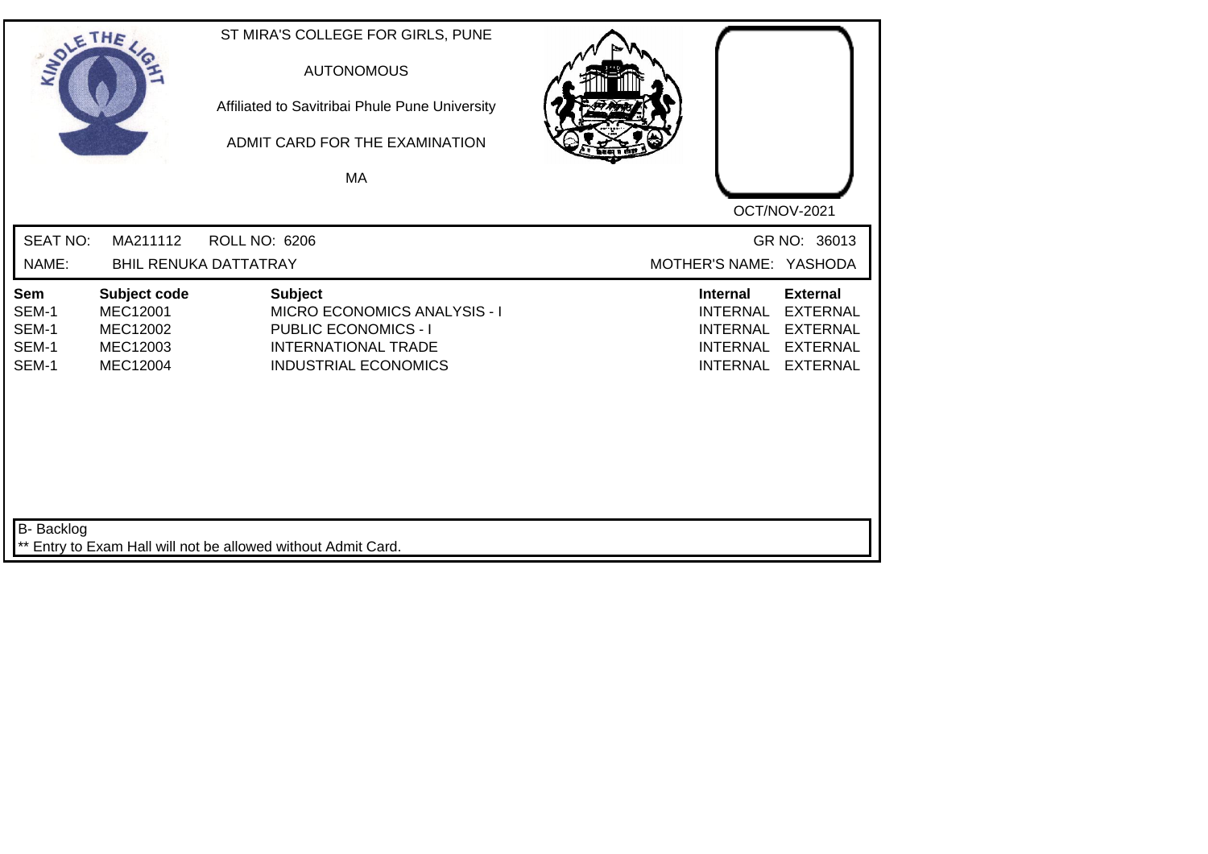ST MIRA'S COLLEGE FOR GIRLS, PUNE

AUTONOMOUS

Affiliated to Savitribai Phule Pune University

ADMIT CARD FOR THE EXAMINATION

MA

OCT/NOV-2021

SEAT NO: MA211112 ROLL NO: 6206 GR NO: 36013

NAME: BHIL RENUKA DATTATRAY MOTHER'S NAME: YASHODA

| Sem | Subject code | Subject | Internal | External |
|---|---|---|---|---|
| SEM-1 | MEC12001 | MICRO ECONOMICS ANALYSIS - I | INTERNAL | EXTERNAL |
| SEM-1 | MEC12002 | PUBLIC ECONOMICS - I | INTERNAL | EXTERNAL |
| SEM-1 | MEC12003 | INTERNATIONAL TRADE | INTERNAL | EXTERNAL |
| SEM-1 | MEC12004 | INDUSTRIAL ECONOMICS | INTERNAL | EXTERNAL |

B- Backlog

** Entry to Exam Hall will not be allowed without Admit Card.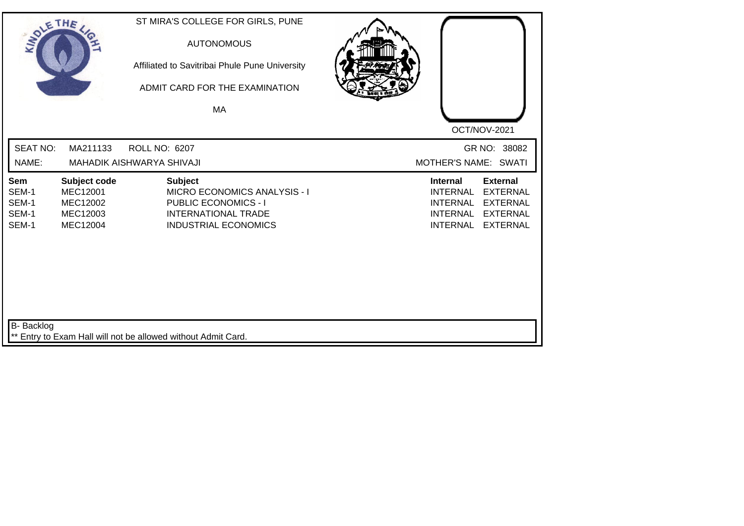ST MIRA'S COLLEGE FOR GIRLS, PUNE

AUTONOMOUS

Affiliated to Savitribai Phule Pune University

ADMIT CARD FOR THE EXAMINATION

MA

OCT/NOV-2021

SEAT NO: MA211133 ROLL NO: 6207 GR NO: 38082

NAME: MAHADIK AISHWARYA SHIVAJI MOTHER'S NAME: SWATI

| Sem | Subject code | Subject | Internal | External |
|---|---|---|---|---|
| SEM-1 | MEC12001 | MICRO ECONOMICS ANALYSIS - I | INTERNAL | EXTERNAL |
| SEM-1 | MEC12002 | PUBLIC ECONOMICS - I | INTERNAL | EXTERNAL |
| SEM-1 | MEC12003 | INTERNATIONAL TRADE | INTERNAL | EXTERNAL |
| SEM-1 | MEC12004 | INDUSTRIAL ECONOMICS | INTERNAL | EXTERNAL |

B- Backlog

** Entry to Exam Hall will not be allowed without Admit Card.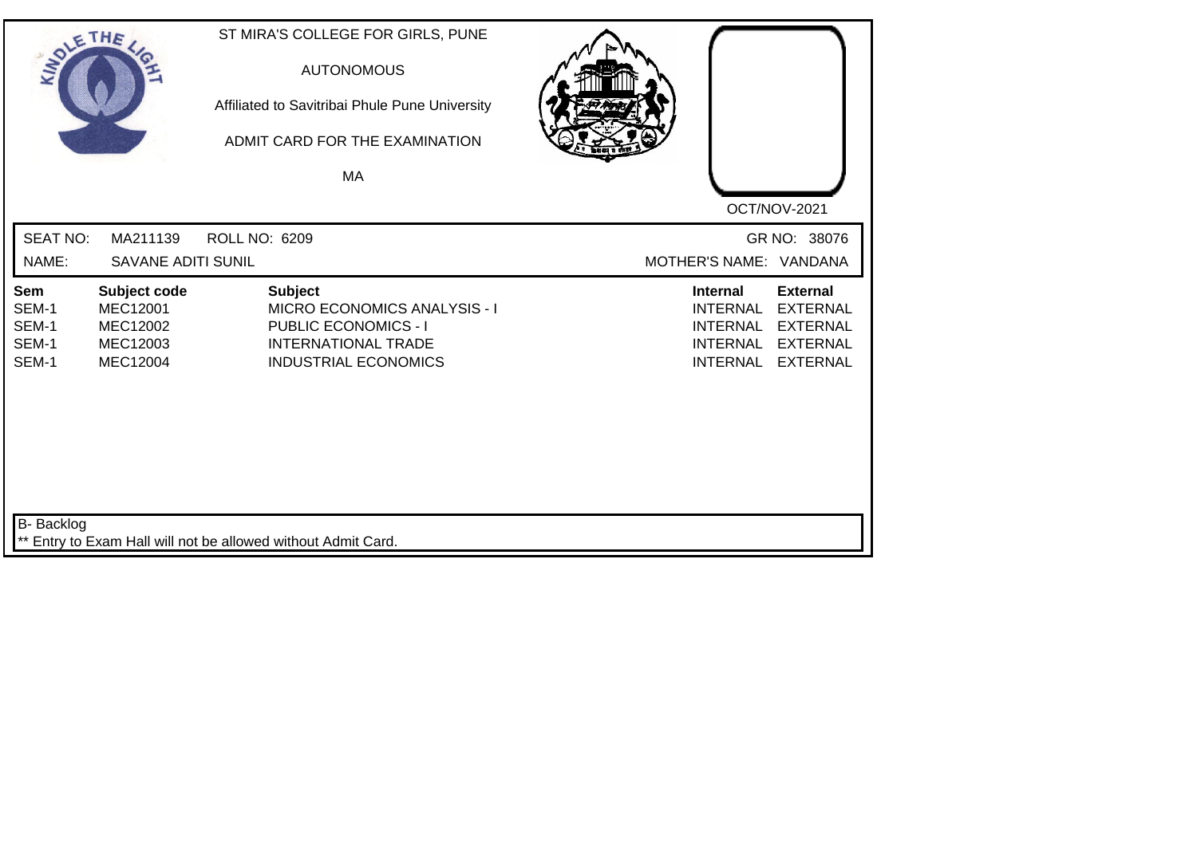ST MIRA'S COLLEGE FOR GIRLS, PUNE

AUTONOMOUS

Affiliated to Savitribai Phule Pune University

ADMIT CARD FOR THE EXAMINATION

MA

OCT/NOV-2021

SEAT NO: MA211139 ROLL NO: 6209 GR NO: 38076

NAME: SAVANE ADITI SUNIL MOTHER'S NAME: VANDANA

| Sem | Subject code | Subject | Internal | External |
|---|---|---|---|---|
| SEM-1 | MEC12001 | MICRO ECONOMICS ANALYSIS - I | INTERNAL | EXTERNAL |
| SEM-1 | MEC12002 | PUBLIC ECONOMICS - I | INTERNAL | EXTERNAL |
| SEM-1 | MEC12003 | INTERNATIONAL TRADE | INTERNAL | EXTERNAL |
| SEM-1 | MEC12004 | INDUSTRIAL ECONOMICS | INTERNAL | EXTERNAL |

B- Backlog

** Entry to Exam Hall will not be allowed without Admit Card.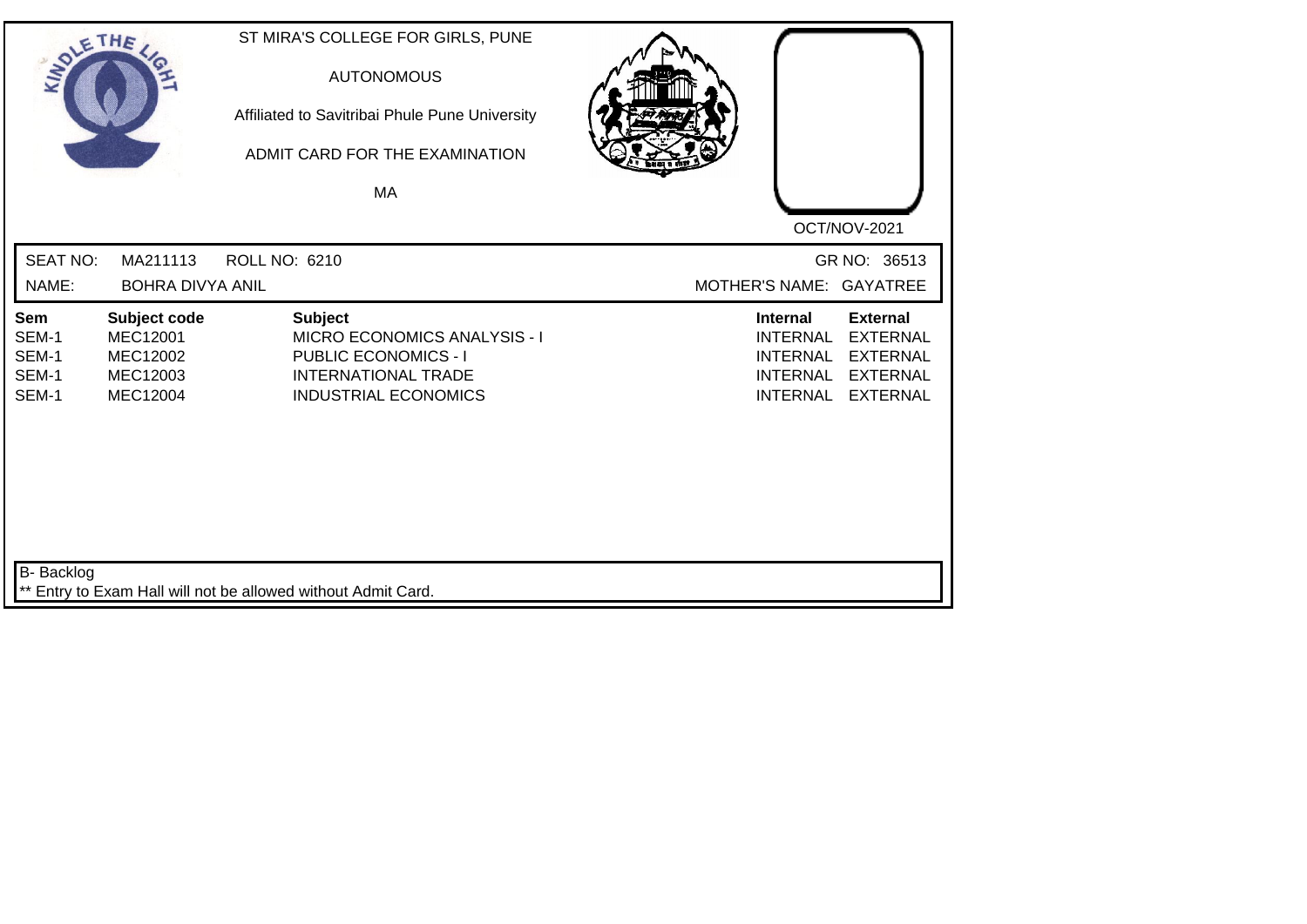ST MIRA'S COLLEGE FOR GIRLS, PUNE

AUTONOMOUS

Affiliated to Savitribai Phule Pune University

ADMIT CARD FOR THE EXAMINATION

MA

OCT/NOV-2021

SEAT NO: MA211113 ROLL NO: 6210 GR NO: 36513

NAME: BOHRA DIVYA ANIL MOTHER'S NAME: GAYATREE

| Sem | Subject code | Subject | Internal | External |
|---|---|---|---|---|
| SEM-1 | MEC12001 | MICRO ECONOMICS ANALYSIS - I | INTERNAL | EXTERNAL |
| SEM-1 | MEC12002 | PUBLIC ECONOMICS - I | INTERNAL | EXTERNAL |
| SEM-1 | MEC12003 | INTERNATIONAL TRADE | INTERNAL | EXTERNAL |
| SEM-1 | MEC12004 | INDUSTRIAL ECONOMICS | INTERNAL | EXTERNAL |

B- Backlog

** Entry to Exam Hall will not be allowed without Admit Card.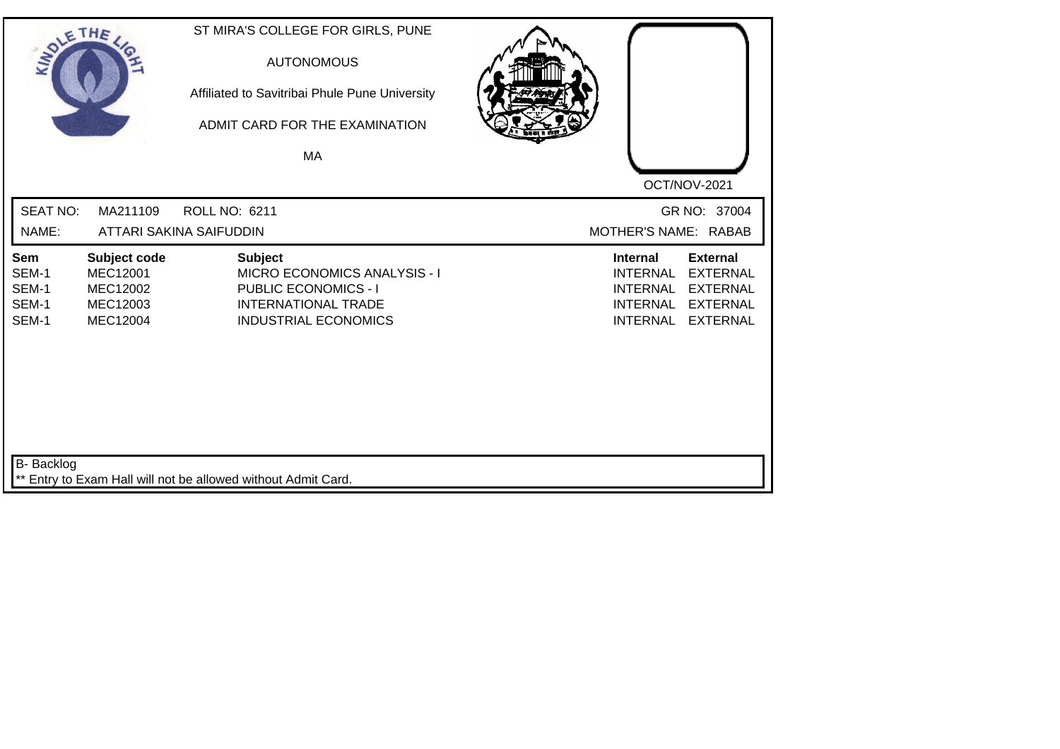ST MIRA'S COLLEGE FOR GIRLS, PUNE

AUTONOMOUS

Affiliated to Savitribai Phule Pune University

ADMIT CARD FOR THE EXAMINATION

MA

OCT/NOV-2021

SEAT NO: MA211109 ROLL NO: 6211 GR NO: 37004

NAME: ATTARI SAKINA SAIFUDDIN MOTHER'S NAME: RABAB

| Sem | Subject code | Subject | Internal | External |
|---|---|---|---|---|
| SEM-1 | MEC12001 | MICRO ECONOMICS ANALYSIS - I | INTERNAL | EXTERNAL |
| SEM-1 | MEC12002 | PUBLIC ECONOMICS - I | INTERNAL | EXTERNAL |
| SEM-1 | MEC12003 | INTERNATIONAL TRADE | INTERNAL | EXTERNAL |
| SEM-1 | MEC12004 | INDUSTRIAL ECONOMICS | INTERNAL | EXTERNAL |

B- Backlog

** Entry to Exam Hall will not be allowed without Admit Card.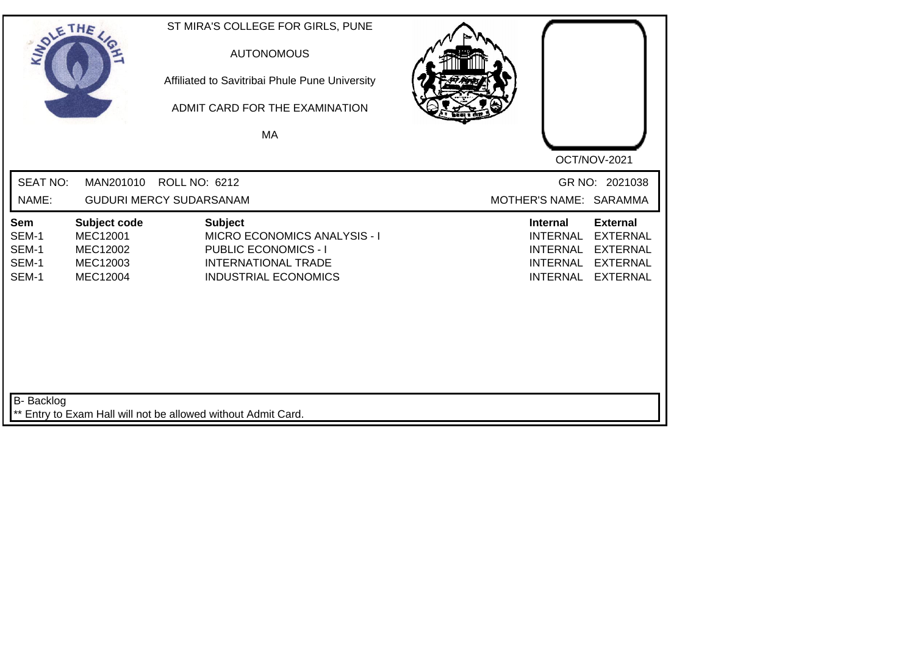ST MIRA'S COLLEGE FOR GIRLS, PUNE

AUTONOMOUS

Affiliated to Savitribai Phule Pune University

ADMIT CARD FOR THE EXAMINATION

MA

OCT/NOV-2021

SEAT NO: MAN201010 ROLL NO: 6212 GR NO: 2021038

NAME: GUDURI MERCY SUDARSANAM MOTHER'S NAME: SARAMMA

| Sem | Subject code | Subject | Internal | External |
|---|---|---|---|---|
| SEM-1 | MEC12001 | MICRO ECONOMICS ANALYSIS - I | INTERNAL | EXTERNAL |
| SEM-1 | MEC12002 | PUBLIC ECONOMICS - I | INTERNAL | EXTERNAL |
| SEM-1 | MEC12003 | INTERNATIONAL TRADE | INTERNAL | EXTERNAL |
| SEM-1 | MEC12004 | INDUSTRIAL ECONOMICS | INTERNAL | EXTERNAL |

B- Backlog

** Entry to Exam Hall will not be allowed without Admit Card.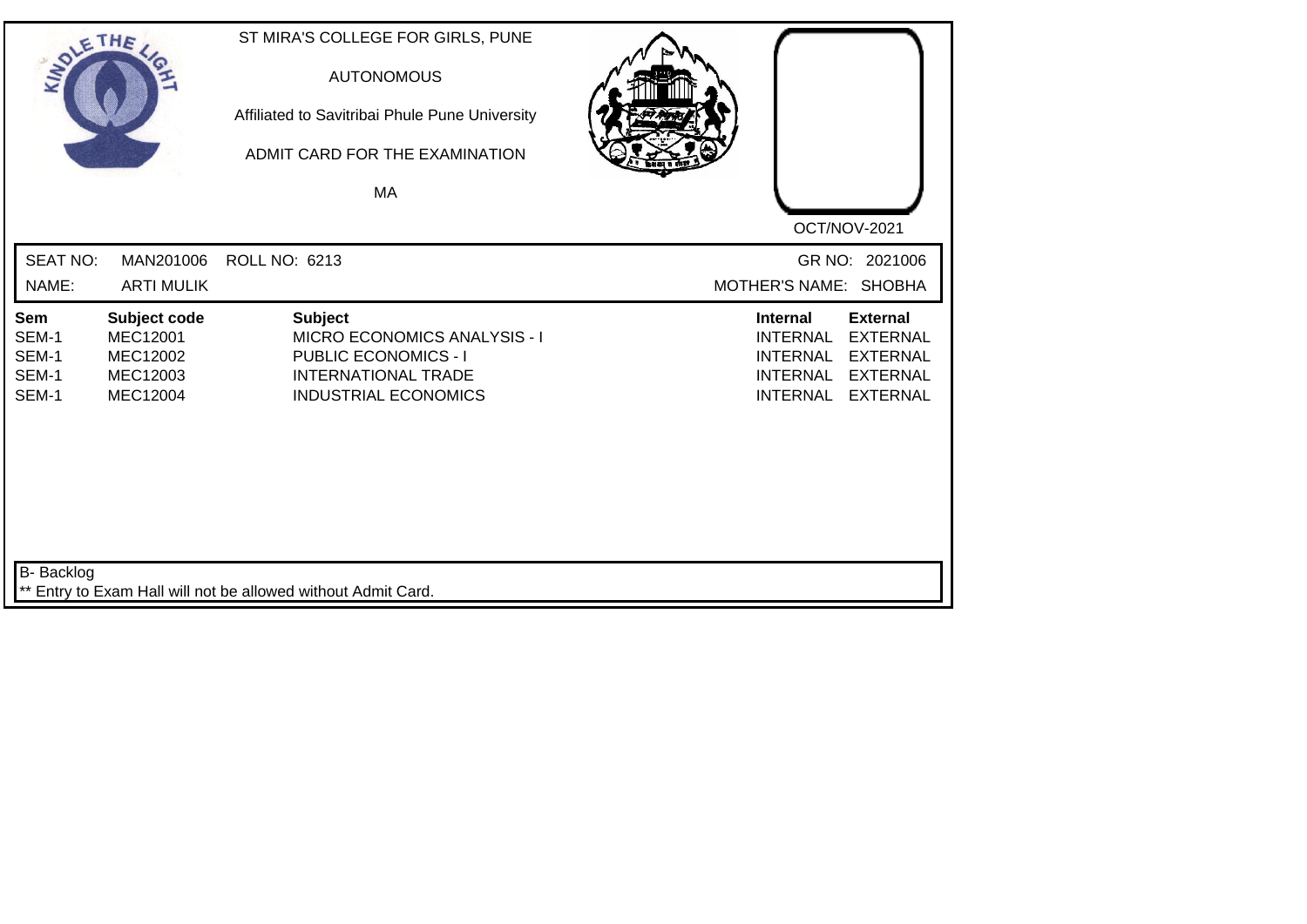ST MIRA'S COLLEGE FOR GIRLS, PUNE

AUTONOMOUS

Affiliated to Savitribai Phule Pune University

ADMIT CARD FOR THE EXAMINATION

MA

OCT/NOV-2021

SEAT NO: MAN201006 ROLL NO: 6213 GR NO: 2021006

NAME: ARTI MULIK MOTHER'S NAME: SHOBHA

| Sem | Subject code | Subject | Internal | External |
|---|---|---|---|---|
| SEM-1 | MEC12001 | MICRO ECONOMICS ANALYSIS - I | INTERNAL | EXTERNAL |
| SEM-1 | MEC12002 | PUBLIC ECONOMICS - I | INTERNAL | EXTERNAL |
| SEM-1 | MEC12003 | INTERNATIONAL TRADE | INTERNAL | EXTERNAL |
| SEM-1 | MEC12004 | INDUSTRIAL ECONOMICS | INTERNAL | EXTERNAL |

B- Backlog

** Entry to Exam Hall will not be allowed without Admit Card.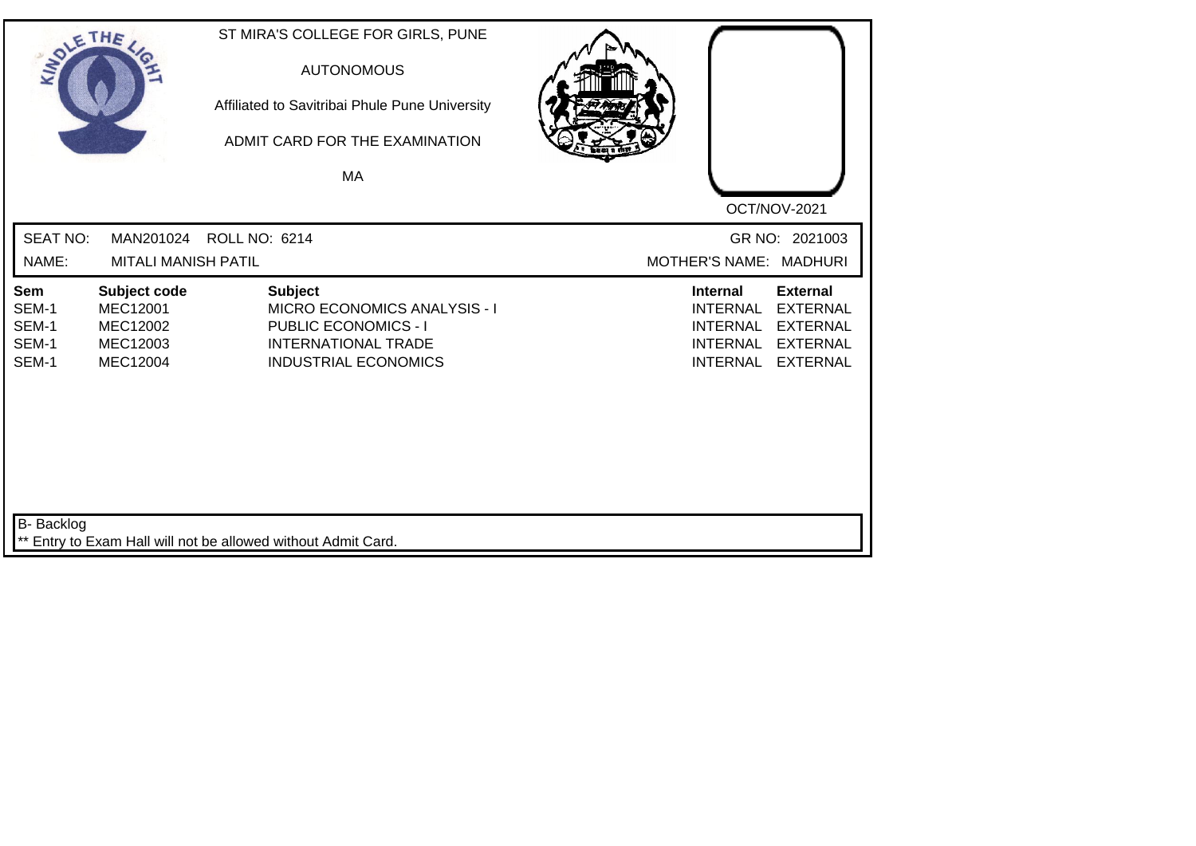ST MIRA'S COLLEGE FOR GIRLS, PUNE

AUTONOMOUS

Affiliated to Savitribai Phule Pune University

ADMIT CARD FOR THE EXAMINATION

MA

OCT/NOV-2021

SEAT NO: MAN201024 ROLL NO: 6214 GR NO: 2021003

NAME: MITALI MANISH PATIL MOTHER'S NAME: MADHURI

| Sem | Subject code | Subject | Internal | External |
|---|---|---|---|---|
| SEM-1 | MEC12001 | MICRO ECONOMICS ANALYSIS - I | INTERNAL | EXTERNAL |
| SEM-1 | MEC12002 | PUBLIC ECONOMICS - I | INTERNAL | EXTERNAL |
| SEM-1 | MEC12003 | INTERNATIONAL TRADE | INTERNAL | EXTERNAL |
| SEM-1 | MEC12004 | INDUSTRIAL ECONOMICS | INTERNAL | EXTERNAL |

B- Backlog

** Entry to Exam Hall will not be allowed without Admit Card.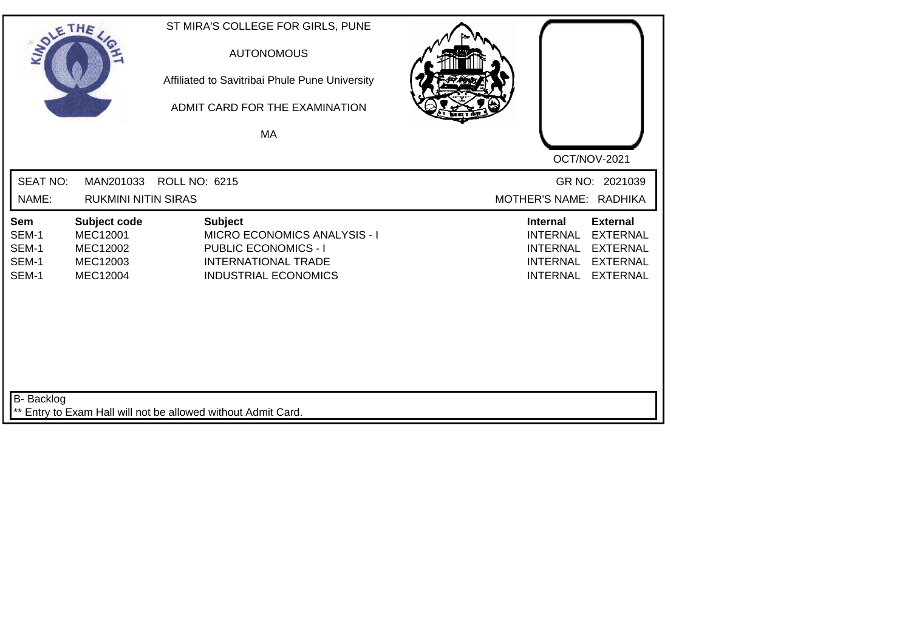ST MIRA'S COLLEGE FOR GIRLS, PUNE

AUTONOMOUS

Affiliated to Savitribai Phule Pune University

ADMIT CARD FOR THE EXAMINATION

MA

OCT/NOV-2021

SEAT NO: MAN201033 ROLL NO: 6215 GR NO: 2021039

NAME: RUKMINI NITIN SIRAS MOTHER'S NAME: RADHIKA

| Sem | Subject code | Subject | Internal | External |
|---|---|---|---|---|
| SEM-1 | MEC12001 | MICRO ECONOMICS ANALYSIS - I | INTERNAL | EXTERNAL |
| SEM-1 | MEC12002 | PUBLIC ECONOMICS - I | INTERNAL | EXTERNAL |
| SEM-1 | MEC12003 | INTERNATIONAL TRADE | INTERNAL | EXTERNAL |
| SEM-1 | MEC12004 | INDUSTRIAL ECONOMICS | INTERNAL | EXTERNAL |

B- Backlog

** Entry to Exam Hall will not be allowed without Admit Card.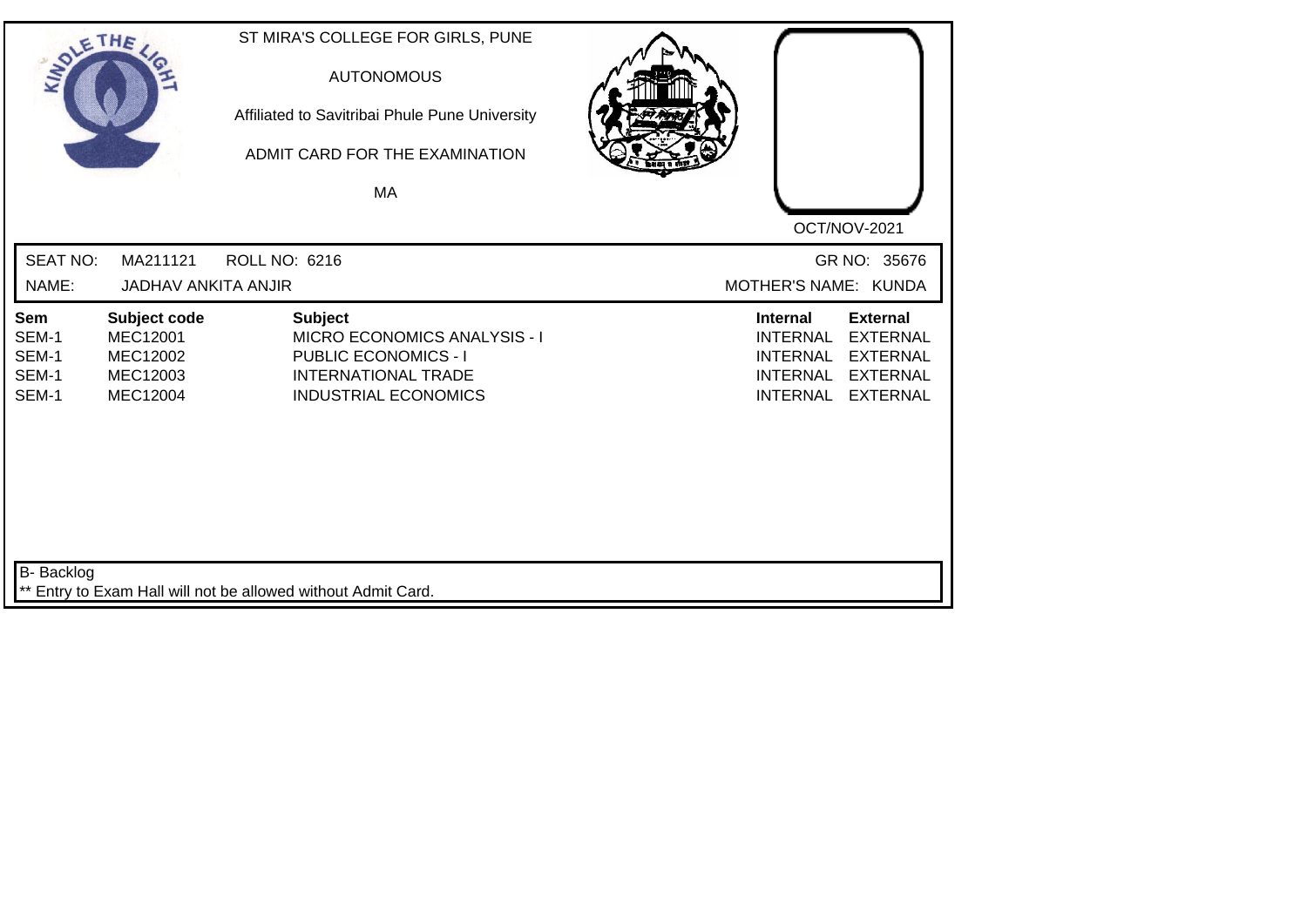ST MIRA'S COLLEGE FOR GIRLS, PUNE

AUTONOMOUS

Affiliated to Savitribai Phule Pune University

ADMIT CARD FOR THE EXAMINATION

MA

OCT/NOV-2021

SEAT NO: MA211121 ROLL NO: 6216 GR NO: 35676

NAME: JADHAV ANKITA ANJIR MOTHER'S NAME: KUNDA

| Sem | Subject code | Subject | Internal | External |
|---|---|---|---|---|
| SEM-1 | MEC12001 | MICRO ECONOMICS ANALYSIS - I | INTERNAL | EXTERNAL |
| SEM-1 | MEC12002 | PUBLIC ECONOMICS - I | INTERNAL | EXTERNAL |
| SEM-1 | MEC12003 | INTERNATIONAL TRADE | INTERNAL | EXTERNAL |
| SEM-1 | MEC12004 | INDUSTRIAL ECONOMICS | INTERNAL | EXTERNAL |

B- Backlog

** Entry to Exam Hall will not be allowed without Admit Card.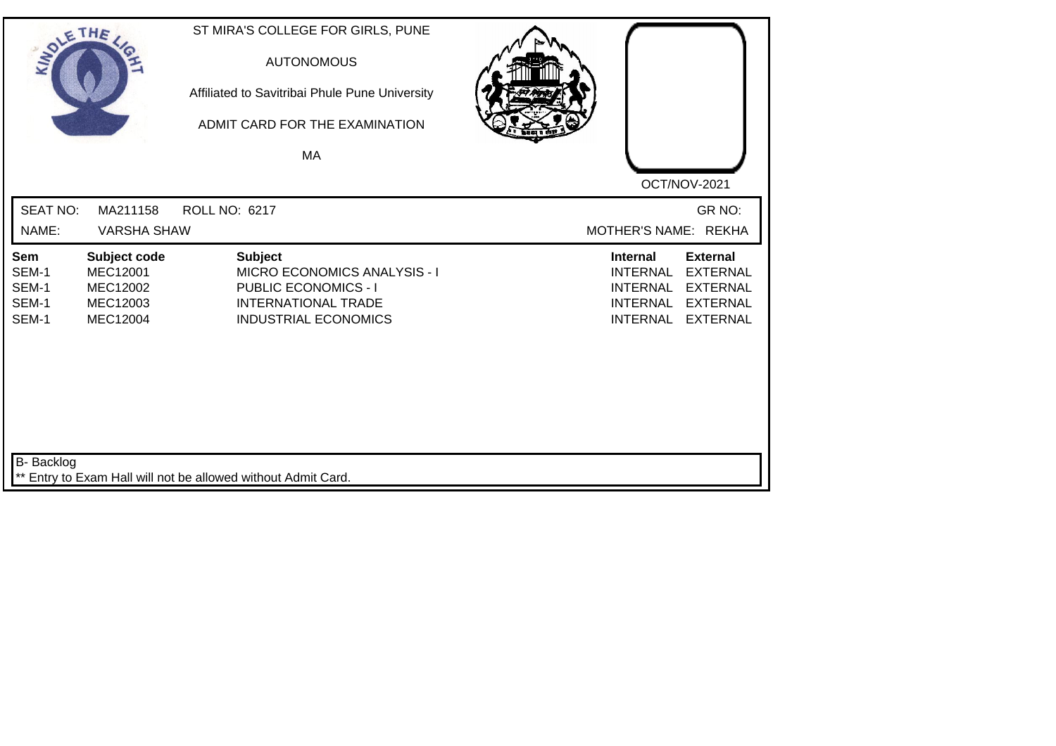ST MIRA'S COLLEGE FOR GIRLS, PUNE

AUTONOMOUS

Affiliated to Savitribai Phule Pune University

ADMIT CARD FOR THE EXAMINATION

MA

OCT/NOV-2021

SEAT NO: MA211158 ROLL NO: 6217 GR NO:

NAME: VARSHA SHAW MOTHER'S NAME: REKHA

| Sem | Subject code | Subject | Internal | External |
|---|---|---|---|---|
| SEM-1 | MEC12001 | MICRO ECONOMICS ANALYSIS - I | INTERNAL | EXTERNAL |
| SEM-1 | MEC12002 | PUBLIC ECONOMICS - I | INTERNAL | EXTERNAL |
| SEM-1 | MEC12003 | INTERNATIONAL TRADE | INTERNAL | EXTERNAL |
| SEM-1 | MEC12004 | INDUSTRIAL ECONOMICS | INTERNAL | EXTERNAL |

B- Backlog

** Entry to Exam Hall will not be allowed without Admit Card.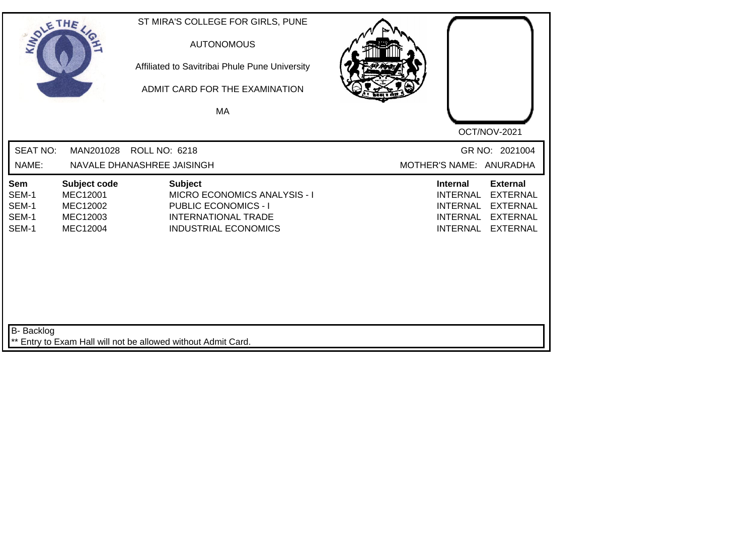ST MIRA'S COLLEGE FOR GIRLS, PUNE

AUTONOMOUS

Affiliated to Savitribai Phule Pune University

ADMIT CARD FOR THE EXAMINATION

MA

OCT/NOV-2021

SEAT NO: MAN201028 ROLL NO: 6218 GR NO: 2021004

NAME: NAVALE DHANASHREE JAISINGH MOTHER'S NAME: ANURADHA

| Sem | Subject code | Subject | Internal | External |
|---|---|---|---|---|
| SEM-1 | MEC12001 | MICRO ECONOMICS ANALYSIS - I | INTERNAL | EXTERNAL |
| SEM-1 | MEC12002 | PUBLIC ECONOMICS - I | INTERNAL | EXTERNAL |
| SEM-1 | MEC12003 | INTERNATIONAL TRADE | INTERNAL | EXTERNAL |
| SEM-1 | MEC12004 | INDUSTRIAL ECONOMICS | INTERNAL | EXTERNAL |

B- Backlog

** Entry to Exam Hall will not be allowed without Admit Card.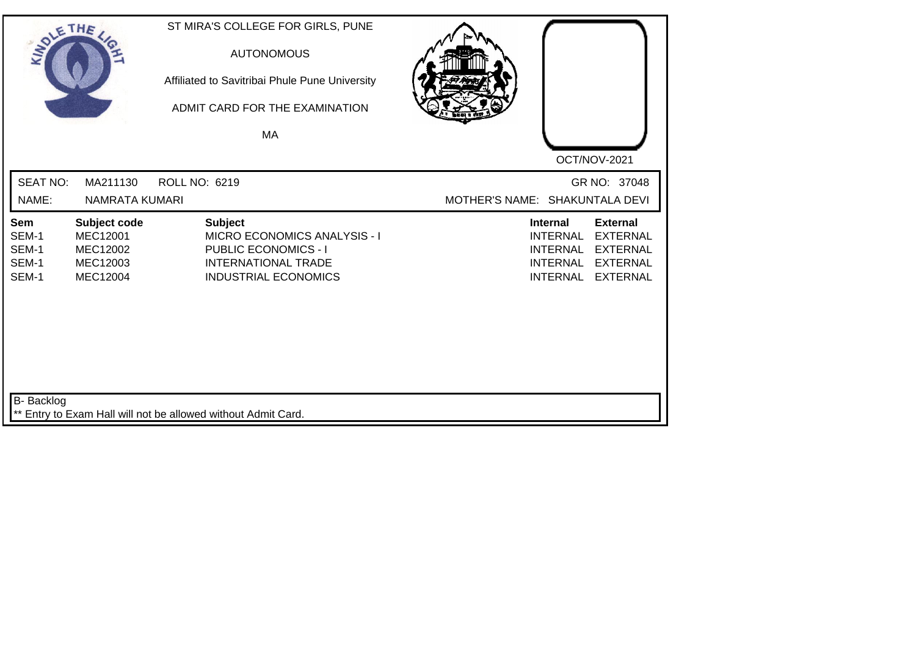ST MIRA'S COLLEGE FOR GIRLS, PUNE

AUTONOMOUS

Affiliated to Savitribai Phule Pune University

ADMIT CARD FOR THE EXAMINATION

MA

OCT/NOV-2021

SEAT NO: MA211130 ROLL NO: 6219 GR NO: 37048

NAME: NAMRATA KUMARI MOTHER'S NAME: SHAKUNTALA DEVI

| Sem | Subject code | Subject | Internal | External |
|---|---|---|---|---|
| SEM-1 | MEC12001 | MICRO ECONOMICS ANALYSIS - I | INTERNAL | EXTERNAL |
| SEM-1 | MEC12002 | PUBLIC ECONOMICS - I | INTERNAL | EXTERNAL |
| SEM-1 | MEC12003 | INTERNATIONAL TRADE | INTERNAL | EXTERNAL |
| SEM-1 | MEC12004 | INDUSTRIAL ECONOMICS | INTERNAL | EXTERNAL |

B- Backlog

** Entry to Exam Hall will not be allowed without Admit Card.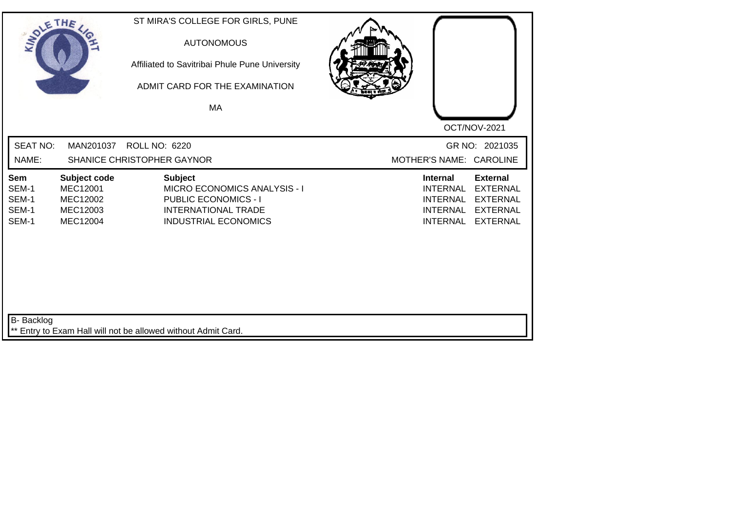ST MIRA'S COLLEGE FOR GIRLS, PUNE

AUTONOMOUS

Affiliated to Savitribai Phule Pune University

ADMIT CARD FOR THE EXAMINATION

MA

OCT/NOV-2021

SEAT NO: MAN201037 ROLL NO: 6220 GR NO: 2021035

NAME: SHANICE CHRISTOPHER GAYNOR MOTHER'S NAME: CAROLINE

| Sem | Subject code | Subject | Internal | External |
|---|---|---|---|---|
| SEM-1 | MEC12001 | MICRO ECONOMICS ANALYSIS - I | INTERNAL | EXTERNAL |
| SEM-1 | MEC12002 | PUBLIC ECONOMICS - I | INTERNAL | EXTERNAL |
| SEM-1 | MEC12003 | INTERNATIONAL TRADE | INTERNAL | EXTERNAL |
| SEM-1 | MEC12004 | INDUSTRIAL ECONOMICS | INTERNAL | EXTERNAL |

B- Backlog

** Entry to Exam Hall will not be allowed without Admit Card.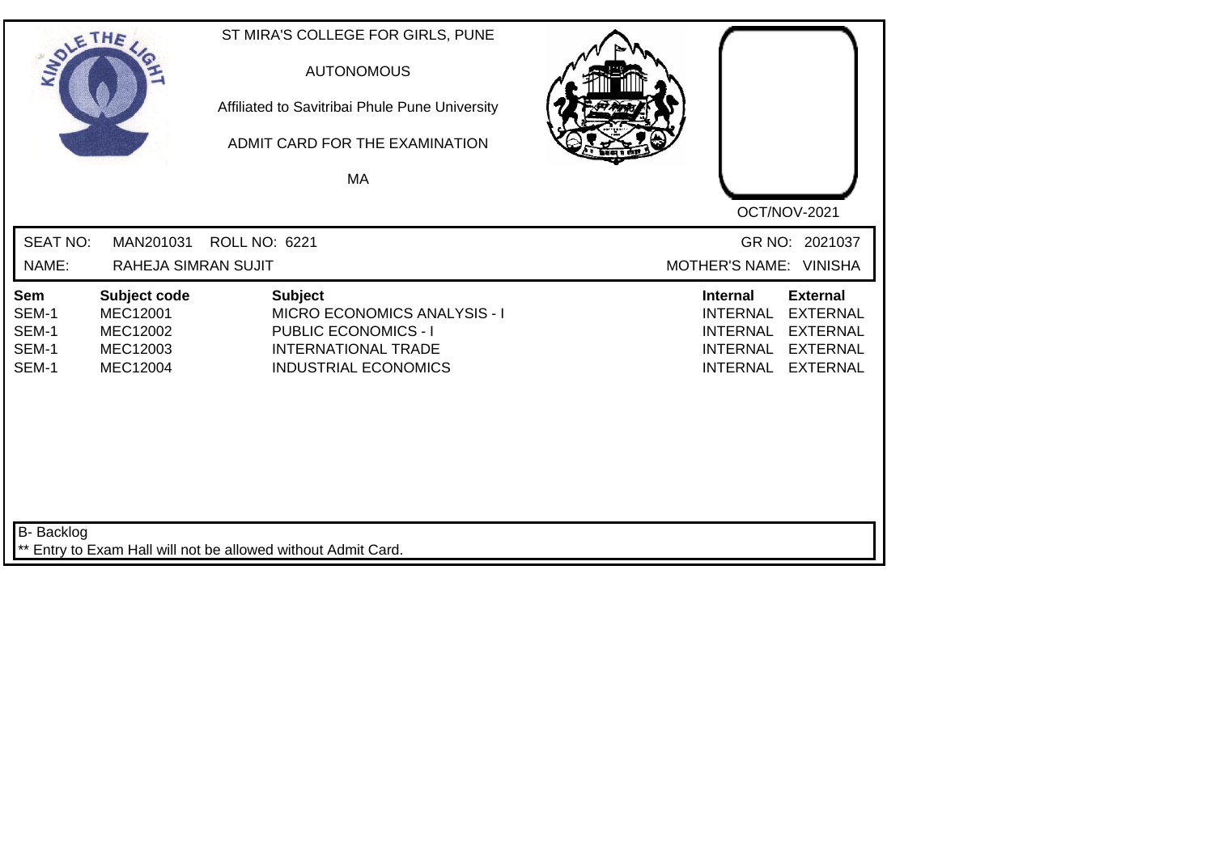ST MIRA'S COLLEGE FOR GIRLS, PUNE

AUTONOMOUS

Affiliated to Savitribai Phule Pune University

ADMIT CARD FOR THE EXAMINATION

MA

OCT/NOV-2021

SEAT NO: MAN201031 ROLL NO: 6221 GR NO: 2021037

NAME: RAHEJA SIMRAN SUJIT MOTHER'S NAME: VINISHA

| Sem | Subject code | Subject | Internal | External |
|---|---|---|---|---|
| SEM-1 | MEC12001 | MICRO ECONOMICS ANALYSIS - I | INTERNAL | EXTERNAL |
| SEM-1 | MEC12002 | PUBLIC ECONOMICS - I | INTERNAL | EXTERNAL |
| SEM-1 | MEC12003 | INTERNATIONAL TRADE | INTERNAL | EXTERNAL |
| SEM-1 | MEC12004 | INDUSTRIAL ECONOMICS | INTERNAL | EXTERNAL |

B- Backlog

** Entry to Exam Hall will not be allowed without Admit Card.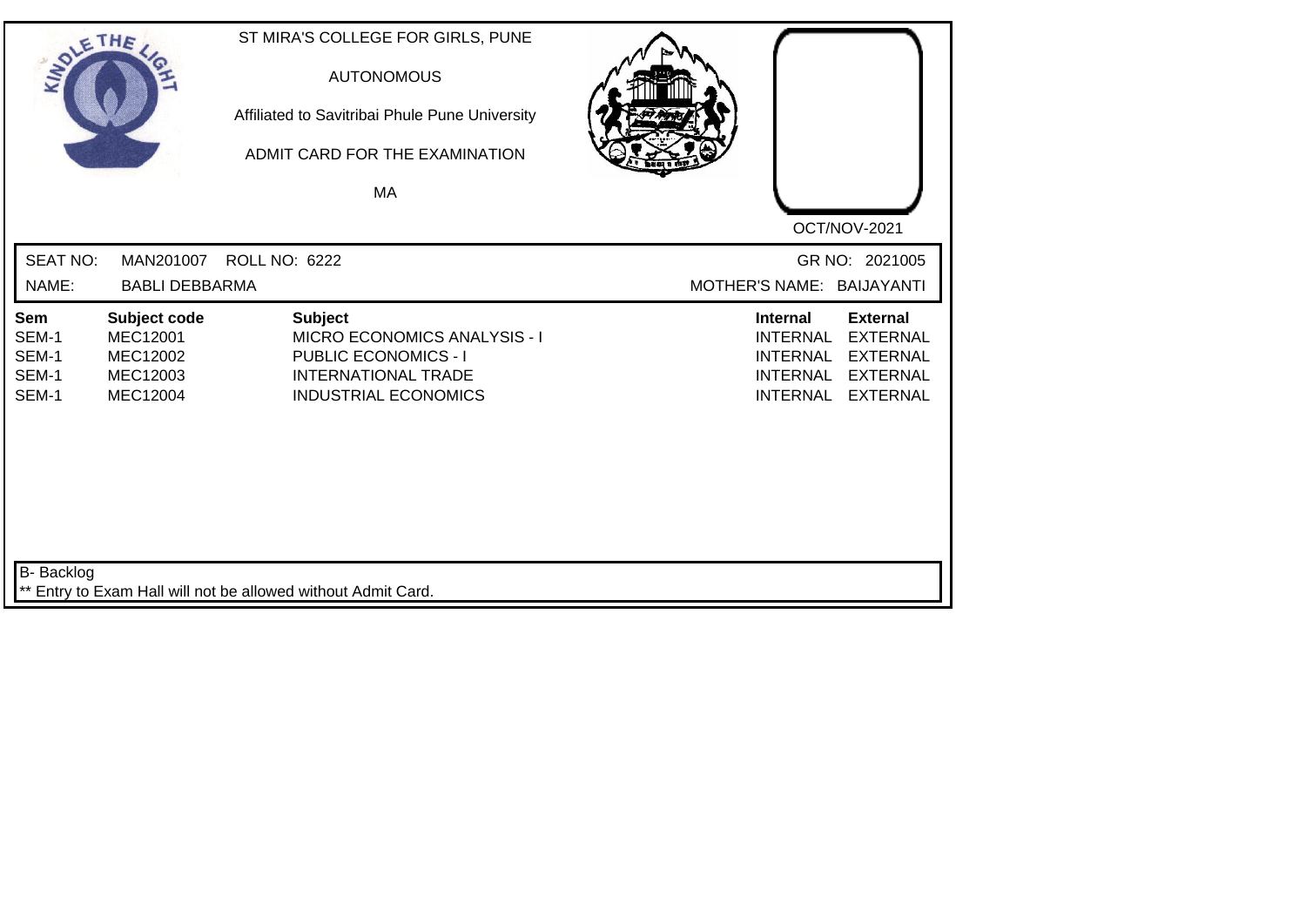ST MIRA'S COLLEGE FOR GIRLS, PUNE

AUTONOMOUS

Affiliated to Savitribai Phule Pune University

ADMIT CARD FOR THE EXAMINATION

MA

OCT/NOV-2021

SEAT NO: MAN201007 ROLL NO: 6222 GR NO: 2021005

NAME: BABLI DEBBARMA MOTHER'S NAME: BAIJAYANTI

| Sem | Subject code | Subject | Internal | External |
|---|---|---|---|---|
| SEM-1 | MEC12001 | MICRO ECONOMICS ANALYSIS - I | INTERNAL | EXTERNAL |
| SEM-1 | MEC12002 | PUBLIC ECONOMICS - I | INTERNAL | EXTERNAL |
| SEM-1 | MEC12003 | INTERNATIONAL TRADE | INTERNAL | EXTERNAL |
| SEM-1 | MEC12004 | INDUSTRIAL ECONOMICS | INTERNAL | EXTERNAL |

B- Backlog

** Entry to Exam Hall will not be allowed without Admit Card.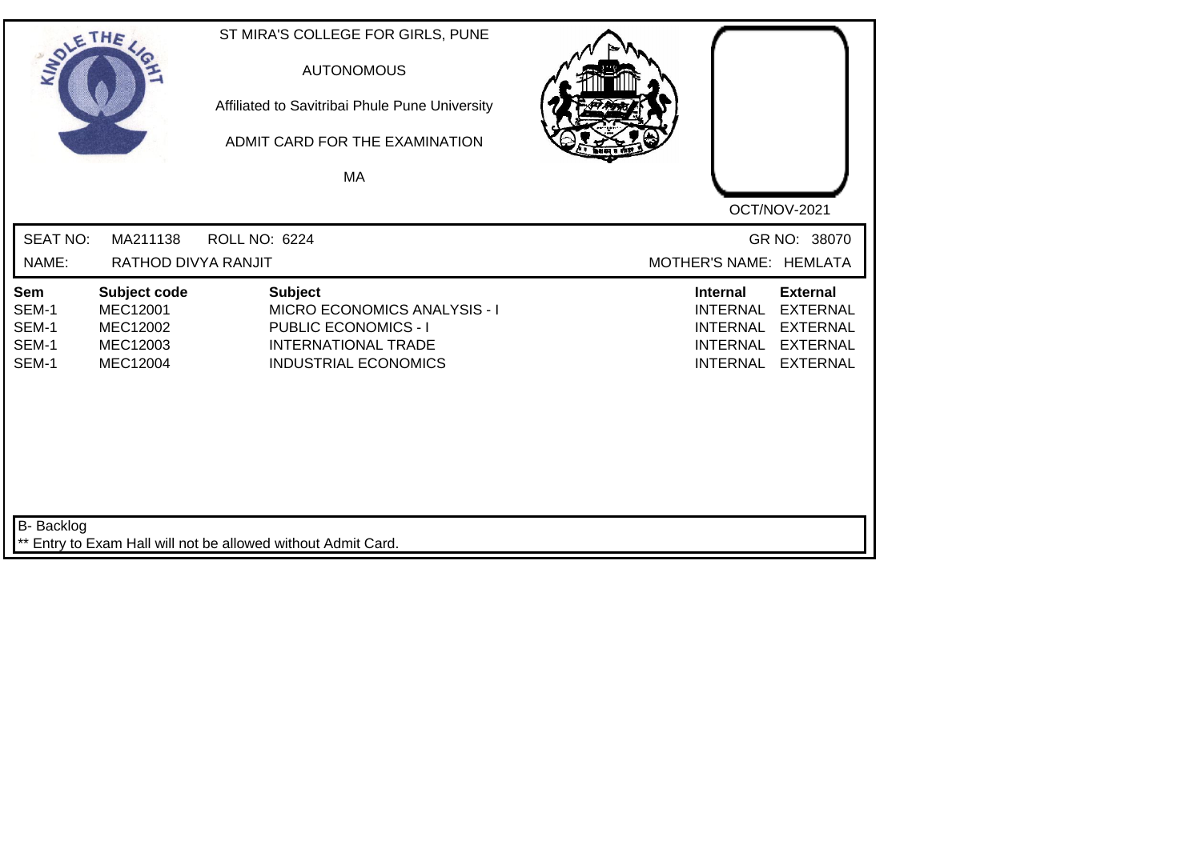ST MIRA'S COLLEGE FOR GIRLS, PUNE

AUTONOMOUS

Affiliated to Savitribai Phule Pune University

ADMIT CARD FOR THE EXAMINATION

MA

OCT/NOV-2021

SEAT NO: MA211138 ROLL NO: 6224 GR NO: 38070

NAME: RATHOD DIVYA RANJIT MOTHER'S NAME: HEMLATA

| Sem | Subject code | Subject | Internal | External |
|---|---|---|---|---|
| SEM-1 | MEC12001 | MICRO ECONOMICS ANALYSIS - I | INTERNAL | EXTERNAL |
| SEM-1 | MEC12002 | PUBLIC ECONOMICS - I | INTERNAL | EXTERNAL |
| SEM-1 | MEC12003 | INTERNATIONAL TRADE | INTERNAL | EXTERNAL |
| SEM-1 | MEC12004 | INDUSTRIAL ECONOMICS | INTERNAL | EXTERNAL |

B- Backlog

** Entry to Exam Hall will not be allowed without Admit Card.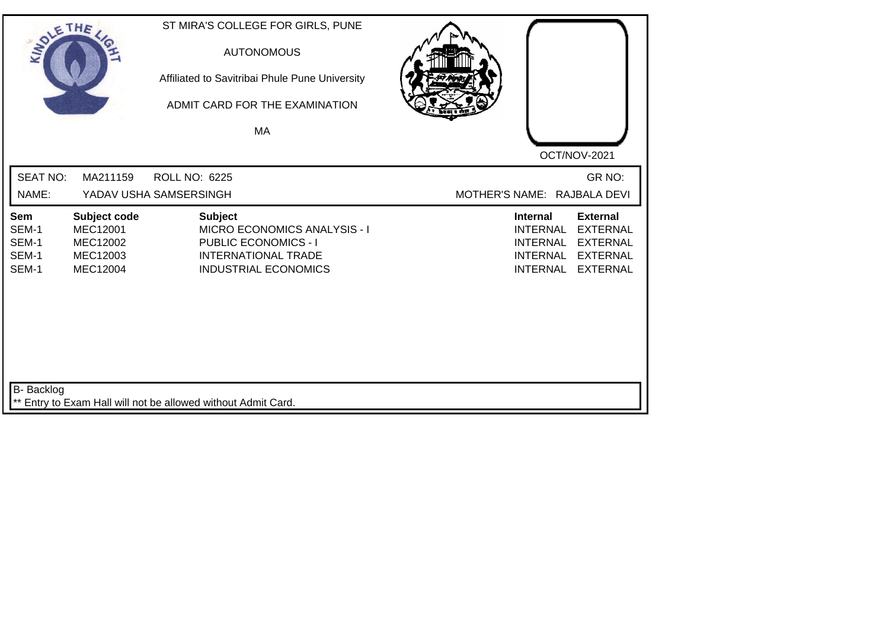ST MIRA'S COLLEGE FOR GIRLS, PUNE

AUTONOMOUS

Affiliated to Savitribai Phule Pune University

ADMIT CARD FOR THE EXAMINATION

MA

OCT/NOV-2021

SEAT NO: MA211159 ROLL NO: 6225 GR NO:

NAME: YADAV USHA SAMSERSINGH MOTHER'S NAME: RAJBALA DEVI

| Sem | Subject code | Subject | Internal | External |
|---|---|---|---|---|
| SEM-1 | MEC12001 | MICRO ECONOMICS ANALYSIS - I | INTERNAL | EXTERNAL |
| SEM-1 | MEC12002 | PUBLIC ECONOMICS - I | INTERNAL | EXTERNAL |
| SEM-1 | MEC12003 | INTERNATIONAL TRADE | INTERNAL | EXTERNAL |
| SEM-1 | MEC12004 | INDUSTRIAL ECONOMICS | INTERNAL | EXTERNAL |

B- Backlog

** Entry to Exam Hall will not be allowed without Admit Card.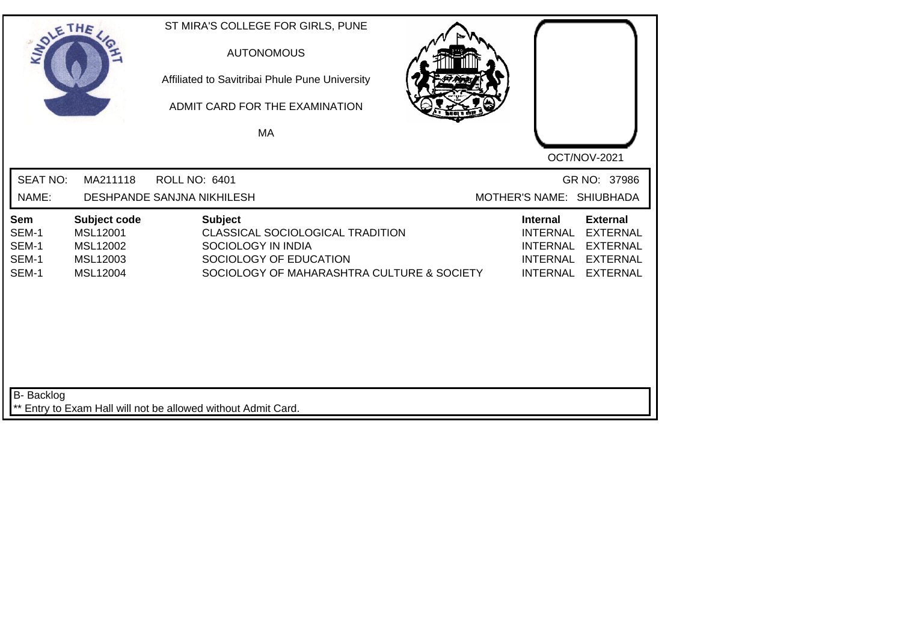ST MIRA'S COLLEGE FOR GIRLS, PUNE

AUTONOMOUS

Affiliated to Savitribai Phule Pune University

ADMIT CARD FOR THE EXAMINATION

MA

OCT/NOV-2021

SEAT NO: MA211118 ROLL NO: 6401 GR NO: 37986

NAME: DESHPANDE SANJNA NIKHILESH MOTHER'S NAME: SHIUBHADA

| Sem | Subject code | Subject | Internal | External |
|---|---|---|---|---|
| SEM-1 | MSL12001 | CLASSICAL SOCIOLOGICAL TRADITION | INTERNAL | EXTERNAL |
| SEM-1 | MSL12002 | SOCIOLOGY IN INDIA | INTERNAL | EXTERNAL |
| SEM-1 | MSL12003 | SOCIOLOGY OF EDUCATION | INTERNAL | EXTERNAL |
| SEM-1 | MSL12004 | SOCIOLOGY OF MAHARASHTRA CULTURE & SOCIETY | INTERNAL | EXTERNAL |

B- Backlog

** Entry to Exam Hall will not be allowed without Admit Card.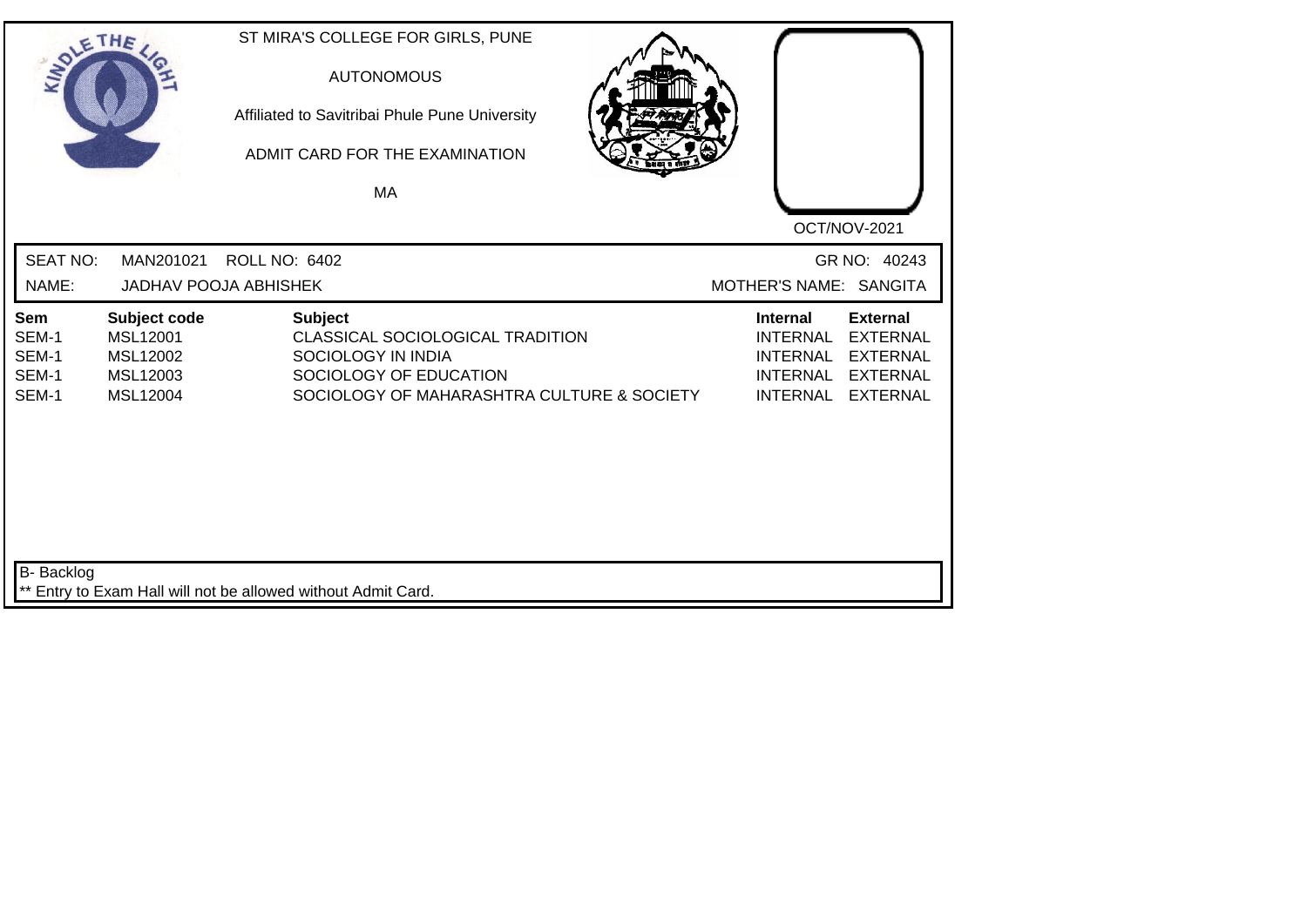ST MIRA'S COLLEGE FOR GIRLS, PUNE

AUTONOMOUS

Affiliated to Savitribai Phule Pune University

ADMIT CARD FOR THE EXAMINATION

MA

OCT/NOV-2021

SEAT NO: MAN201021 ROLL NO: 6402 GR NO: 40243

NAME: JADHAV POOJA ABHISHEK MOTHER'S NAME: SANGITA

| Sem | Subject code | Subject | Internal | External |
|---|---|---|---|---|
| SEM-1 | MSL12001 | CLASSICAL SOCIOLOGICAL TRADITION | INTERNAL | EXTERNAL |
| SEM-1 | MSL12002 | SOCIOLOGY IN INDIA | INTERNAL | EXTERNAL |
| SEM-1 | MSL12003 | SOCIOLOGY OF EDUCATION | INTERNAL | EXTERNAL |
| SEM-1 | MSL12004 | SOCIOLOGY OF MAHARASHTRA CULTURE & SOCIETY | INTERNAL | EXTERNAL |

B- Backlog

** Entry to Exam Hall will not be allowed without Admit Card.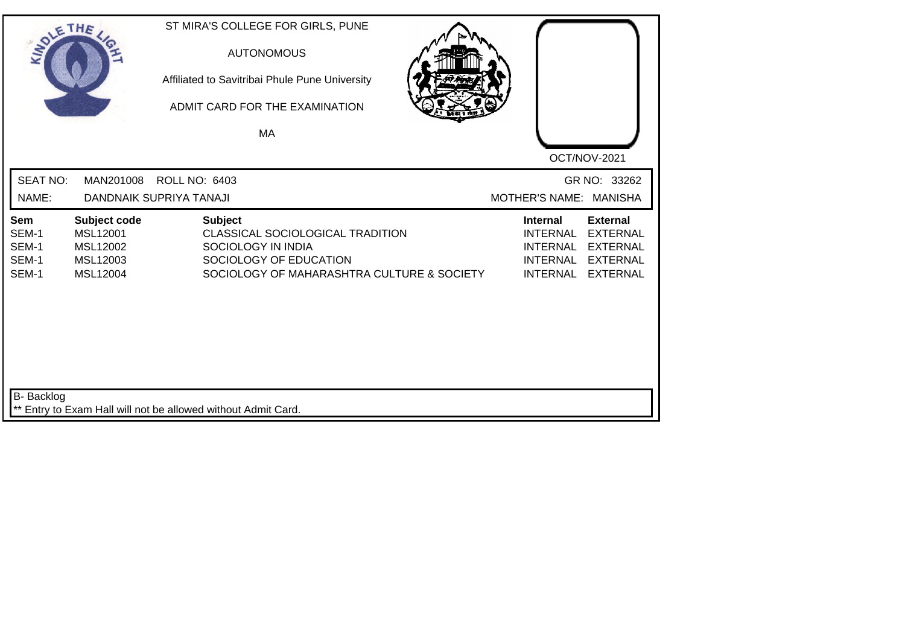ST MIRA'S COLLEGE FOR GIRLS, PUNE

AUTONOMOUS

Affiliated to Savitribai Phule Pune University

ADMIT CARD FOR THE EXAMINATION

MA

OCT/NOV-2021

SEAT NO: MAN201008 ROLL NO: 6403 GR NO: 33262

NAME: DANDNAIK SUPRIYA TANAJI MOTHER'S NAME: MANISHA

| Sem | Subject code | Subject | Internal | External |
|---|---|---|---|---|
| SEM-1 | MSL12001 | CLASSICAL SOCIOLOGICAL TRADITION | INTERNAL | EXTERNAL |
| SEM-1 | MSL12002 | SOCIOLOGY IN INDIA | INTERNAL | EXTERNAL |
| SEM-1 | MSL12003 | SOCIOLOGY OF EDUCATION | INTERNAL | EXTERNAL |
| SEM-1 | MSL12004 | SOCIOLOGY OF MAHARASHTRA CULTURE & SOCIETY | INTERNAL | EXTERNAL |

B- Backlog

** Entry to Exam Hall will not be allowed without Admit Card.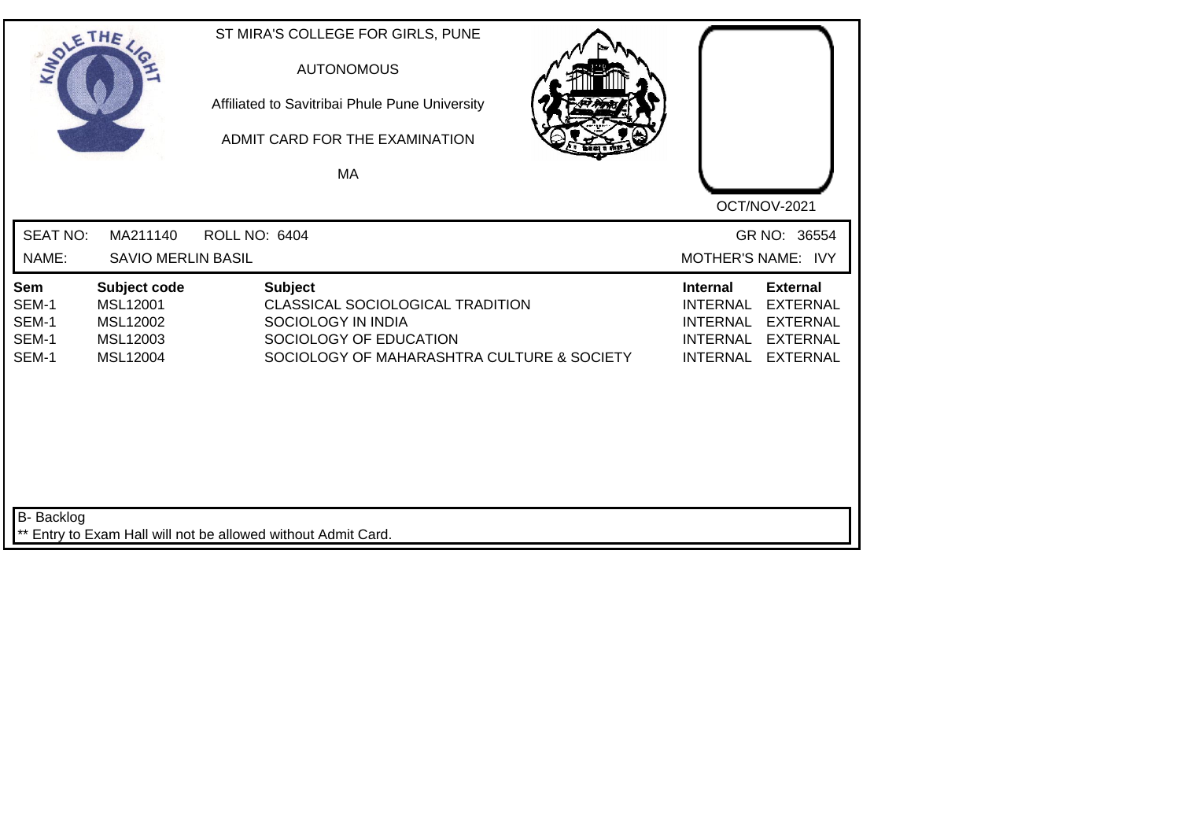ST MIRA'S COLLEGE FOR GIRLS, PUNE

AUTONOMOUS

Affiliated to Savitribai Phule Pune University

ADMIT CARD FOR THE EXAMINATION

MA

OCT/NOV-2021

SEAT NO: MA211140 ROLL NO: 6404 GR NO: 36554

NAME: SAVIO MERLIN BASIL MOTHER'S NAME: IVY

| Sem | Subject code | Subject | Internal | External |
|---|---|---|---|---|
| SEM-1 | MSL12001 | CLASSICAL SOCIOLOGICAL TRADITION | INTERNAL | EXTERNAL |
| SEM-1 | MSL12002 | SOCIOLOGY IN INDIA | INTERNAL | EXTERNAL |
| SEM-1 | MSL12003 | SOCIOLOGY OF EDUCATION | INTERNAL | EXTERNAL |
| SEM-1 | MSL12004 | SOCIOLOGY OF MAHARASHTRA CULTURE & SOCIETY | INTERNAL | EXTERNAL |

B- Backlog

** Entry to Exam Hall will not be allowed without Admit Card.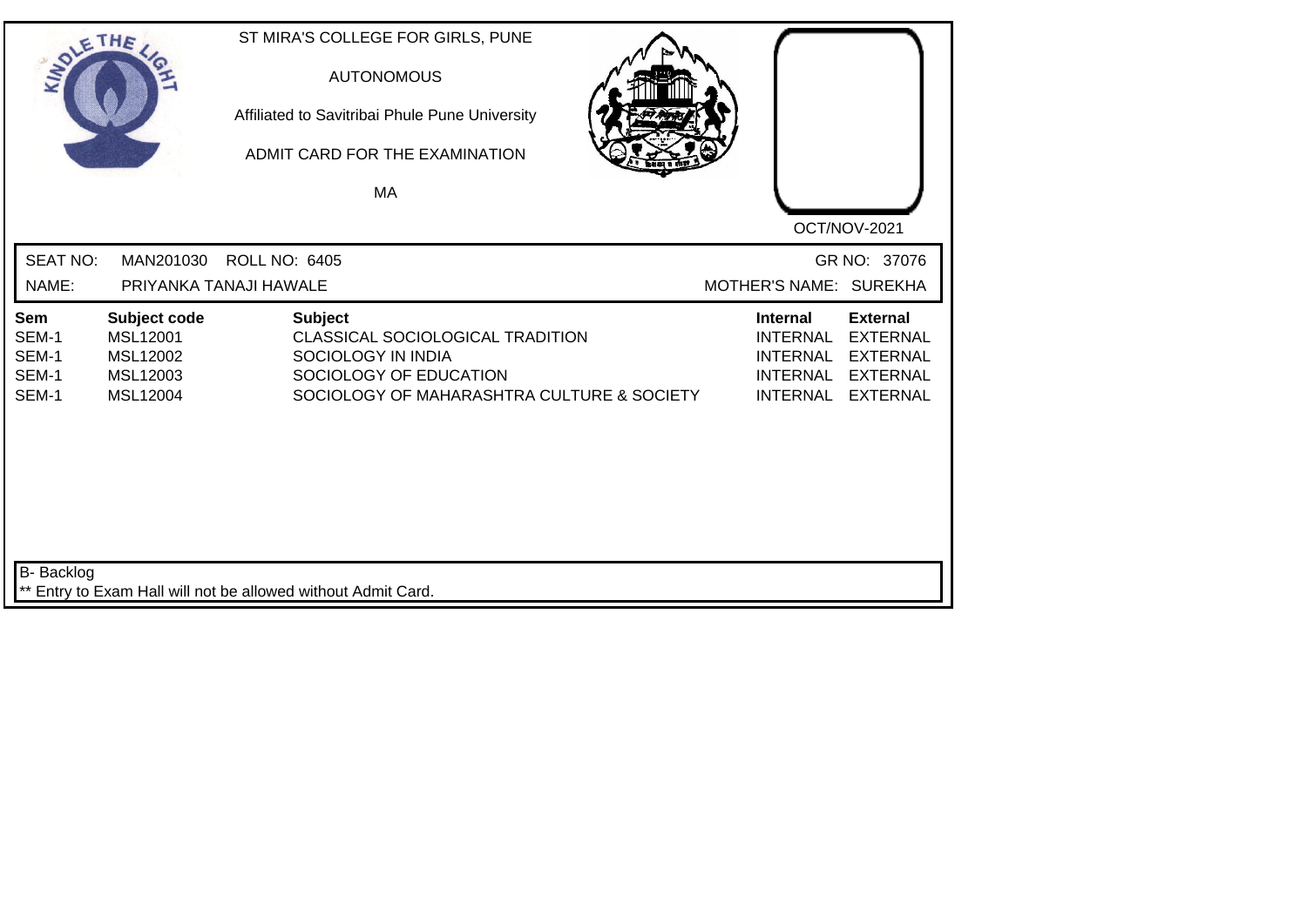ST MIRA'S COLLEGE FOR GIRLS, PUNE

AUTONOMOUS

Affiliated to Savitribai Phule Pune University

ADMIT CARD FOR THE EXAMINATION

MA

OCT/NOV-2021

SEAT NO: MAN201030 ROLL NO: 6405 GR NO: 37076

NAME: PRIYANKA TANAJI HAWALE MOTHER'S NAME: SUREKHA

| Sem | Subject code | Subject | Internal | External |
|---|---|---|---|---|
| SEM-1 | MSL12001 | CLASSICAL SOCIOLOGICAL TRADITION | INTERNAL | EXTERNAL |
| SEM-1 | MSL12002 | SOCIOLOGY IN INDIA | INTERNAL | EXTERNAL |
| SEM-1 | MSL12003 | SOCIOLOGY OF EDUCATION | INTERNAL | EXTERNAL |
| SEM-1 | MSL12004 | SOCIOLOGY OF MAHARASHTRA CULTURE & SOCIETY | INTERNAL | EXTERNAL |

B- Backlog

** Entry to Exam Hall will not be allowed without Admit Card.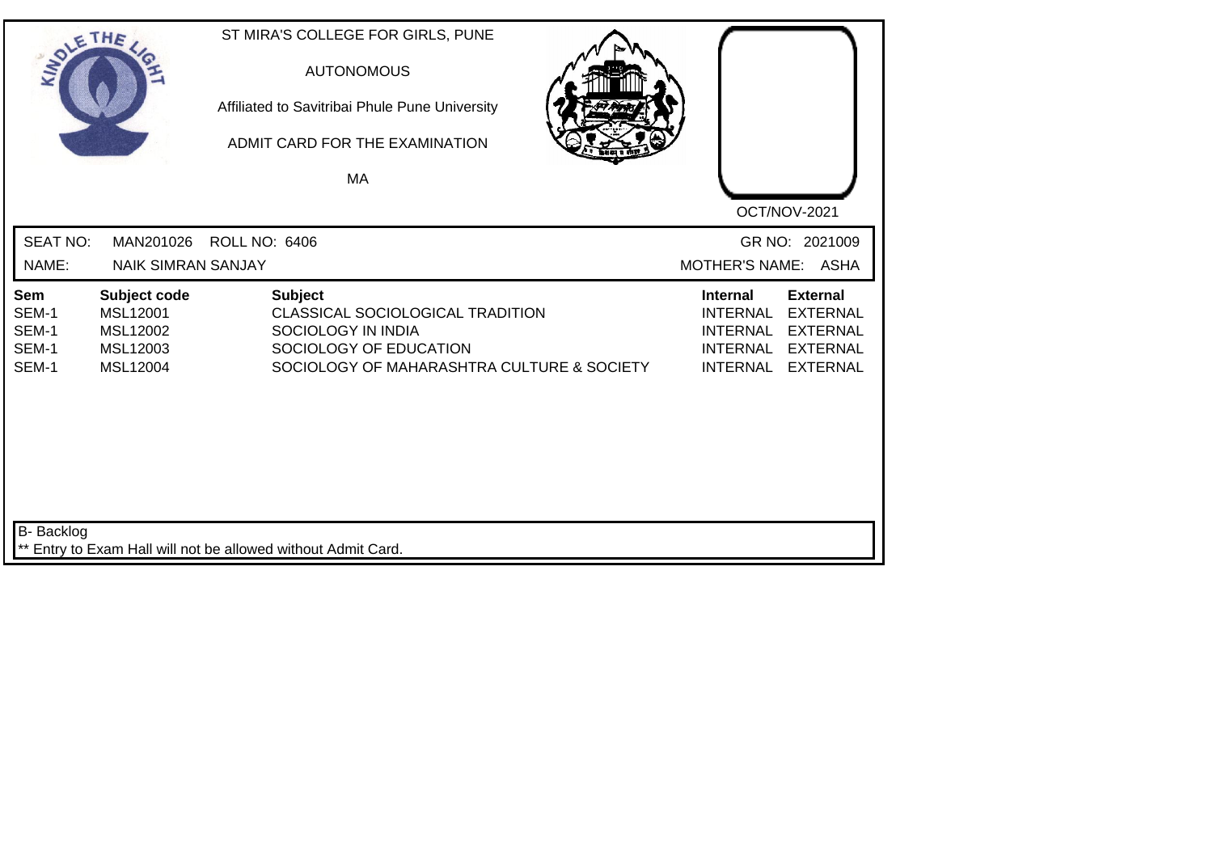ST MIRA'S COLLEGE FOR GIRLS, PUNE

AUTONOMOUS

Affiliated to Savitribai Phule Pune University

ADMIT CARD FOR THE EXAMINATION

MA

OCT/NOV-2021

SEAT NO: MAN201026 ROLL NO: 6406 GR NO: 2021009

NAME: NAIK SIMRAN SANJAY MOTHER'S NAME: ASHA

| Sem | Subject code | Subject | Internal | External |
|---|---|---|---|---|
| SEM-1 | MSL12001 | CLASSICAL SOCIOLOGICAL TRADITION | INTERNAL | EXTERNAL |
| SEM-1 | MSL12002 | SOCIOLOGY IN INDIA | INTERNAL | EXTERNAL |
| SEM-1 | MSL12003 | SOCIOLOGY OF EDUCATION | INTERNAL | EXTERNAL |
| SEM-1 | MSL12004 | SOCIOLOGY OF MAHARASHTRA CULTURE & SOCIETY | INTERNAL | EXTERNAL |

B- Backlog

** Entry to Exam Hall will not be allowed without Admit Card.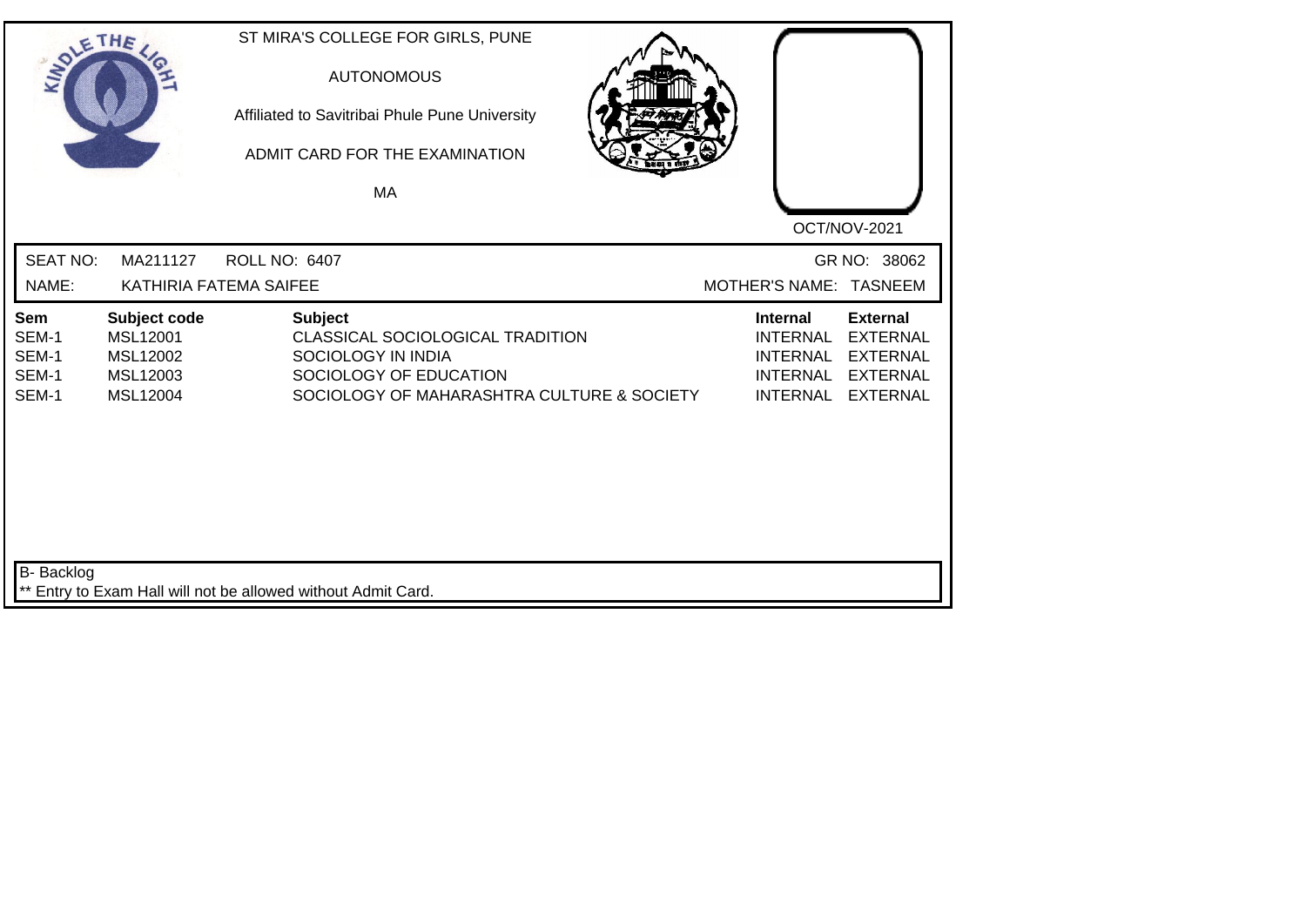ST MIRA'S COLLEGE FOR GIRLS, PUNE

AUTONOMOUS

Affiliated to Savitribai Phule Pune University

ADMIT CARD FOR THE EXAMINATION

MA

OCT/NOV-2021

SEAT NO: MA211127 ROLL NO: 6407 GR NO: 38062

NAME: KATHIRIA FATEMA SAIFEE MOTHER'S NAME: TASNEEM

| Sem | Subject code | Subject | Internal | External |
|---|---|---|---|---|
| SEM-1 | MSL12001 | CLASSICAL SOCIOLOGICAL TRADITION | INTERNAL | EXTERNAL |
| SEM-1 | MSL12002 | SOCIOLOGY IN INDIA | INTERNAL | EXTERNAL |
| SEM-1 | MSL12003 | SOCIOLOGY OF EDUCATION | INTERNAL | EXTERNAL |
| SEM-1 | MSL12004 | SOCIOLOGY OF MAHARASHTRA CULTURE & SOCIETY | INTERNAL | EXTERNAL |

B- Backlog

** Entry to Exam Hall will not be allowed without Admit Card.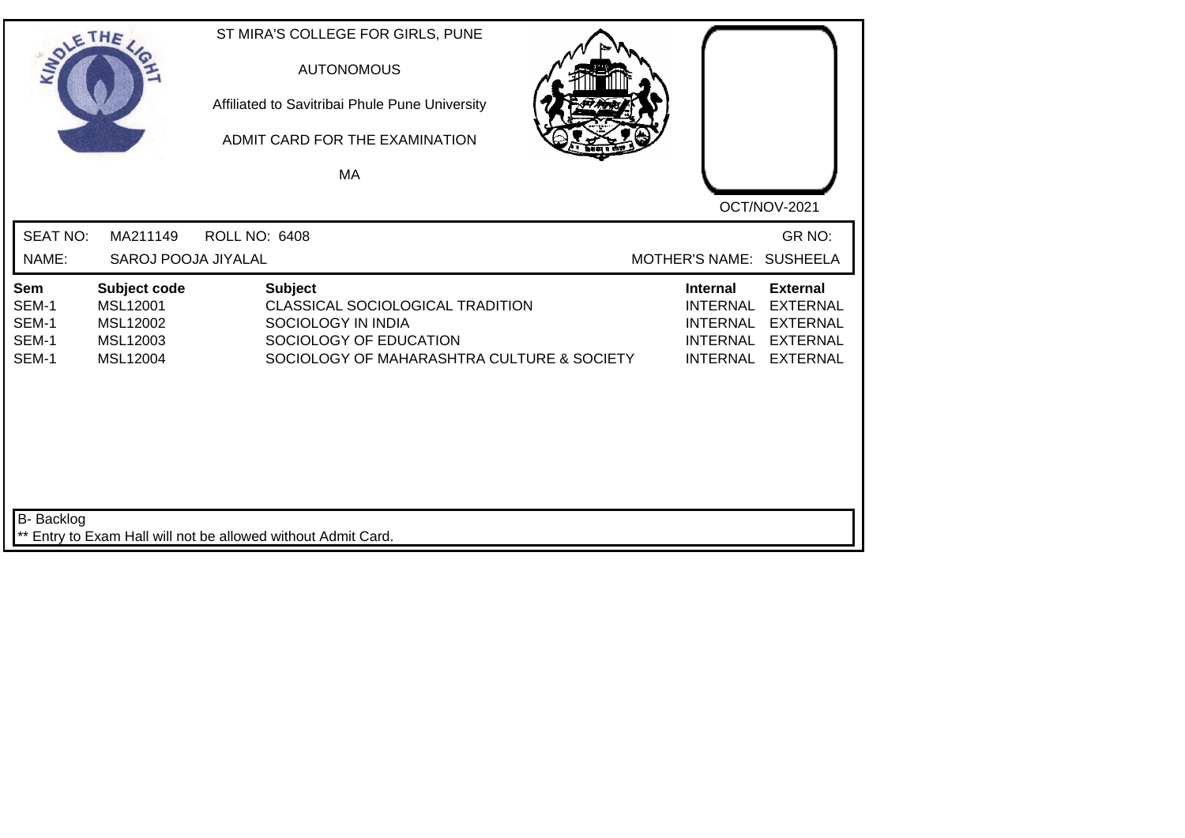ST MIRA'S COLLEGE FOR GIRLS, PUNE

AUTONOMOUS

Affiliated to Savitribai Phule Pune University

ADMIT CARD FOR THE EXAMINATION

MA

OCT/NOV-2021

| SEAT NO: | MA211149 | ROLL NO: 6408 | GR NO: |
|---|---|---|---|
| NAME: | SAROJ POOJA JIYALAL | | MOTHER'S NAME: SUSHEELA |

| Sem | Subject code | Subject | Internal | External |
|---|---|---|---|---|
| SEM-1 | MSL12001 | CLASSICAL SOCIOLOGICAL TRADITION | INTERNAL | EXTERNAL |
| SEM-1 | MSL12002 | SOCIOLOGY IN INDIA | INTERNAL | EXTERNAL |
| SEM-1 | MSL12003 | SOCIOLOGY OF EDUCATION | INTERNAL | EXTERNAL |
| SEM-1 | MSL12004 | SOCIOLOGY OF MAHARASHTRA CULTURE & SOCIETY | INTERNAL | EXTERNAL |

B- Backlog

** Entry to Exam Hall will not be allowed without Admit Card.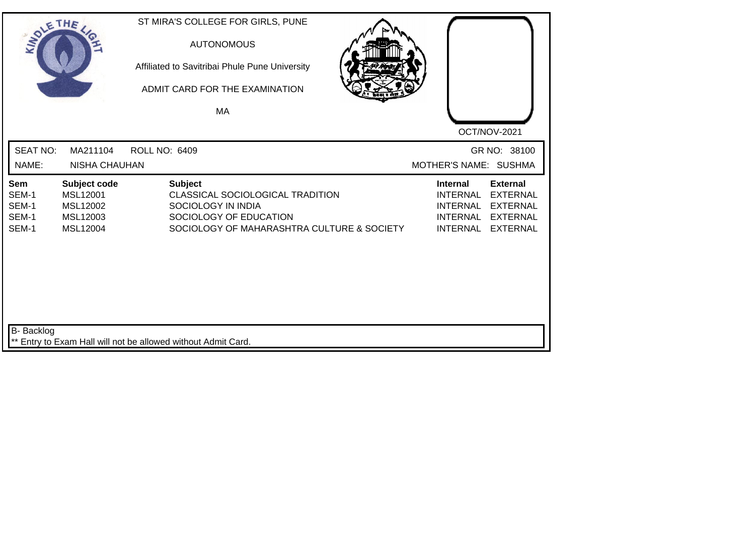ST MIRA'S COLLEGE FOR GIRLS, PUNE

AUTONOMOUS

Affiliated to Savitribai Phule Pune University

ADMIT CARD FOR THE EXAMINATION

MA

OCT/NOV-2021

SEAT NO: MA211104 ROLL NO: 6409 GR NO: 38100

NAME: NISHA CHAUHAN MOTHER'S NAME: SUSHMA

| Sem | Subject code | Subject | Internal | External |
|---|---|---|---|---|
| SEM-1 | MSL12001 | CLASSICAL SOCIOLOGICAL TRADITION | INTERNAL | EXTERNAL |
| SEM-1 | MSL12002 | SOCIOLOGY IN INDIA | INTERNAL | EXTERNAL |
| SEM-1 | MSL12003 | SOCIOLOGY OF EDUCATION | INTERNAL | EXTERNAL |
| SEM-1 | MSL12004 | SOCIOLOGY OF MAHARASHTRA CULTURE & SOCIETY | INTERNAL | EXTERNAL |

B- Backlog

** Entry to Exam Hall will not be allowed without Admit Card.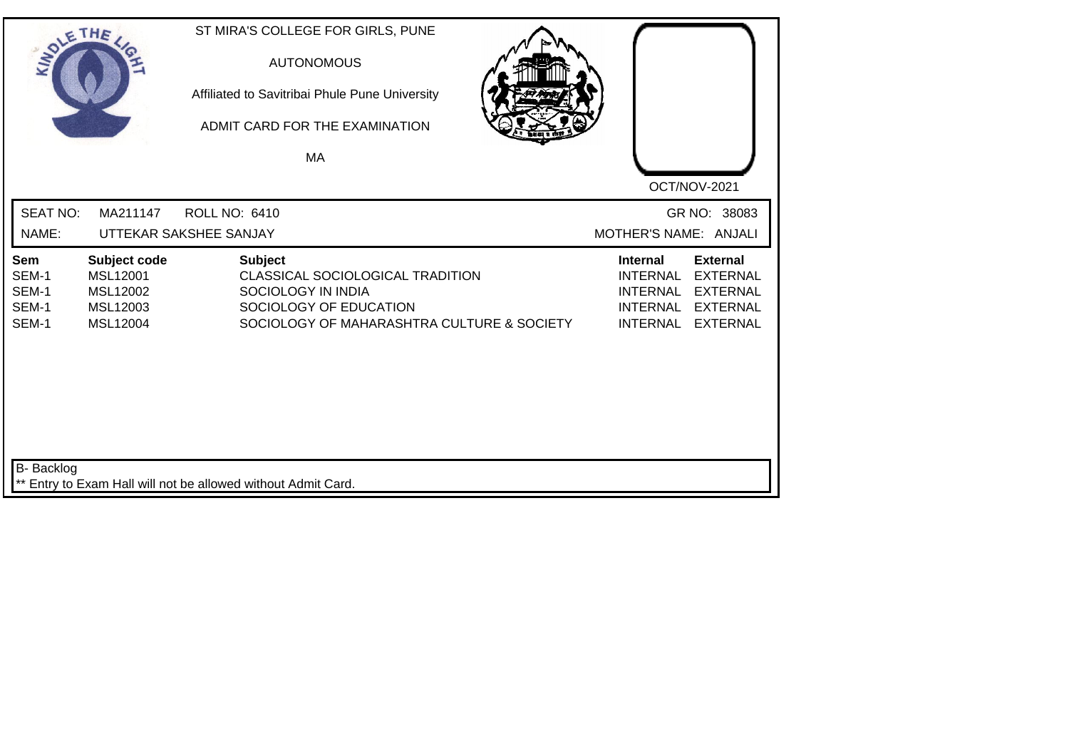ST MIRA'S COLLEGE FOR GIRLS, PUNE

AUTONOMOUS

Affiliated to Savitribai Phule Pune University

ADMIT CARD FOR THE EXAMINATION

MA

OCT/NOV-2021

SEAT NO: MA211147 ROLL NO: 6410 GR NO: 38083

NAME: UTTEKAR SAKSHEE SANJAY MOTHER'S NAME: ANJALI

| Sem | Subject code | Subject | Internal | External |
|---|---|---|---|---|
| SEM-1 | MSL12001 | CLASSICAL SOCIOLOGICAL TRADITION | INTERNAL | EXTERNAL |
| SEM-1 | MSL12002 | SOCIOLOGY IN INDIA | INTERNAL | EXTERNAL |
| SEM-1 | MSL12003 | SOCIOLOGY OF EDUCATION | INTERNAL | EXTERNAL |
| SEM-1 | MSL12004 | SOCIOLOGY OF MAHARASHTRA CULTURE & SOCIETY | INTERNAL | EXTERNAL |

B- Backlog

** Entry to Exam Hall will not be allowed without Admit Card.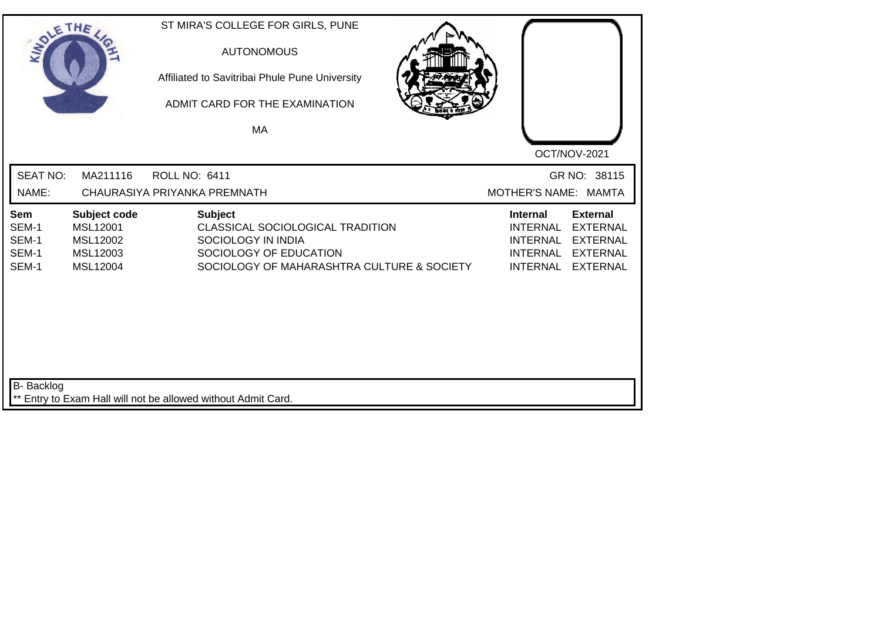ST MIRA'S COLLEGE FOR GIRLS, PUNE

AUTONOMOUS

Affiliated to Savitribai Phule Pune University

ADMIT CARD FOR THE EXAMINATION

MA

OCT/NOV-2021

SEAT NO: MA211116 ROLL NO: 6411 GR NO: 38115

NAME: CHAURASIYA PRIYANKA PREMNATH MOTHER'S NAME: MAMTA

| Sem | Subject code | Subject | Internal | External |
|---|---|---|---|---|
| SEM-1 | MSL12001 | CLASSICAL SOCIOLOGICAL TRADITION | INTERNAL | EXTERNAL |
| SEM-1 | MSL12002 | SOCIOLOGY IN INDIA | INTERNAL | EXTERNAL |
| SEM-1 | MSL12003 | SOCIOLOGY OF EDUCATION | INTERNAL | EXTERNAL |
| SEM-1 | MSL12004 | SOCIOLOGY OF MAHARASHTRA CULTURE & SOCIETY | INTERNAL | EXTERNAL |

B- Backlog

** Entry to Exam Hall will not be allowed without Admit Card.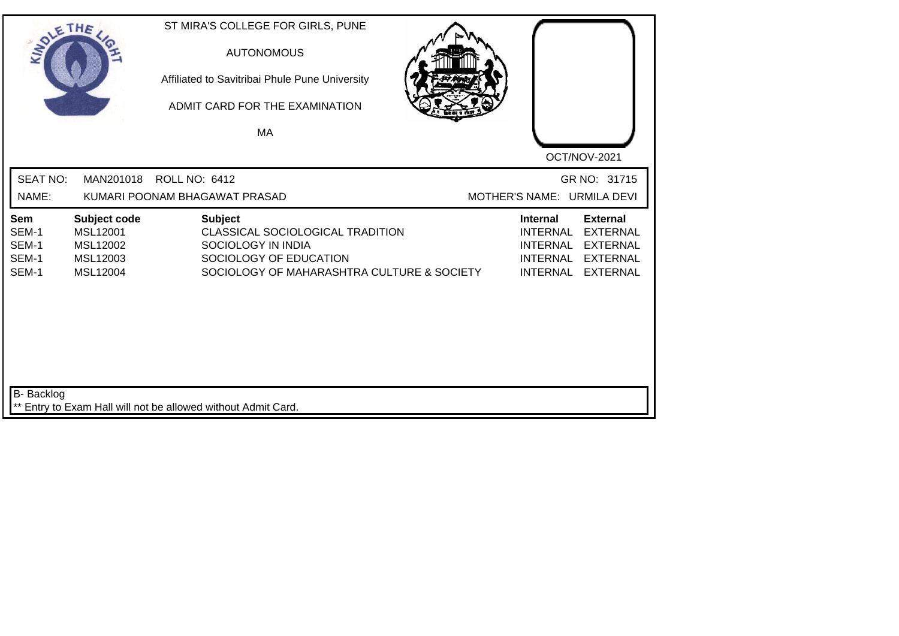ST MIRA'S COLLEGE FOR GIRLS, PUNE

AUTONOMOUS

Affiliated to Savitribai Phule Pune University

ADMIT CARD FOR THE EXAMINATION

MA

OCT/NOV-2021

SEAT NO: MAN201018 ROLL NO: 6412 GR NO: 31715

NAME: KUMARI POONAM BHAGAWAT PRASAD MOTHER'S NAME: URMILA DEVI

| Sem | Subject code | Subject | Internal | External |
|---|---|---|---|---|
| SEM-1 | MSL12001 | CLASSICAL SOCIOLOGICAL TRADITION | INTERNAL | EXTERNAL |
| SEM-1 | MSL12002 | SOCIOLOGY IN INDIA | INTERNAL | EXTERNAL |
| SEM-1 | MSL12003 | SOCIOLOGY OF EDUCATION | INTERNAL | EXTERNAL |
| SEM-1 | MSL12004 | SOCIOLOGY OF MAHARASHTRA CULTURE & SOCIETY | INTERNAL | EXTERNAL |

B- Backlog

** Entry to Exam Hall will not be allowed without Admit Card.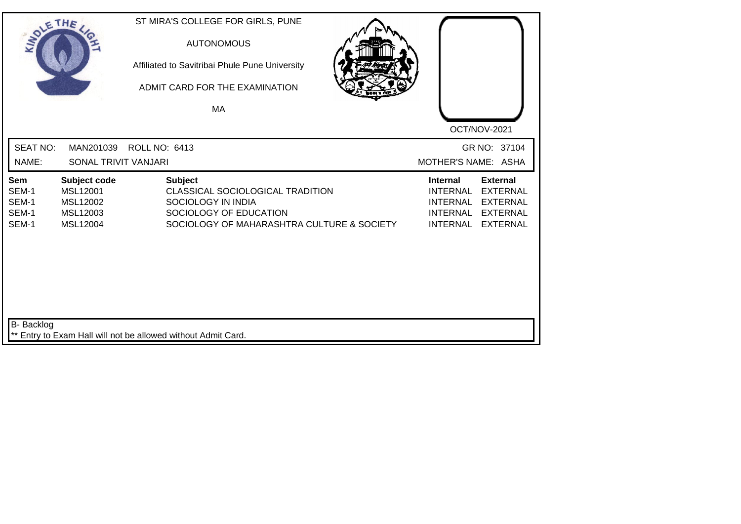ST MIRA'S COLLEGE FOR GIRLS, PUNE

AUTONOMOUS

Affiliated to Savitribai Phule Pune University

ADMIT CARD FOR THE EXAMINATION

MA

OCT/NOV-2021

SEAT NO: MAN201039 ROLL NO: 6413 GR NO: 37104

NAME: SONAL TRIVIT VANJARI MOTHER'S NAME: ASHA

| Sem | Subject code | Subject | Internal | External |
|---|---|---|---|---|
| SEM-1 | MSL12001 | CLASSICAL SOCIOLOGICAL TRADITION | INTERNAL | EXTERNAL |
| SEM-1 | MSL12002 | SOCIOLOGY IN INDIA | INTERNAL | EXTERNAL |
| SEM-1 | MSL12003 | SOCIOLOGY OF EDUCATION | INTERNAL | EXTERNAL |
| SEM-1 | MSL12004 | SOCIOLOGY OF MAHARASHTRA CULTURE & SOCIETY | INTERNAL | EXTERNAL |

B- Backlog

** Entry to Exam Hall will not be allowed without Admit Card.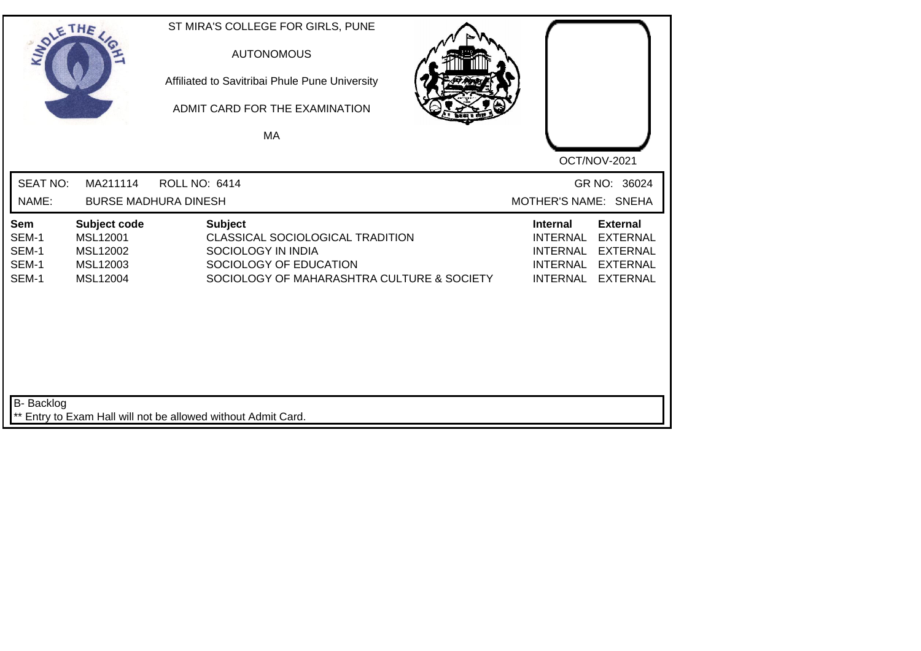ST MIRA'S COLLEGE FOR GIRLS, PUNE

AUTONOMOUS

Affiliated to Savitribai Phule Pune University

ADMIT CARD FOR THE EXAMINATION

MA

OCT/NOV-2021

SEAT NO: MA211114 ROLL NO: 6414 GR NO: 36024

NAME: BURSE MADHURA DINESH MOTHER'S NAME: SNEHA

| Sem | Subject code | Subject | Internal | External |
|---|---|---|---|---|
| SEM-1 | MSL12001 | CLASSICAL SOCIOLOGICAL TRADITION | INTERNAL | EXTERNAL |
| SEM-1 | MSL12002 | SOCIOLOGY IN INDIA | INTERNAL | EXTERNAL |
| SEM-1 | MSL12003 | SOCIOLOGY OF EDUCATION | INTERNAL | EXTERNAL |
| SEM-1 | MSL12004 | SOCIOLOGY OF MAHARASHTRA CULTURE & SOCIETY | INTERNAL | EXTERNAL |

B- Backlog

** Entry to Exam Hall will not be allowed without Admit Card.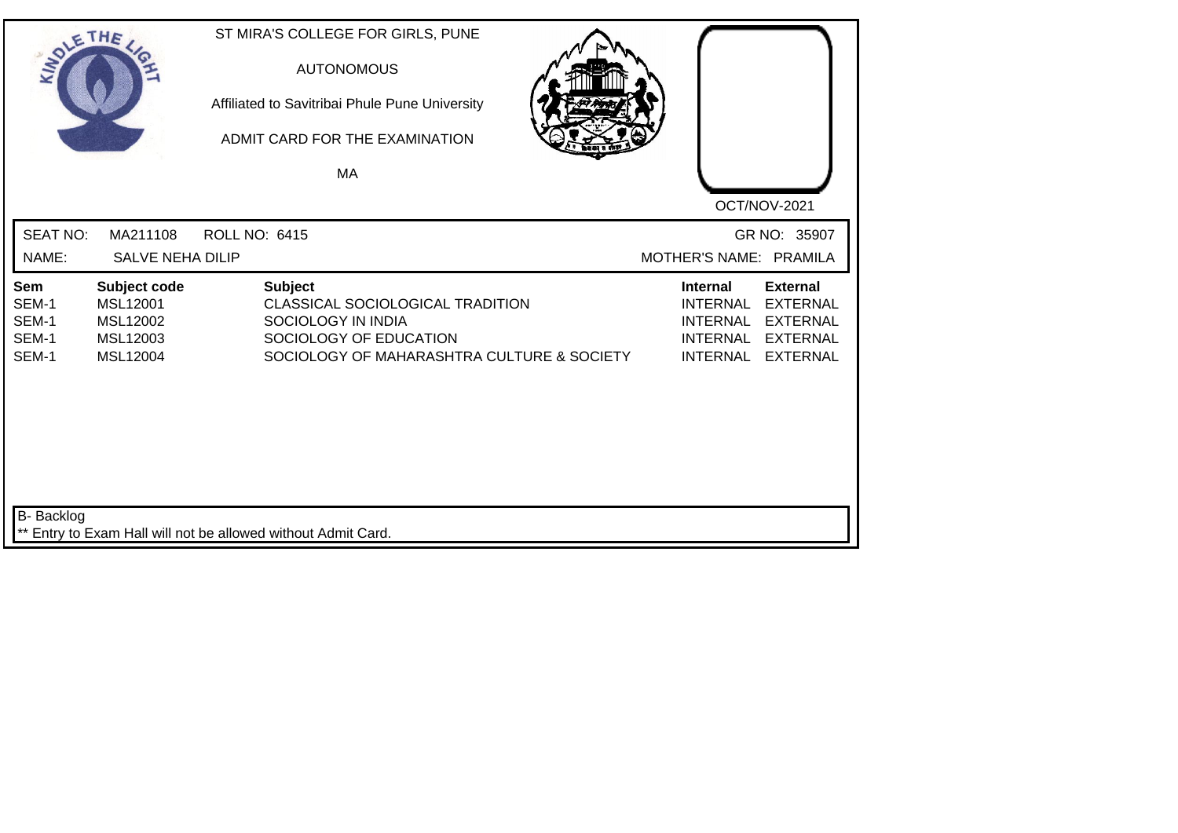ST MIRA'S COLLEGE FOR GIRLS, PUNE

AUTONOMOUS

Affiliated to Savitribai Phule Pune University

ADMIT CARD FOR THE EXAMINATION

MA

OCT/NOV-2021

SEAT NO: MA211108 ROLL NO: 6415 GR NO: 35907

NAME: SALVE NEHA DILIP MOTHER'S NAME: PRAMILA

| Sem | Subject code | Subject | Internal | External |
|---|---|---|---|---|
| SEM-1 | MSL12001 | CLASSICAL SOCIOLOGICAL TRADITION | INTERNAL | EXTERNAL |
| SEM-1 | MSL12002 | SOCIOLOGY IN INDIA | INTERNAL | EXTERNAL |
| SEM-1 | MSL12003 | SOCIOLOGY OF EDUCATION | INTERNAL | EXTERNAL |
| SEM-1 | MSL12004 | SOCIOLOGY OF MAHARASHTRA CULTURE & SOCIETY | INTERNAL | EXTERNAL |

B- Backlog

** Entry to Exam Hall will not be allowed without Admit Card.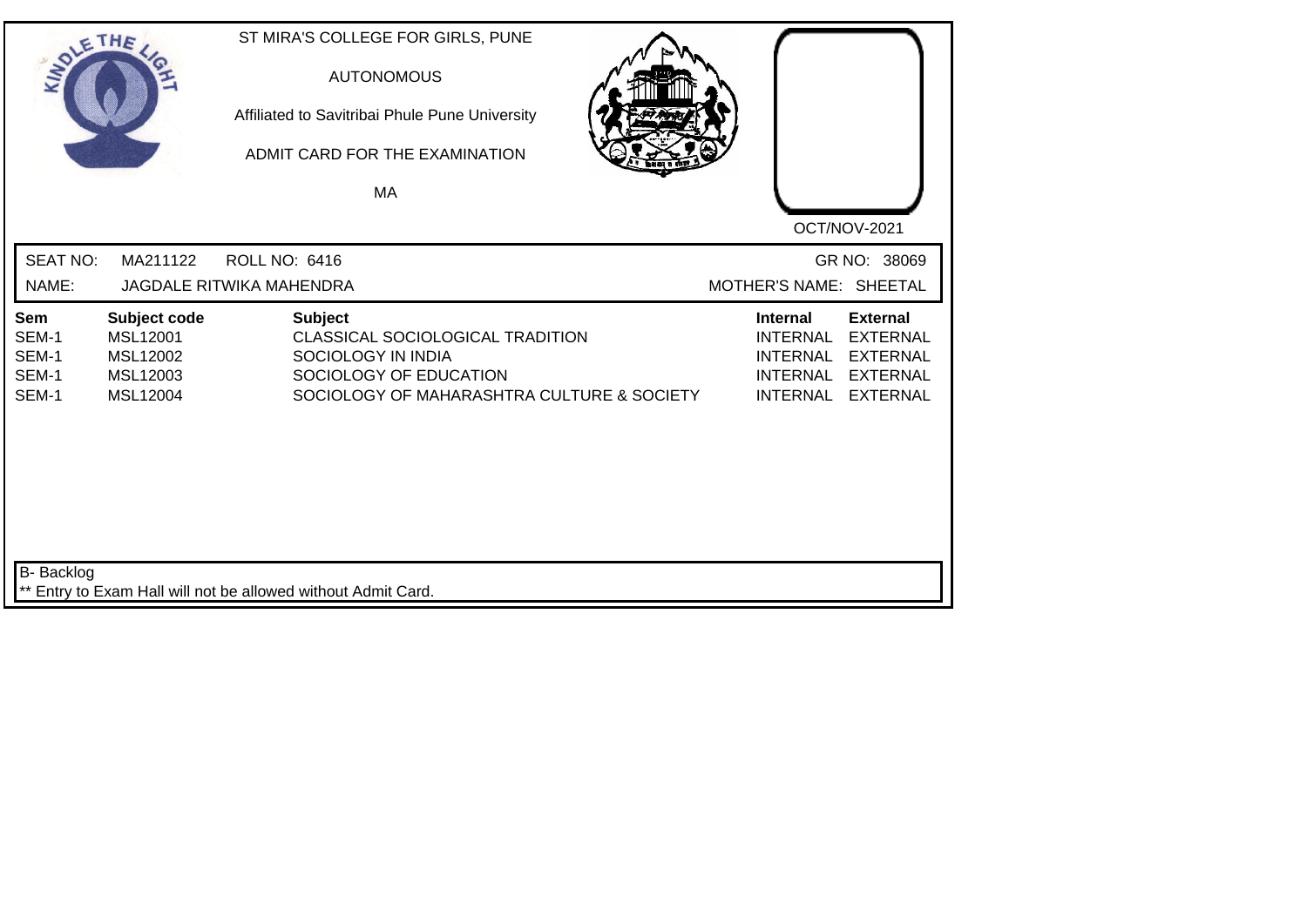ST MIRA'S COLLEGE FOR GIRLS, PUNE

AUTONOMOUS

Affiliated to Savitribai Phule Pune University

ADMIT CARD FOR THE EXAMINATION

MA

OCT/NOV-2021

SEAT NO: MA211122 ROLL NO: 6416 GR NO: 38069

NAME: JAGDALE RITWIKA MAHENDRA MOTHER'S NAME: SHEETAL

| Sem | Subject code | Subject | Internal | External |
|---|---|---|---|---|
| SEM-1 | MSL12001 | CLASSICAL SOCIOLOGICAL TRADITION | INTERNAL | EXTERNAL |
| SEM-1 | MSL12002 | SOCIOLOGY IN INDIA | INTERNAL | EXTERNAL |
| SEM-1 | MSL12003 | SOCIOLOGY OF EDUCATION | INTERNAL | EXTERNAL |
| SEM-1 | MSL12004 | SOCIOLOGY OF MAHARASHTRA CULTURE & SOCIETY | INTERNAL | EXTERNAL |

B- Backlog

** Entry to Exam Hall will not be allowed without Admit Card.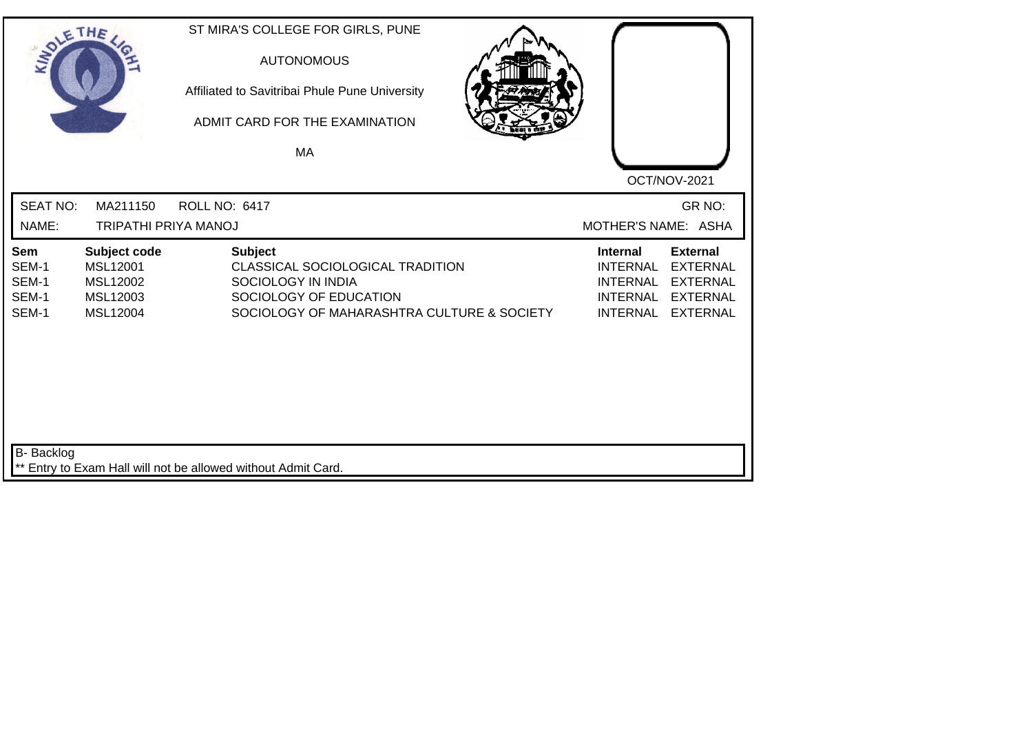ST MIRA'S COLLEGE FOR GIRLS, PUNE

AUTONOMOUS

Affiliated to Savitribai Phule Pune University

ADMIT CARD FOR THE EXAMINATION

MA

OCT/NOV-2021

SEAT NO: MA211150 ROLL NO: 6417 GR NO:

NAME: TRIPATHI PRIYA MANOJ MOTHER'S NAME: ASHA

| Sem | Subject code | Subject | Internal | External |
|---|---|---|---|---|
| SEM-1 | MSL12001 | CLASSICAL SOCIOLOGICAL TRADITION | INTERNAL | EXTERNAL |
| SEM-1 | MSL12002 | SOCIOLOGY IN INDIA | INTERNAL | EXTERNAL |
| SEM-1 | MSL12003 | SOCIOLOGY OF EDUCATION | INTERNAL | EXTERNAL |
| SEM-1 | MSL12004 | SOCIOLOGY OF MAHARASHTRA CULTURE & SOCIETY | INTERNAL | EXTERNAL |

B- Backlog

** Entry to Exam Hall will not be allowed without Admit Card.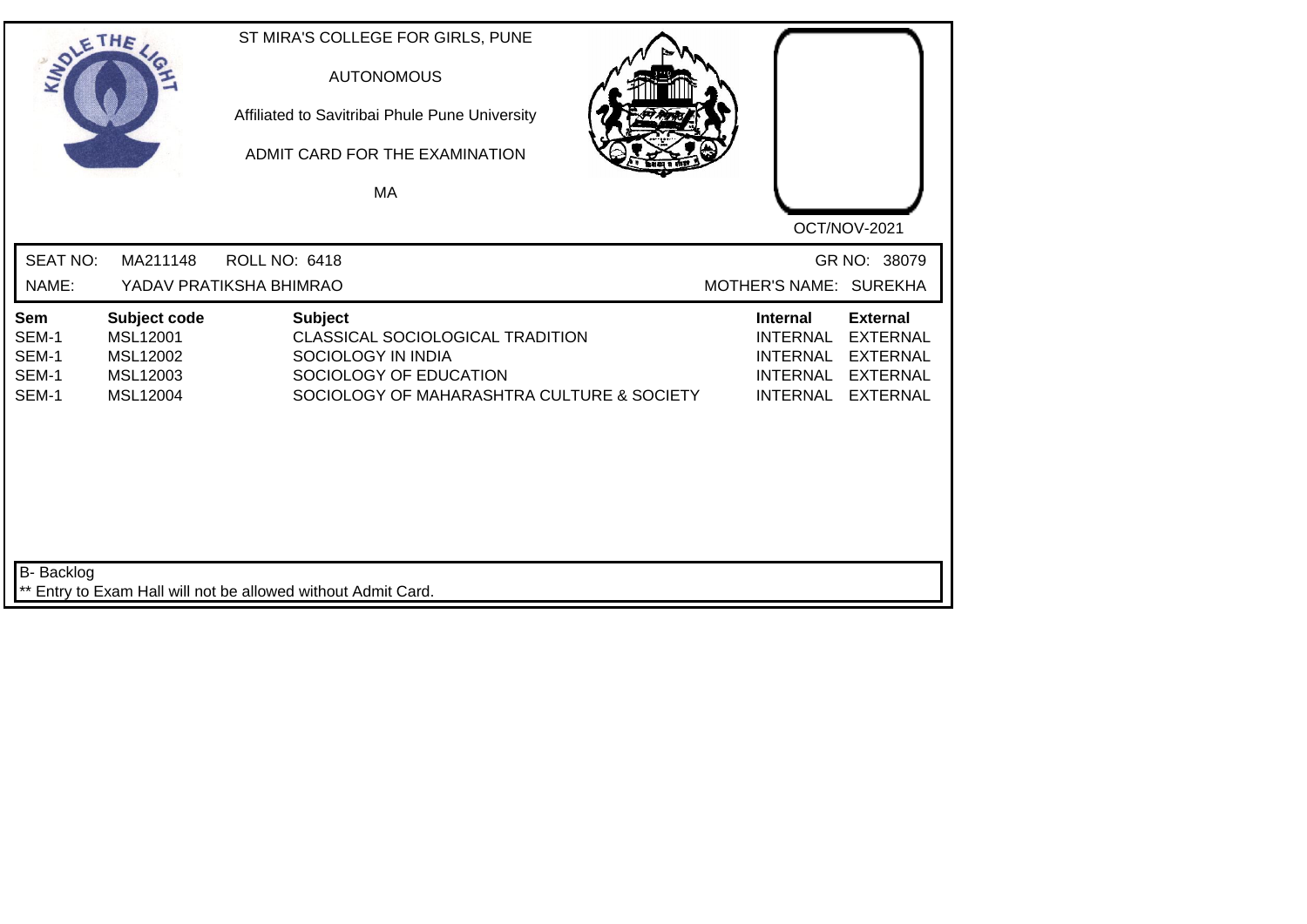ST MIRA'S COLLEGE FOR GIRLS, PUNE

AUTONOMOUS

Affiliated to Savitribai Phule Pune University

ADMIT CARD FOR THE EXAMINATION

MA

OCT/NOV-2021

SEAT NO: MA211148 ROLL NO: 6418 GR NO: 38079

NAME: YADAV PRATIKSHA BHIMRAO MOTHER'S NAME: SUREKHA

| Sem | Subject code | Subject | Internal | External |
|---|---|---|---|---|
| SEM-1 | MSL12001 | CLASSICAL SOCIOLOGICAL TRADITION | INTERNAL | EXTERNAL |
| SEM-1 | MSL12002 | SOCIOLOGY IN INDIA | INTERNAL | EXTERNAL |
| SEM-1 | MSL12003 | SOCIOLOGY OF EDUCATION | INTERNAL | EXTERNAL |
| SEM-1 | MSL12004 | SOCIOLOGY OF MAHARASHTRA CULTURE & SOCIETY | INTERNAL | EXTERNAL |

B- Backlog

** Entry to Exam Hall will not be allowed without Admit Card.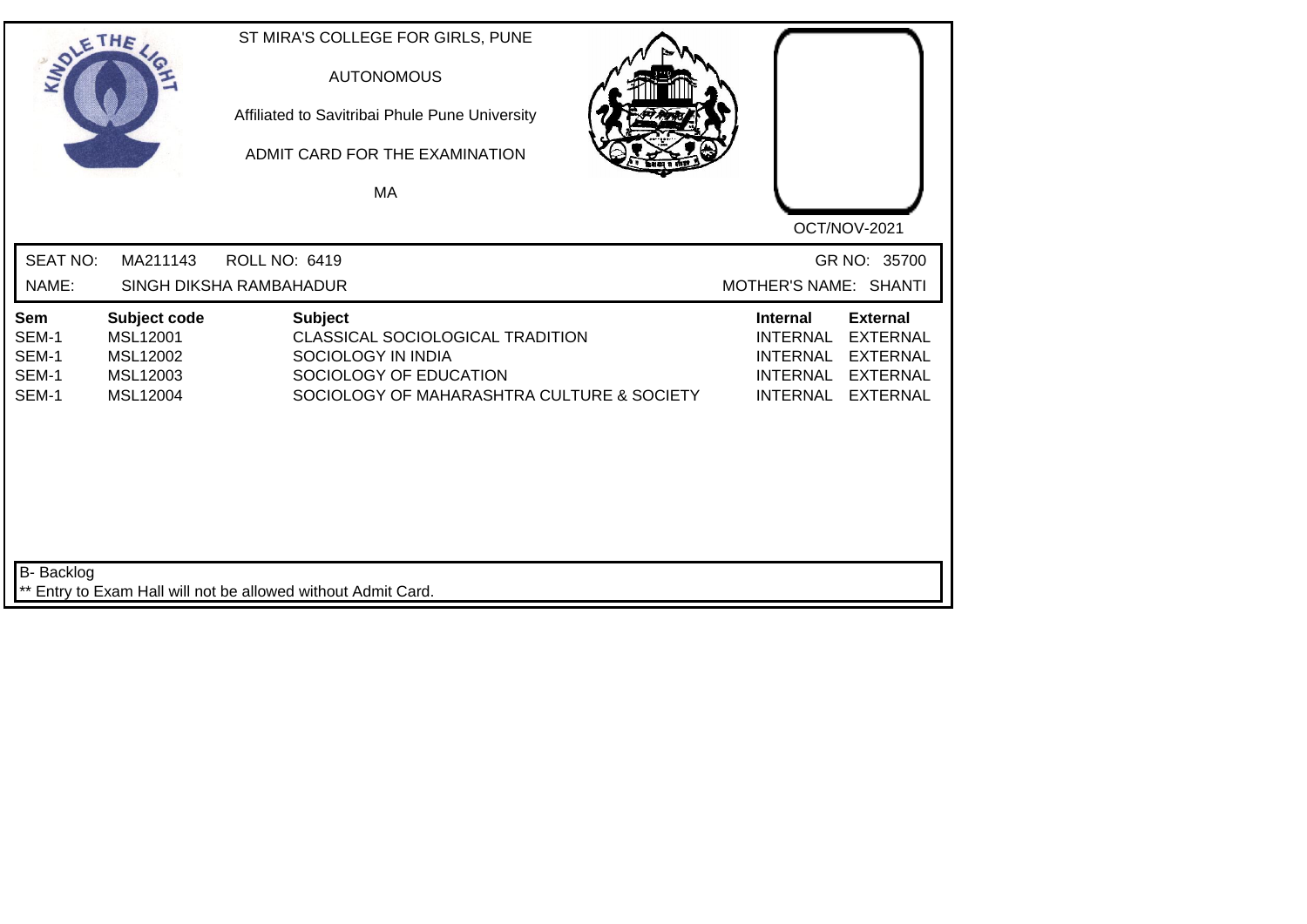ST MIRA'S COLLEGE FOR GIRLS, PUNE

AUTONOMOUS

Affiliated to Savitribai Phule Pune University

ADMIT CARD FOR THE EXAMINATION

MA

OCT/NOV-2021

SEAT NO: MA211143 ROLL NO: 6419 GR NO: 35700

NAME: SINGH DIKSHA RAMBAHADUR MOTHER'S NAME: SHANTI

| Sem | Subject code | Subject | Internal | External |
|---|---|---|---|---|
| SEM-1 | MSL12001 | CLASSICAL SOCIOLOGICAL TRADITION | INTERNAL | EXTERNAL |
| SEM-1 | MSL12002 | SOCIOLOGY IN INDIA | INTERNAL | EXTERNAL |
| SEM-1 | MSL12003 | SOCIOLOGY OF EDUCATION | INTERNAL | EXTERNAL |
| SEM-1 | MSL12004 | SOCIOLOGY OF MAHARASHTRA CULTURE & SOCIETY | INTERNAL | EXTERNAL |

B- Backlog

** Entry to Exam Hall will not be allowed without Admit Card.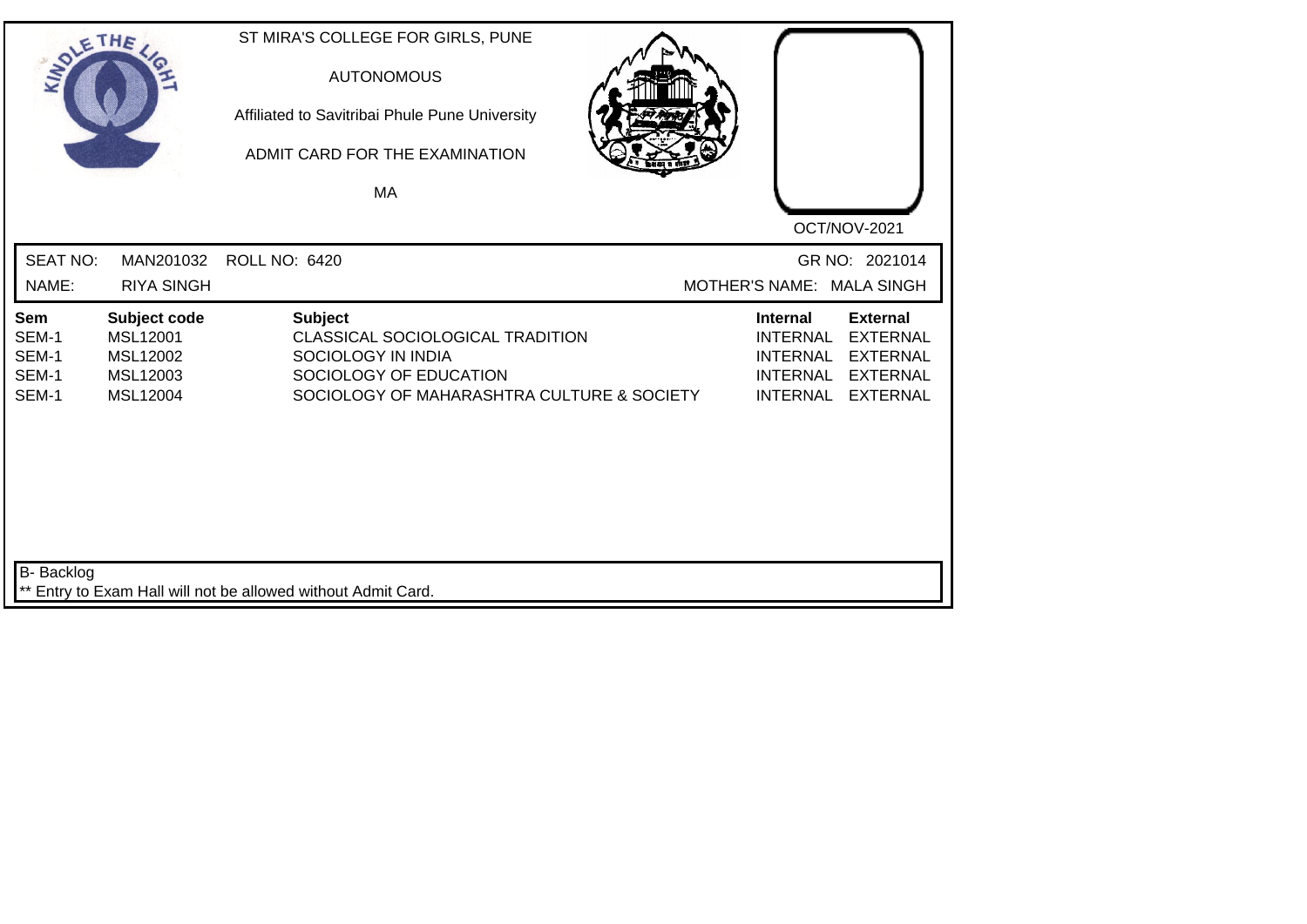ST MIRA'S COLLEGE FOR GIRLS, PUNE

AUTONOMOUS

Affiliated to Savitribai Phule Pune University

ADMIT CARD FOR THE EXAMINATION

MA

OCT/NOV-2021

SEAT NO: MAN201032 ROLL NO: 6420 GR NO: 2021014

NAME: RIYA SINGH MOTHER'S NAME: MALA SINGH

| Sem | Subject code | Subject | Internal | External |
|---|---|---|---|---|
| SEM-1 | MSL12001 | CLASSICAL SOCIOLOGICAL TRADITION | INTERNAL | EXTERNAL |
| SEM-1 | MSL12002 | SOCIOLOGY IN INDIA | INTERNAL | EXTERNAL |
| SEM-1 | MSL12003 | SOCIOLOGY OF EDUCATION | INTERNAL | EXTERNAL |
| SEM-1 | MSL12004 | SOCIOLOGY OF MAHARASHTRA CULTURE & SOCIETY | INTERNAL | EXTERNAL |

B- Backlog

** Entry to Exam Hall will not be allowed without Admit Card.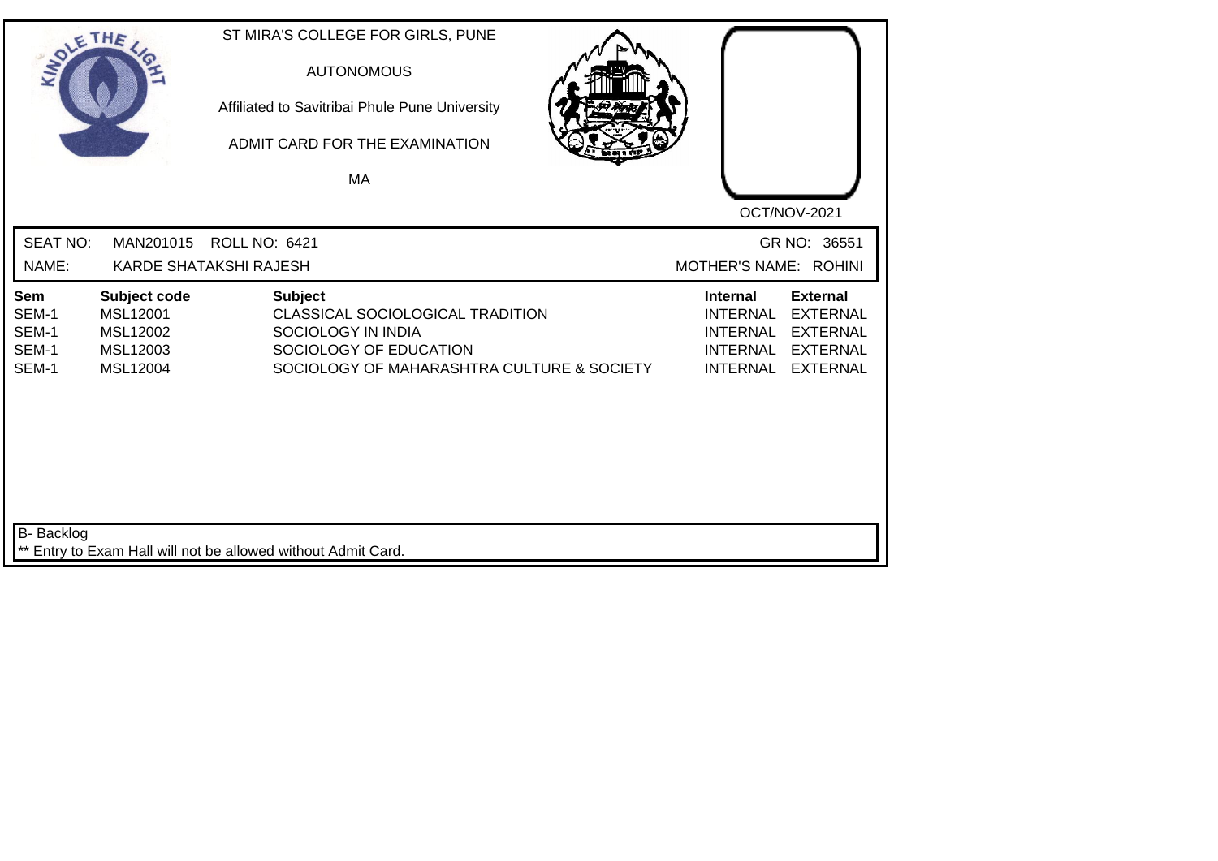ST MIRA'S COLLEGE FOR GIRLS, PUNE

AUTONOMOUS

Affiliated to Savitribai Phule Pune University

ADMIT CARD FOR THE EXAMINATION

MA

OCT/NOV-2021

SEAT NO: MAN201015 ROLL NO: 6421 GR NO: 36551

NAME: KARDE SHATAKSHI RAJESH MOTHER'S NAME: ROHINI

| Sem | Subject code | Subject | Internal | External |
|---|---|---|---|---|
| SEM-1 | MSL12001 | CLASSICAL SOCIOLOGICAL TRADITION | INTERNAL | EXTERNAL |
| SEM-1 | MSL12002 | SOCIOLOGY IN INDIA | INTERNAL | EXTERNAL |
| SEM-1 | MSL12003 | SOCIOLOGY OF EDUCATION | INTERNAL | EXTERNAL |
| SEM-1 | MSL12004 | SOCIOLOGY OF MAHARASHTRA CULTURE & SOCIETY | INTERNAL | EXTERNAL |

B- Backlog

** Entry to Exam Hall will not be allowed without Admit Card.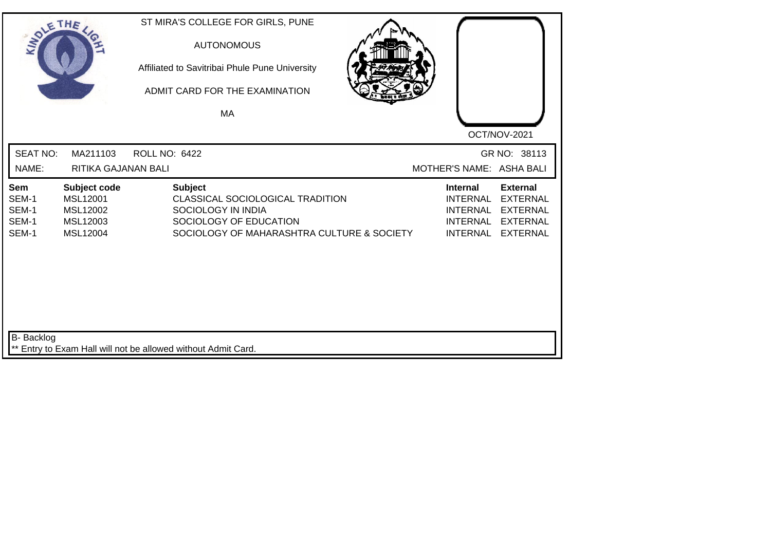ST MIRA'S COLLEGE FOR GIRLS, PUNE

AUTONOMOUS

Affiliated to Savitribai Phule Pune University

ADMIT CARD FOR THE EXAMINATION

MA

OCT/NOV-2021

SEAT NO: MA211103 ROLL NO: 6422 GR NO: 38113

NAME: RITIKA GAJANAN BALI MOTHER'S NAME: ASHA BALI

| Sem | Subject code | Subject | Internal | External |
|---|---|---|---|---|
| SEM-1 | MSL12001 | CLASSICAL SOCIOLOGICAL TRADITION | INTERNAL | EXTERNAL |
| SEM-1 | MSL12002 | SOCIOLOGY IN INDIA | INTERNAL | EXTERNAL |
| SEM-1 | MSL12003 | SOCIOLOGY OF EDUCATION | INTERNAL | EXTERNAL |
| SEM-1 | MSL12004 | SOCIOLOGY OF MAHARASHTRA CULTURE & SOCIETY | INTERNAL | EXTERNAL |

B- Backlog

** Entry to Exam Hall will not be allowed without Admit Card.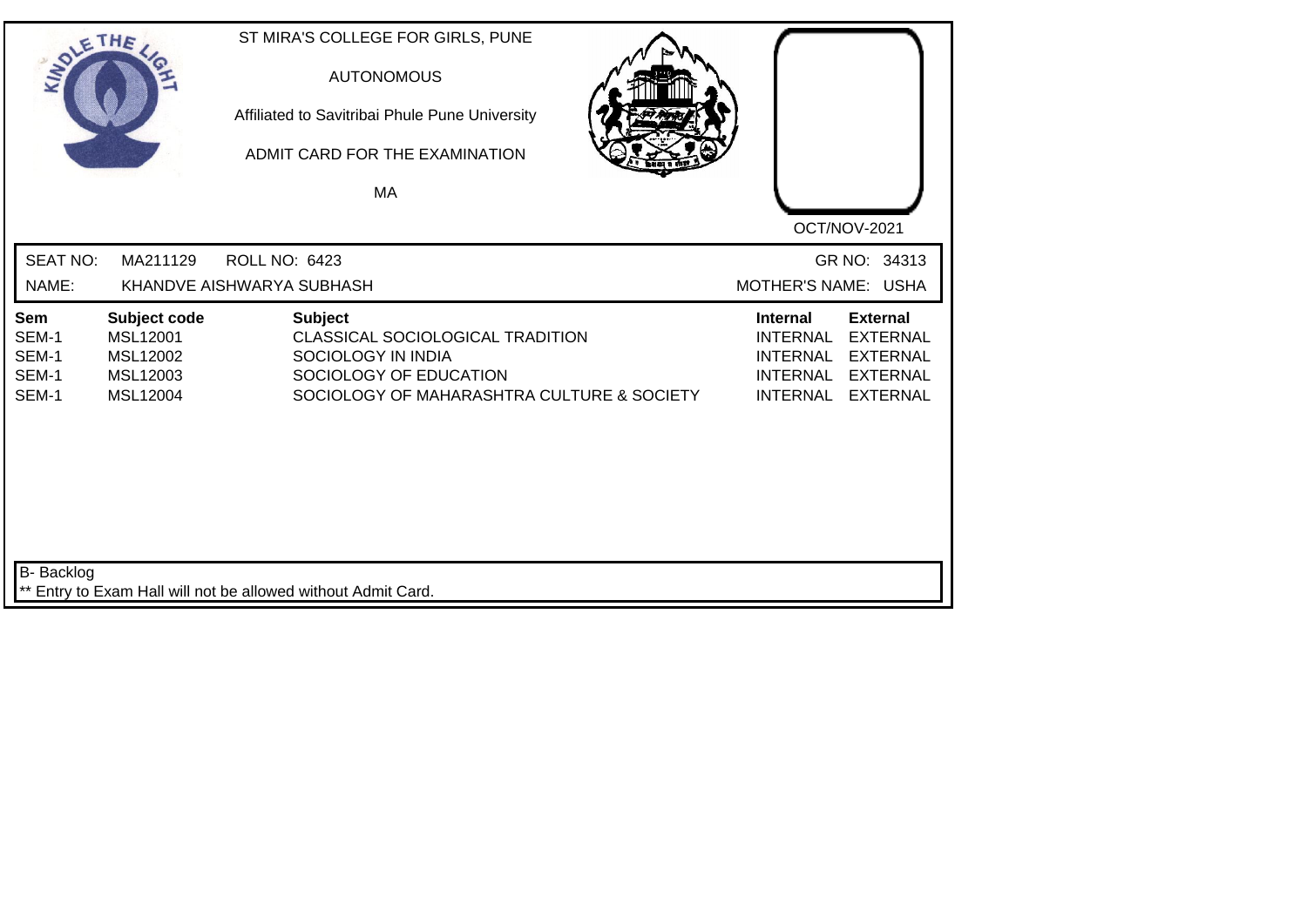ST MIRA'S COLLEGE FOR GIRLS, PUNE

AUTONOMOUS

Affiliated to Savitribai Phule Pune University

ADMIT CARD FOR THE EXAMINATION

MA

OCT/NOV-2021

SEAT NO: MA211129 ROLL NO: 6423 GR NO: 34313

NAME: KHANDVE AISHWARYA SUBHASH MOTHER'S NAME: USHA

| Sem | Subject code | Subject | Internal | External |
|---|---|---|---|---|
| SEM-1 | MSL12001 | CLASSICAL SOCIOLOGICAL TRADITION | INTERNAL | EXTERNAL |
| SEM-1 | MSL12002 | SOCIOLOGY IN INDIA | INTERNAL | EXTERNAL |
| SEM-1 | MSL12003 | SOCIOLOGY OF EDUCATION | INTERNAL | EXTERNAL |
| SEM-1 | MSL12004 | SOCIOLOGY OF MAHARASHTRA CULTURE & SOCIETY | INTERNAL | EXTERNAL |

B- Backlog

** Entry to Exam Hall will not be allowed without Admit Card.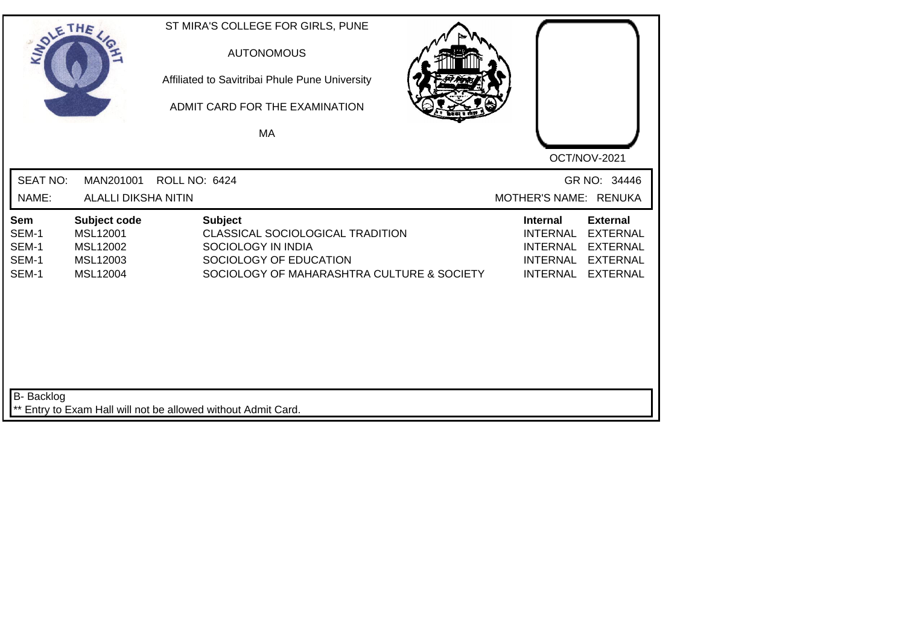ST MIRA'S COLLEGE FOR GIRLS, PUNE

AUTONOMOUS

Affiliated to Savitribai Phule Pune University

ADMIT CARD FOR THE EXAMINATION

MA

OCT/NOV-2021

SEAT NO: MAN201001 ROLL NO: 6424 GR NO: 34446

NAME: ALALLI DIKSHA NITIN MOTHER'S NAME: RENUKA

| Sem | Subject code | Subject | Internal | External |
|---|---|---|---|---|
| SEM-1 | MSL12001 | CLASSICAL SOCIOLOGICAL TRADITION | INTERNAL | EXTERNAL |
| SEM-1 | MSL12002 | SOCIOLOGY IN INDIA | INTERNAL | EXTERNAL |
| SEM-1 | MSL12003 | SOCIOLOGY OF EDUCATION | INTERNAL | EXTERNAL |
| SEM-1 | MSL12004 | SOCIOLOGY OF MAHARASHTRA CULTURE & SOCIETY | INTERNAL | EXTERNAL |

B- Backlog

** Entry to Exam Hall will not be allowed without Admit Card.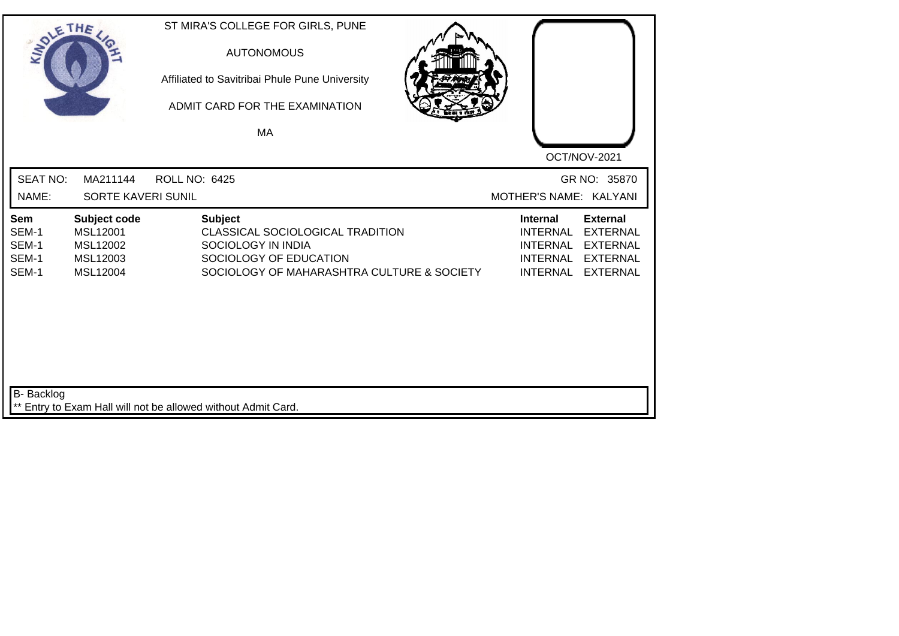ST MIRA'S COLLEGE FOR GIRLS, PUNE

AUTONOMOUS

Affiliated to Savitribai Phule Pune University

ADMIT CARD FOR THE EXAMINATION

MA

OCT/NOV-2021

SEAT NO: MA211144 ROLL NO: 6425 GR NO: 35870

NAME: SORTE KAVERI SUNIL MOTHER'S NAME: KALYANI

| Sem | Subject code | Subject | Internal | External |
|---|---|---|---|---|
| SEM-1 | MSL12001 | CLASSICAL SOCIOLOGICAL TRADITION | INTERNAL | EXTERNAL |
| SEM-1 | MSL12002 | SOCIOLOGY IN INDIA | INTERNAL | EXTERNAL |
| SEM-1 | MSL12003 | SOCIOLOGY OF EDUCATION | INTERNAL | EXTERNAL |
| SEM-1 | MSL12004 | SOCIOLOGY OF MAHARASHTRA CULTURE & SOCIETY | INTERNAL | EXTERNAL |

B- Backlog

** Entry to Exam Hall will not be allowed without Admit Card.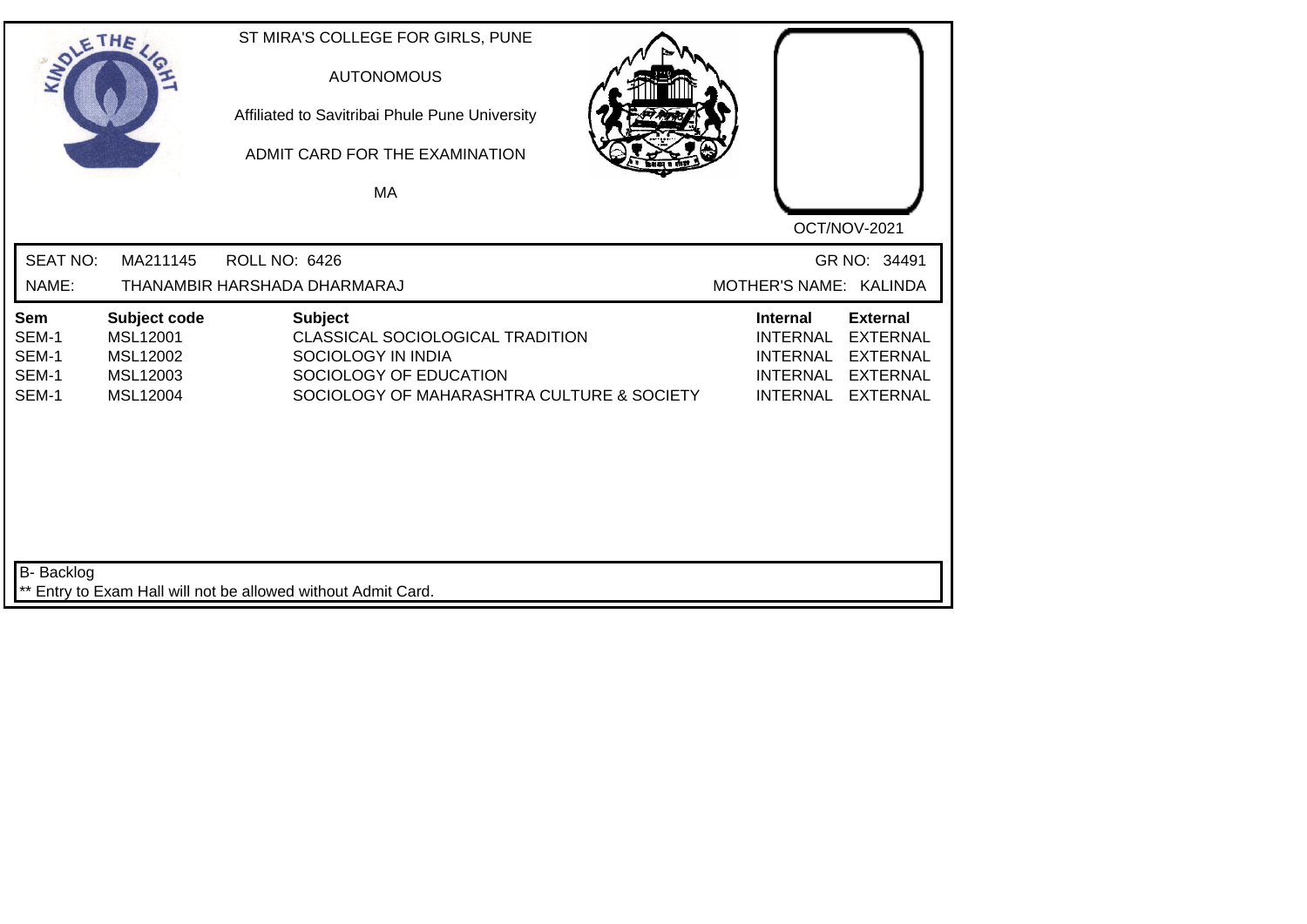ST MIRA'S COLLEGE FOR GIRLS, PUNE

AUTONOMOUS

Affiliated to Savitribai Phule Pune University

ADMIT CARD FOR THE EXAMINATION

MA

OCT/NOV-2021

SEAT NO: MA211145 ROLL NO: 6426 GR NO: 34491

NAME: THANAMBIR HARSHADA DHARMARAJ MOTHER'S NAME: KALINDA

| Sem | Subject code | Subject | Internal | External |
|---|---|---|---|---|
| SEM-1 | MSL12001 | CLASSICAL SOCIOLOGICAL TRADITION | INTERNAL | EXTERNAL |
| SEM-1 | MSL12002 | SOCIOLOGY IN INDIA | INTERNAL | EXTERNAL |
| SEM-1 | MSL12003 | SOCIOLOGY OF EDUCATION | INTERNAL | EXTERNAL |
| SEM-1 | MSL12004 | SOCIOLOGY OF MAHARASHTRA CULTURE & SOCIETY | INTERNAL | EXTERNAL |

B- Backlog

** Entry to Exam Hall will not be allowed without Admit Card.